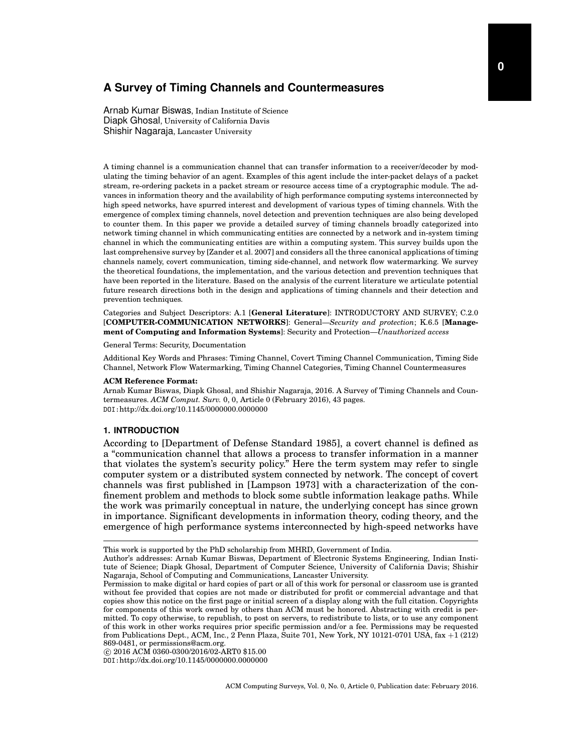# A Survey of Timing Channels and Countermeasures

Arnab Kumar Biswas, Indian Institute of Science
Diapk Ghosal, University of California Davis
Shishir Nagaraja, Lancaster University

A timing channel is a communication channel that can transfer information to a receiver/decoder by modulating the timing behavior of an agent. Examples of this agent include the inter-packet delays of a packet stream, re-ordering packets in a packet stream or resource access time of a cryptographic module. The advances in information theory and the availability of high performance computing systems interconnected by high speed networks, have spurred interest and development of various types of timing channels. With the emergence of complex timing channels, novel detection and prevention techniques are also being developed to counter them. In this paper we provide a detailed survey of timing channels broadly categorized into network timing channel in which communicating entities are connected by a network and in-system timing channel in which the communicating entities are within a computing system. This survey builds upon the last comprehensive survey by [Zander et al. 2007] and considers all the three canonical applications of timing channels namely, covert communication, timing side-channel, and network flow watermarking. We survey the theoretical foundations, the implementation, and the various detection and prevention techniques that have been reported in the literature. Based on the analysis of the current literature we articulate potential future research directions both in the design and applications of timing channels and their detection and prevention techniques.

Categories and Subject Descriptors: A.1 [**General Literature**]: INTRODUCTORY AND SURVEY; C.2.0 [**COMPUTER-COMMUNICATION NETWORKS**]: General—*Security and protection*; K.6.5 [**Management of Computing and Information Systems**]: Security and Protection—*Unauthorized access*

General Terms: Security, Documentation

Additional Key Words and Phrases: Timing Channel, Covert Timing Channel Communication, Timing Side Channel, Network Flow Watermarking, Timing Channel Categories, Timing Channel Countermeasures

**ACM Reference Format:**
Arnab Kumar Biswas, Diapk Ghosal, and Shishir Nagaraja, 2016. A Survey of Timing Channels and Countermeasures. *ACM Comput. Surv.* 0, 0, Article 0 (February 2016), 43 pages.
DOI:http://dx.doi.org/10.1145/0000000.0000000

## 1. INTRODUCTION

According to [Department of Defense Standard 1985], a covert channel is defined as a "communication channel that allows a process to transfer information in a manner that violates the system's security policy." Here the term system may refer to single computer system or a distributed system connected by network. The concept of covert channels was first published in [Lampson 1973] with a characterization of the confinement problem and methods to block some subtle information leakage paths. While the work was primarily conceptual in nature, the underlying concept has since grown in importance. Significant developments in information theory, coding theory, and the emergence of high performance systems interconnected by high-speed networks have

---

This work is supported by the PhD scholarship from MHRD, Government of India.
Author's addresses: Arnab Kumar Biswas, Department of Electronic Systems Engineering, Indian Institute of Science; Diapk Ghosal, Department of Computer Science, University of California Davis; Shishir Nagaraja, School of Computing and Communications, Lancaster University.
Permission to make digital or hard copies of part or all of this work for personal or classroom use is granted without fee provided that copies are not made or distributed for profit or commercial advantage and that copies show this notice on the first page or initial screen of a display along with the full citation. Copyrights for components of this work owned by others than ACM must be honored. Abstracting with credit is permitted. To copy otherwise, to republish, to post on servers, to redistribute to lists, or to use any component of this work in other works requires prior specific permission and/or a fee. Permissions may be requested from Publications Dept., ACM, Inc., 2 Penn Plaza, Suite 701, New York, NY 10121-0701 USA, fax +1 (212) 869-0481, or permissions@acm.org.
© 2016 ACM 0360-0300/2016/02-ART0 $15.00
DOI:http://dx.doi.org/10.1145/0000000.0000000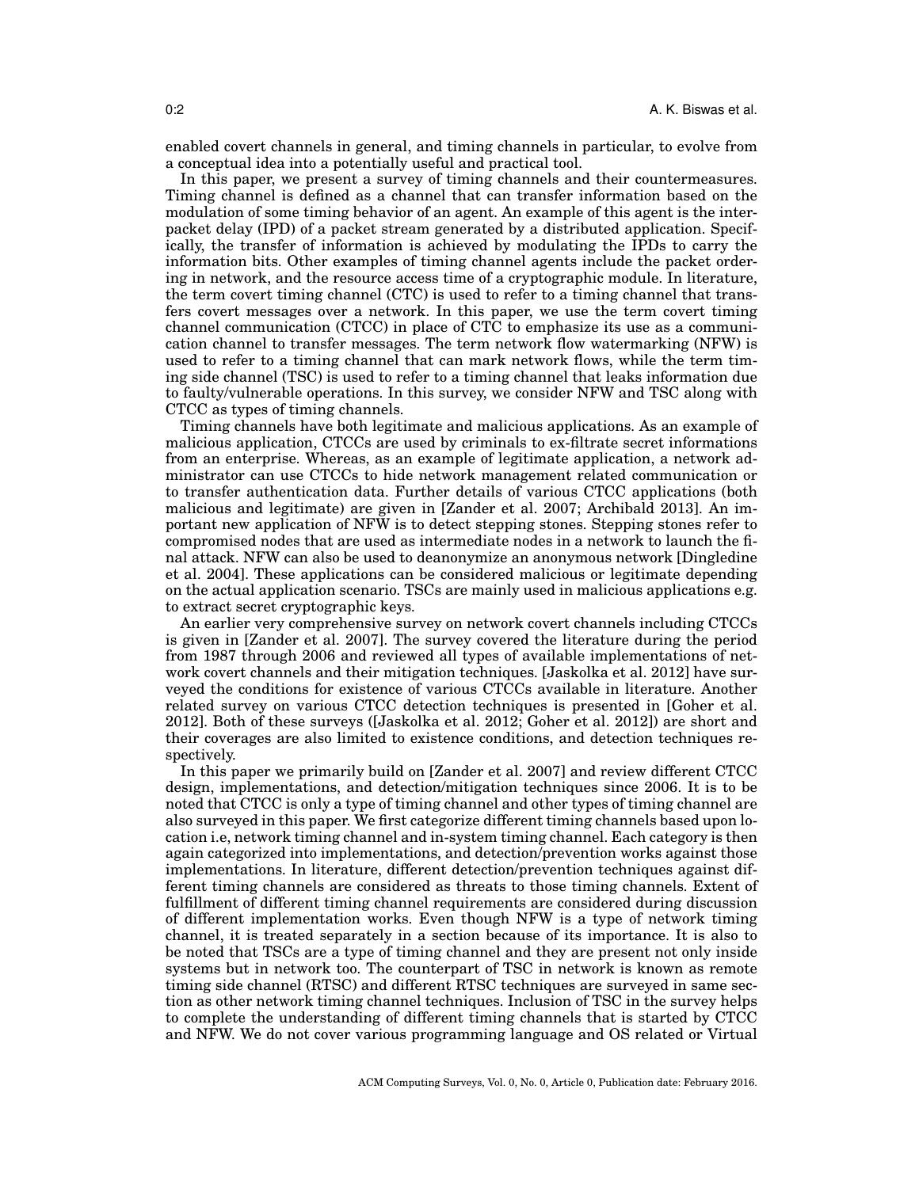enabled covert channels in general, and timing channels in particular, to evolve from a conceptual idea into a potentially useful and practical tool.

In this paper, we present a survey of timing channels and their countermeasures. Timing channel is defined as a channel that can transfer information based on the modulation of some timing behavior of an agent. An example of this agent is the inter-packet delay (IPD) of a packet stream generated by a distributed application. Specifically, the transfer of information is achieved by modulating the IPDs to carry the information bits. Other examples of timing channel agents include the packet ordering in network, and the resource access time of a cryptographic module. In literature, the term covert timing channel (CTC) is used to refer to a timing channel that transfers covert messages over a network. In this paper, we use the term covert timing channel communication (CTCC) in place of CTC to emphasize its use as a communication channel to transfer messages. The term network flow watermarking (NFW) is used to refer to a timing channel that can mark network flows, while the term timing side channel (TSC) is used to refer to a timing channel that leaks information due to faulty/vulnerable operations. In this survey, we consider NFW and TSC along with CTCC as types of timing channels.

Timing channels have both legitimate and malicious applications. As an example of malicious application, CTCCs are used by criminals to ex-filtrate secret informations from an enterprise. Whereas, as an example of legitimate application, a network administrator can use CTCCs to hide network management related communication or to transfer authentication data. Further details of various CTCC applications (both malicious and legitimate) are given in [Zander et al. 2007; Archibald 2013]. An important new application of NFW is to detect stepping stones. Stepping stones refer to compromised nodes that are used as intermediate nodes in a network to launch the final attack. NFW can also be used to deanonymize an anonymous network [Dingledine et al. 2004]. These applications can be considered malicious or legitimate depending on the actual application scenario. TSCs are mainly used in malicious applications e.g. to extract secret cryptographic keys.

An earlier very comprehensive survey on network covert channels including CTCCs is given in [Zander et al. 2007]. The survey covered the literature during the period from 1987 through 2006 and reviewed all types of available implementations of network covert channels and their mitigation techniques. [Jaskolka et al. 2012] have surveyed the conditions for existence of various CTCCs available in literature. Another related survey on various CTCC detection techniques is presented in [Goher et al. 2012]. Both of these surveys ([Jaskolka et al. 2012; Goher et al. 2012]) are short and their coverages are also limited to existence conditions, and detection techniques respectively.

In this paper we primarily build on [Zander et al. 2007] and review different CTCC design, implementations, and detection/mitigation techniques since 2006. It is to be noted that CTCC is only a type of timing channel and other types of timing channel are also surveyed in this paper. We first categorize different timing channels based upon location i.e, network timing channel and in-system timing channel. Each category is then again categorized into implementations, and detection/prevention works against those implementations. In literature, different detection/prevention techniques against different timing channels are considered as threats to those timing channels. Extent of fulfillment of different timing channel requirements are considered during discussion of different implementation works. Even though NFW is a type of network timing channel, it is treated separately in a section because of its importance. It is also to be noted that TSCs are a type of timing channel and they are present not only inside systems but in network too. The counterpart of TSC in network is known as remote timing side channel (RTSC) and different RTSC techniques are surveyed in same section as other network timing channel techniques. Inclusion of TSC in the survey helps to complete the understanding of different timing channels that is started by CTCC and NFW. We do not cover various programming language and OS related or Virtual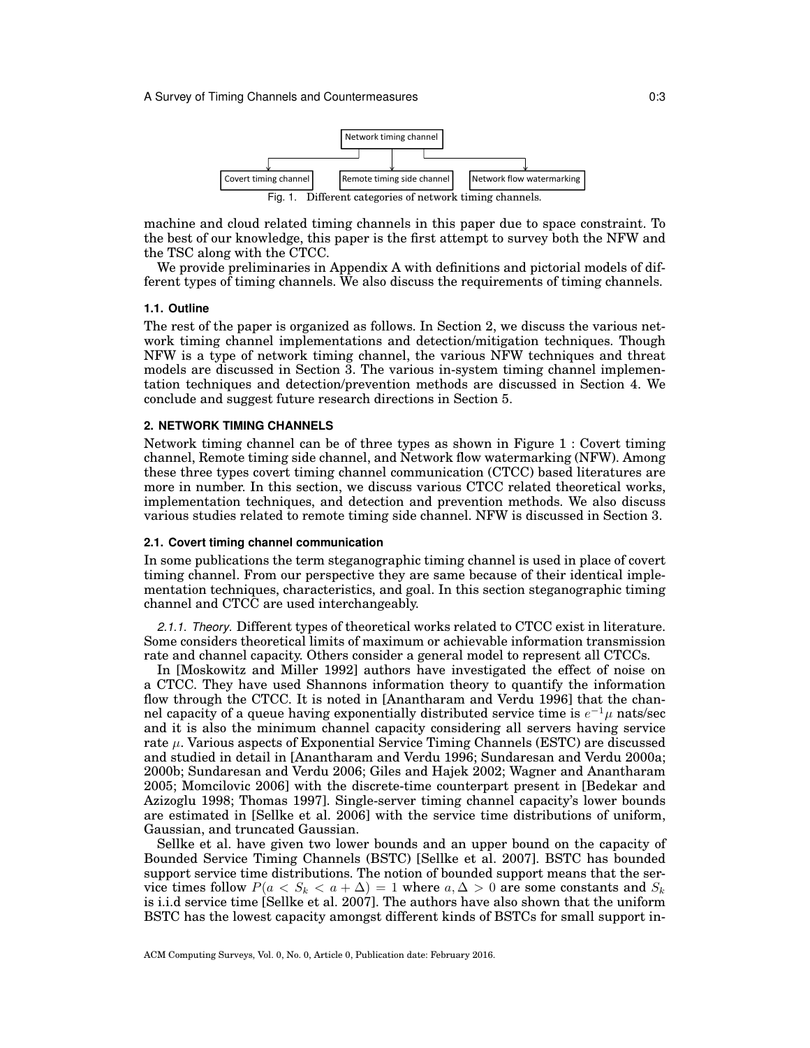Network timing channel

Covert timing channel | Remote timing side channel | Network flow watermarking

Fig. 1. Different categories of network timing channels.

machine and cloud related timing channels in this paper due to space constraint. To the best of our knowledge, this paper is the first attempt to survey both the NFW and the TSC along with the CTCC.

We provide preliminaries in Appendix A with definitions and pictorial models of different types of timing channels. We also discuss the requirements of timing channels.

### 1.1. Outline

The rest of the paper is organized as follows. In Section 2, we discuss the various network timing channel implementations and detection/mitigation techniques. Though NFW is a type of network timing channel, the various NFW techniques and threat models are discussed in Section 3. The various in-system timing channel implementation techniques and detection/prevention methods are discussed in Section 4. We conclude and suggest future research directions in Section 5.

## 2. NETWORK TIMING CHANNELS

Network timing channel can be of three types as shown in Figure 1 : Covert timing channel, Remote timing side channel, and Network flow watermarking (NFW). Among these three types covert timing channel communication (CTCC) based literatures are more in number. In this section, we discuss various CTCC related theoretical works, implementation techniques, and detection and prevention methods. We also discuss various studies related to remote timing side channel. NFW is discussed in Section 3.

### 2.1. Covert timing channel communication

In some publications the term steganographic timing channel is used in place of covert timing channel. From our perspective they are same because of their identical implementation techniques, characteristics, and goal. In this section steganographic timing channel and CTCC are used interchangeably.

*2.1.1. Theory.* Different types of theoretical works related to CTCC exist in literature. Some considers theoretical limits of maximum or achievable information transmission rate and channel capacity. Others consider a general model to represent all CTCCs.

In [Moskowitz and Miller 1992] authors have investigated the effect of noise on a CTCC. They have used Shannons information theory to quantify the information flow through the CTCC. It is noted in [Anantharam and Verdu 1996] that the channel capacity of a queue having exponentially distributed service time is $e^{-1}\mu$ nats/sec and it is also the minimum channel capacity considering all servers having service rate $\mu$. Various aspects of Exponential Service Timing Channels (ESTC) are discussed and studied in detail in [Anantharam and Verdu 1996; Sundaresan and Verdu 2000a; 2000b; Sundaresan and Verdu 2006; Giles and Hajek 2002; Wagner and Anantharam 2005; Momcilovic 2006] with the discrete-time counterpart present in [Bedekar and Azizoglu 1998; Thomas 1997]. Single-server timing channel capacity's lower bounds are estimated in [Sellke et al. 2006] with the service time distributions of uniform, Gaussian, and truncated Gaussian.

Sellke et al. have given two lower bounds and an upper bound on the capacity of Bounded Service Timing Channels (BSTC) [Sellke et al. 2007]. BSTC has bounded support service time distributions. The notion of bounded support means that the service times follow $P(a < S_k < a + \Delta) = 1$ where $a, \Delta > 0$ are some constants and $S_k$ is i.i.d service time [Sellke et al. 2007]. The authors have also shown that the uniform BSTC has the lowest capacity amongst different kinds of BSTCs for small support in-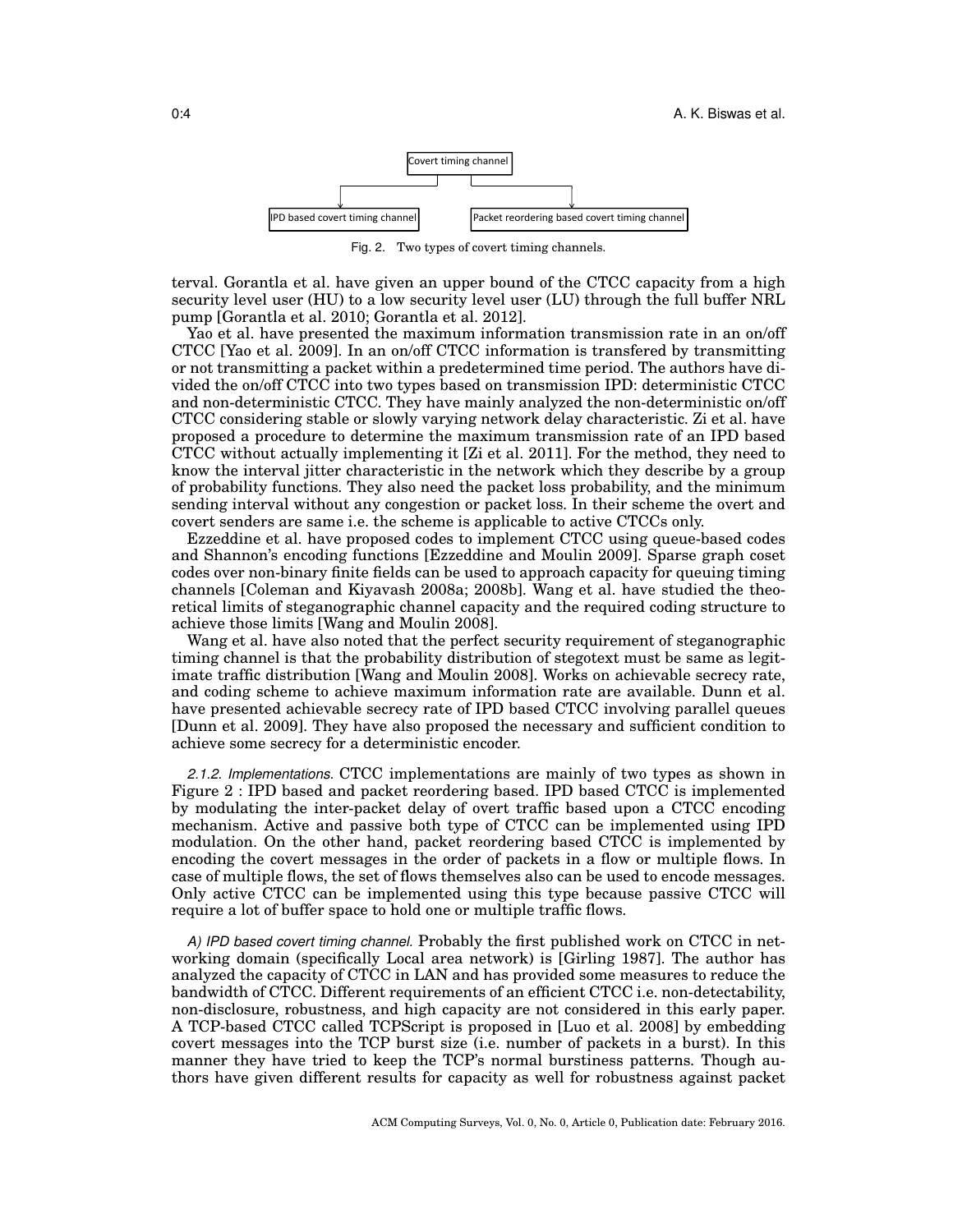Covert timing channel

IPD based covert timing channel | Packet reordering based covert timing channel

Fig. 2. Two types of covert timing channels.

terval. Gorantla et al. have given an upper bound of the CTCC capacity from a high security level user (HU) to a low security level user (LU) through the full buffer NRL pump [Gorantla et al. 2010; Gorantla et al. 2012].

Yao et al. have presented the maximum information transmission rate in an on/off CTCC [Yao et al. 2009]. In an on/off CTCC information is transfered by transmitting or not transmitting a packet within a predetermined time period. The authors have divided the on/off CTCC into two types based on transmission IPD: deterministic CTCC and non-deterministic CTCC. They have mainly analyzed the non-deterministic on/off CTCC considering stable or slowly varying network delay characteristic. Zi et al. have proposed a procedure to determine the maximum transmission rate of an IPD based CTCC without actually implementing it [Zi et al. 2011]. For the method, they need to know the interval jitter characteristic in the network which they describe by a group of probability functions. They also need the packet loss probability, and the minimum sending interval without any congestion or packet loss. In their scheme the overt and covert senders are same i.e. the scheme is applicable to active CTCCs only.

Ezzeddine et al. have proposed codes to implement CTCC using queue-based codes and Shannon's encoding functions [Ezzeddine and Moulin 2009]. Sparse graph coset codes over non-binary finite fields can be used to approach capacity for queuing timing channels [Coleman and Kiyavash 2008a; 2008b]. Wang et al. have studied the theoretical limits of steganographic channel capacity and the required coding structure to achieve those limits [Wang and Moulin 2008].

Wang et al. have also noted that the perfect security requirement of steganographic timing channel is that the probability distribution of stegotext must be same as legitimate traffic distribution [Wang and Moulin 2008]. Works on achievable secrecy rate, and coding scheme to achieve maximum information rate are available. Dunn et al. have presented achievable secrecy rate of IPD based CTCC involving parallel queues [Dunn et al. 2009]. They have also proposed the necessary and sufficient condition to achieve some secrecy for a deterministic encoder.

*2.1.2. Implementations.* CTCC implementations are mainly of two types as shown in Figure 2 : IPD based and packet reordering based. IPD based CTCC is implemented by modulating the inter-packet delay of overt traffic based upon a CTCC encoding mechanism. Active and passive both type of CTCC can be implemented using IPD modulation. On the other hand, packet reordering based CTCC is implemented by encoding the covert messages in the order of packets in a flow or multiple flows. In case of multiple flows, the set of flows themselves also can be used to encode messages. Only active CTCC can be implemented using this type because passive CTCC will require a lot of buffer space to hold one or multiple traffic flows.

*A) IPD based covert timing channel.* Probably the first published work on CTCC in networking domain (specifically Local area network) is [Girling 1987]. The author has analyzed the capacity of CTCC in LAN and has provided some measures to reduce the bandwidth of CTCC. Different requirements of an efficient CTCC i.e. non-detectability, non-disclosure, robustness, and high capacity are not considered in this early paper. A TCP-based CTCC called TCPScript is proposed in [Luo et al. 2008] by embedding covert messages into the TCP burst size (i.e. number of packets in a burst). In this manner they have tried to keep the TCP's normal burstiness patterns. Though authors have given different results for capacity as well for robustness against packet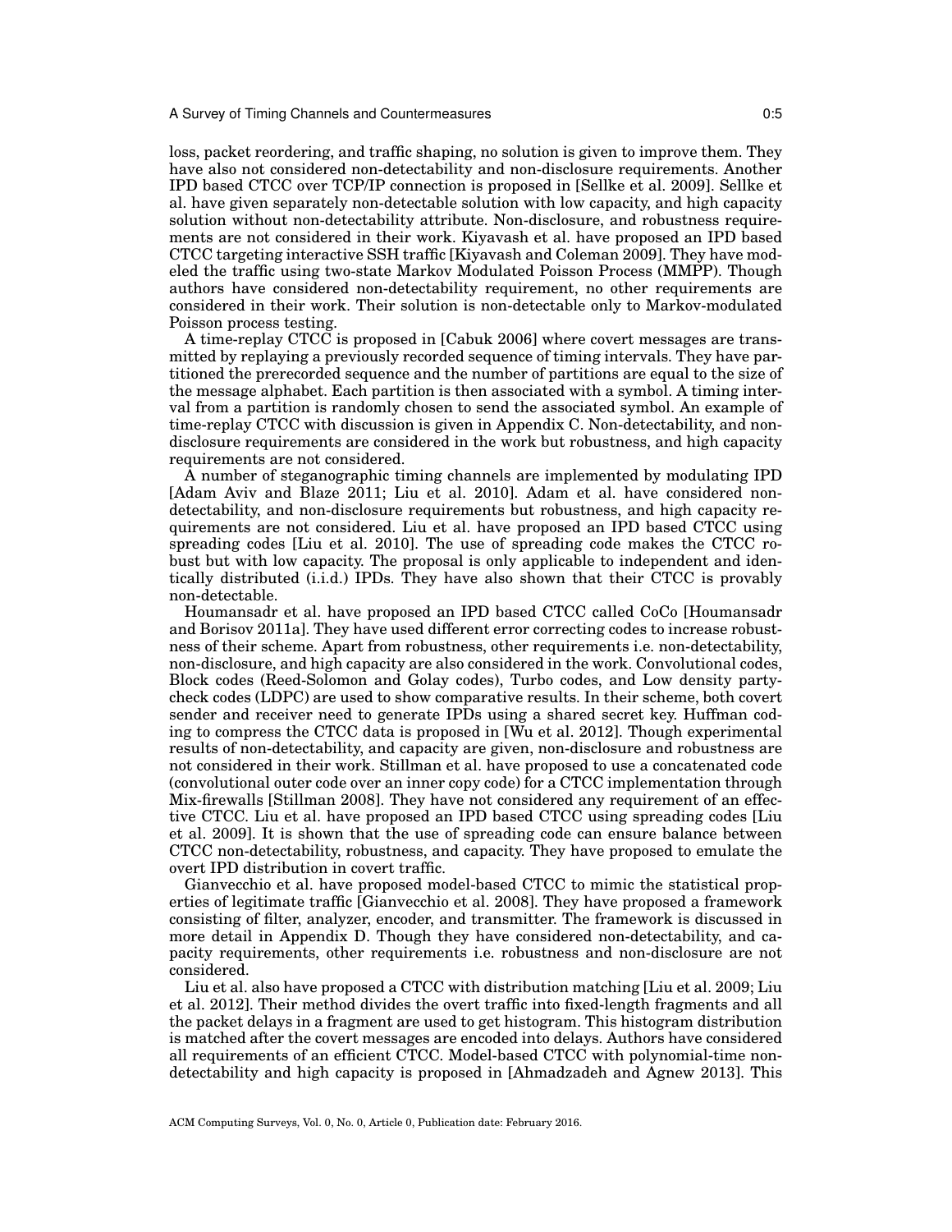loss, packet reordering, and traffic shaping, no solution is given to improve them. They have also not considered non-detectability and non-disclosure requirements. Another IPD based CTCC over TCP/IP connection is proposed in [Sellke et al. 2009]. Sellke et al. have given separately non-detectable solution with low capacity, and high capacity solution without non-detectability attribute. Non-disclosure, and robustness requirements are not considered in their work. Kiyavash et al. have proposed an IPD based CTCC targeting interactive SSH traffic [Kiyavash and Coleman 2009]. They have modeled the traffic using two-state Markov Modulated Poisson Process (MMPP). Though authors have considered non-detectability requirement, no other requirements are considered in their work. Their solution is non-detectable only to Markov-modulated Poisson process testing.

A time-replay CTCC is proposed in [Cabuk 2006] where covert messages are transmitted by replaying a previously recorded sequence of timing intervals. They have partitioned the prerecorded sequence and the number of partitions are equal to the size of the message alphabet. Each partition is then associated with a symbol. A timing interval from a partition is randomly chosen to send the associated symbol. An example of time-replay CTCC with discussion is given in Appendix C. Non-detectability, and non-disclosure requirements are considered in the work but robustness, and high capacity requirements are not considered.

A number of steganographic timing channels are implemented by modulating IPD [Adam Aviv and Blaze 2011; Liu et al. 2010]. Adam et al. have considered non-detectability, and non-disclosure requirements but robustness, and high capacity requirements are not considered. Liu et al. have proposed an IPD based CTCC using spreading codes [Liu et al. 2010]. The use of spreading code makes the CTCC robust but with low capacity. The proposal is only applicable to independent and identically distributed (i.i.d.) IPDs. They have also shown that their CTCC is provably non-detectable.

Houmansadr et al. have proposed an IPD based CTCC called CoCo [Houmansadr and Borisov 2011a]. They have used different error correcting codes to increase robustness of their scheme. Apart from robustness, other requirements i.e. non-detectability, non-disclosure, and high capacity are also considered in the work. Convolutional codes, Block codes (Reed-Solomon and Golay codes), Turbo codes, and Low density party-check codes (LDPC) are used to show comparative results. In their scheme, both covert sender and receiver need to generate IPDs using a shared secret key. Huffman coding to compress the CTCC data is proposed in [Wu et al. 2012]. Though experimental results of non-detectability, and capacity are given, non-disclosure and robustness are not considered in their work. Stillman et al. have proposed to use a concatenated code (convolutional outer code over an inner copy code) for a CTCC implementation through Mix-firewalls [Stillman 2008]. They have not considered any requirement of an effective CTCC. Liu et al. have proposed an IPD based CTCC using spreading codes [Liu et al. 2009]. It is shown that the use of spreading code can ensure balance between CTCC non-detectability, robustness, and capacity. They have proposed to emulate the overt IPD distribution in covert traffic.

Gianvecchio et al. have proposed model-based CTCC to mimic the statistical properties of legitimate traffic [Gianvecchio et al. 2008]. They have proposed a framework consisting of filter, analyzer, encoder, and transmitter. The framework is discussed in more detail in Appendix D. Though they have considered non-detectability, and capacity requirements, other requirements i.e. robustness and non-disclosure are not considered.

Liu et al. also have proposed a CTCC with distribution matching [Liu et al. 2009; Liu et al. 2012]. Their method divides the overt traffic into fixed-length fragments and all the packet delays in a fragment are used to get histogram. This histogram distribution is matched after the covert messages are encoded into delays. Authors have considered all requirements of an efficient CTCC. Model-based CTCC with polynomial-time non-detectability and high capacity is proposed in [Ahmadzadeh and Agnew 2013]. This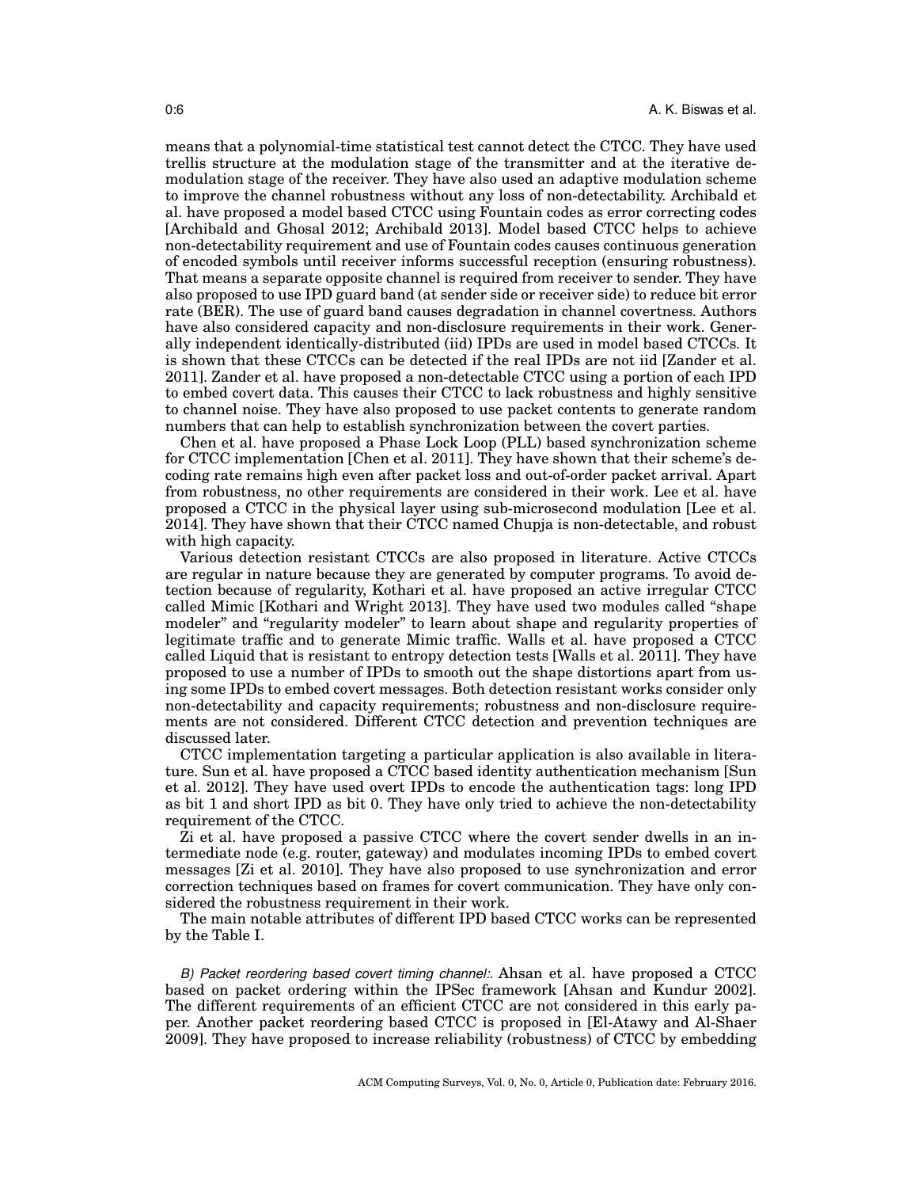means that a polynomial-time statistical test cannot detect the CTCC. They have used trellis structure at the modulation stage of the transmitter and at the iterative demodulation stage of the receiver. They have also used an adaptive modulation scheme to improve the channel robustness without any loss of non-detectability. Archibald et al. have proposed a model based CTCC using Fountain codes as error correcting codes [Archibald and Ghosal 2012; Archibald 2013]. Model based CTCC helps to achieve non-detectability requirement and use of Fountain codes causes continuous generation of encoded symbols until receiver informs successful reception (ensuring robustness). That means a separate opposite channel is required from receiver to sender. They have also proposed to use IPD guard band (at sender side or receiver side) to reduce bit error rate (BER). The use of guard band causes degradation in channel covertness. Authors have also considered capacity and non-disclosure requirements in their work. Generally independent identically-distributed (iid) IPDs are used in model based CTCCs. It is shown that these CTCCs can be detected if the real IPDs are not iid [Zander et al. 2011]. Zander et al. have proposed a non-detectable CTCC using a portion of each IPD to embed covert data. This causes their CTCC to lack robustness and highly sensitive to channel noise. They have also proposed to use packet contents to generate random numbers that can help to establish synchronization between the covert parties.

Chen et al. have proposed a Phase Lock Loop (PLL) based synchronization scheme for CTCC implementation [Chen et al. 2011]. They have shown that their scheme's decoding rate remains high even after packet loss and out-of-order packet arrival. Apart from robustness, no other requirements are considered in their work. Lee et al. have proposed a CTCC in the physical layer using sub-microsecond modulation [Lee et al. 2014]. They have shown that their CTCC named Chupja is non-detectable, and robust with high capacity.

Various detection resistant CTCCs are also proposed in literature. Active CTCCs are regular in nature because they are generated by computer programs. To avoid detection because of regularity, Kothari et al. have proposed an active irregular CTCC called Mimic [Kothari and Wright 2013]. They have used two modules called "shape modeler" and "regularity modeler" to learn about shape and regularity properties of legitimate traffic and to generate Mimic traffic. Walls et al. have proposed a CTCC called Liquid that is resistant to entropy detection tests [Walls et al. 2011]. They have proposed to use a number of IPDs to smooth out the shape distortions apart from using some IPDs to embed covert messages. Both detection resistant works consider only non-detectability and capacity requirements; robustness and non-disclosure requirements are not considered. Different CTCC detection and prevention techniques are discussed later.

CTCC implementation targeting a particular application is also available in literature. Sun et al. have proposed a CTCC based identity authentication mechanism [Sun et al. 2012]. They have used overt IPDs to encode the authentication tags: long IPD as bit 1 and short IPD as bit 0. They have only tried to achieve the non-detectability requirement of the CTCC.

Zi et al. have proposed a passive CTCC where the covert sender dwells in an intermediate node (e.g. router, gateway) and modulates incoming IPDs to embed covert messages [Zi et al. 2010]. They have also proposed to use synchronization and error correction techniques based on frames for covert communication. They have only considered the robustness requirement in their work.

The main notable attributes of different IPD based CTCC works can be represented by the Table I.

*B) Packet reordering based covert timing channel:.* Ahsan et al. have proposed a CTCC based on packet ordering within the IPSec framework [Ahsan and Kundur 2002]. The different requirements of an efficient CTCC are not considered in this early paper. Another packet reordering based CTCC is proposed in [El-Atawy and Al-Shaer 2009]. They have proposed to increase reliability (robustness) of CTCC by embedding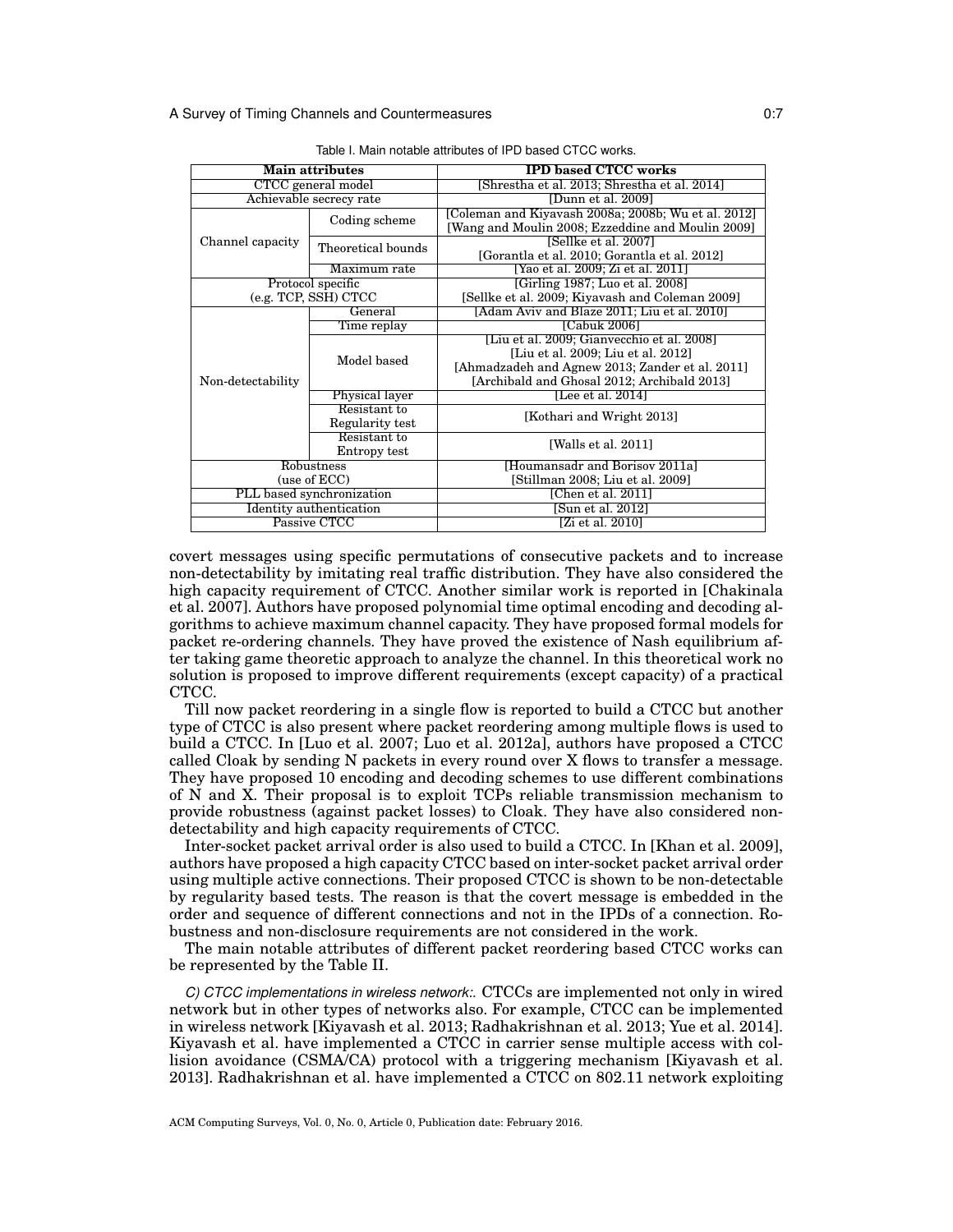Table I. Main notable attributes of IPD based CTCC works.

| Main attributes | | IPD based CTCC works |
|---|---|---|
| CTCC general model | | [Shrestha et al. 2013; Shrestha et al. 2014] |
| Achievable secrecy rate | | [Dunn et al. 2009] |
| Channel capacity | Coding scheme | [Coleman and Kiyavash 2008a; 2008b; Wu et al. 2012] [Wang and Moulin 2008; Ezzeddine and Moulin 2009] |
| | Theoretical bounds | [Sellke et al. 2007] [Gorantla et al. 2010; Gorantla et al. 2012] |
| | Maximum rate | [Yao et al. 2009; Zi et al. 2011] |
| Protocol specific (e.g. TCP, SSH) CTCC | | [Girling 1987; Luo et al. 2008] [Sellke et al. 2009; Kiyavash and Coleman 2009] |
| Non-detectability | General | [Adam Aviv and Blaze 2011; Liu et al. 2010] |
| | Time replay | [Cabuk 2006] |
| | Model based | [Liu et al. 2009; Gianvecchio et al. 2008] [Liu et al. 2009; Liu et al. 2012] [Ahmadzadeh and Agnew 2013; Zander et al. 2011] [Archibald and Ghosal 2012; Archibald 2013] |
| | Physical layer | [Lee et al. 2014] |
| | Resistant to Regularity test | [Kothari and Wright 2013] |
| | Resistant to Entropy test | [Walls et al. 2011] |
| Robustness (use of ECC) | | [Houmansadr and Borisov 2011a] [Stillman 2008; Liu et al. 2009] |
| PLL based synchronization | | [Chen et al. 2011] |
| Identity authentication | | [Sun et al. 2012] |
| Passive CTCC | | [Zi et al. 2010] |

covert messages using specific permutations of consecutive packets and to increase non-detectability by imitating real traffic distribution. They have also considered the high capacity requirement of CTCC. Another similar work is reported in [Chakinala et al. 2007]. Authors have proposed polynomial time optimal encoding and decoding algorithms to achieve maximum channel capacity. They have proposed formal models for packet re-ordering channels. They have proved the existence of Nash equilibrium after taking game theoretic approach to analyze the channel. In this theoretical work no solution is proposed to improve different requirements (except capacity) of a practical CTCC.

Till now packet reordering in a single flow is reported to build a CTCC but another type of CTCC is also present where packet reordering among multiple flows is used to build a CTCC. In [Luo et al. 2007; Luo et al. 2012a], authors have proposed a CTCC called Cloak by sending N packets in every round over X flows to transfer a message. They have proposed 10 encoding and decoding schemes to use different combinations of N and X. Their proposal is to exploit TCPs reliable transmission mechanism to provide robustness (against packet losses) to Cloak. They have also considered non-detectability and high capacity requirements of CTCC.

Inter-socket packet arrival order is also used to build a CTCC. In [Khan et al. 2009], authors have proposed a high capacity CTCC based on inter-socket packet arrival order using multiple active connections. Their proposed CTCC is shown to be non-detectable by regularity based tests. The reason is that the covert message is embedded in the order and sequence of different connections and not in the IPDs of a connection. Robustness and non-disclosure requirements are not considered in the work.

The main notable attributes of different packet reordering based CTCC works can be represented by the Table II.

*C) CTCC implementations in wireless network:.* CTCCs are implemented not only in wired network but in other types of networks also. For example, CTCC can be implemented in wireless network [Kiyavash et al. 2013; Radhakrishnan et al. 2013; Yue et al. 2014]. Kiyavash et al. have implemented a CTCC in carrier sense multiple access with collision avoidance (CSMA/CA) protocol with a triggering mechanism [Kiyavash et al. 2013]. Radhakrishnan et al. have implemented a CTCC on 802.11 network exploiting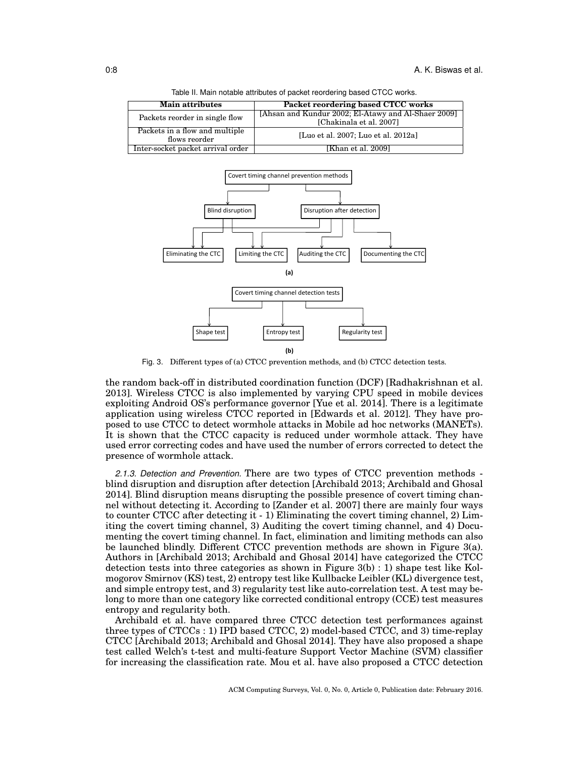Table II. Main notable attributes of packet reordering based CTCC works.

| Main attributes | Packet reordering based CTCC works |
|---|---|
| Packets reorder in single flow | [Ahsan and Kundur 2002; El-Atawy and Al-Shaer 2009] [Chakinala et al. 2007] |
| Packets in a flow and multiple flows reorder | [Luo et al. 2007; Luo et al. 2012a] |
| Inter-socket packet arrival order | [Khan et al. 2009] |

Fig. 3. Different types of (a) CTCC prevention methods, and (b) CTCC detection tests.

the random back-off in distributed coordination function (DCF) [Radhakrishnan et al. 2013]. Wireless CTCC is also implemented by varying CPU speed in mobile devices exploiting Android OS's performance governor [Yue et al. 2014]. There is a legitimate application using wireless CTCC reported in [Edwards et al. 2012]. They have proposed to use CTCC to detect wormhole attacks in Mobile ad hoc networks (MANETs). It is shown that the CTCC capacity is reduced under wormhole attack. They have used error correcting codes and have used the number of errors corrected to detect the presence of wormhole attack.

*2.1.3. Detection and Prevention.* There are two types of CTCC prevention methods - blind disruption and disruption after detection [Archibald 2013; Archibald and Ghosal 2014]. Blind disruption means disrupting the possible presence of covert timing channel without detecting it. According to [Zander et al. 2007] there are mainly four ways to counter CTCC after detecting it - 1) Eliminating the covert timing channel, 2) Limiting the covert timing channel, 3) Auditing the covert timing channel, and 4) Documenting the covert timing channel. In fact, elimination and limiting methods can also be launched blindly. Different CTCC prevention methods are shown in Figure 3(a). Authors in [Archibald 2013; Archibald and Ghosal 2014] have categorized the CTCC detection tests into three categories as shown in Figure 3(b) : 1) shape test like Kolmogorov Smirnov (KS) test, 2) entropy test like Kullbacke Leibler (KL) divergence test, and simple entropy test, and 3) regularity test like auto-correlation test. A test may belong to more than one category like corrected conditional entropy (CCE) test measures entropy and regularity both.

Archibald et al. have compared three CTCC detection test performances against three types of CTCCs : 1) IPD based CTCC, 2) model-based CTCC, and 3) time-replay CTCC [Archibald 2013; Archibald and Ghosal 2014]. They have also proposed a shape test called Welch's t-test and multi-feature Support Vector Machine (SVM) classifier for increasing the classification rate. Mou et al. have also proposed a CTCC detection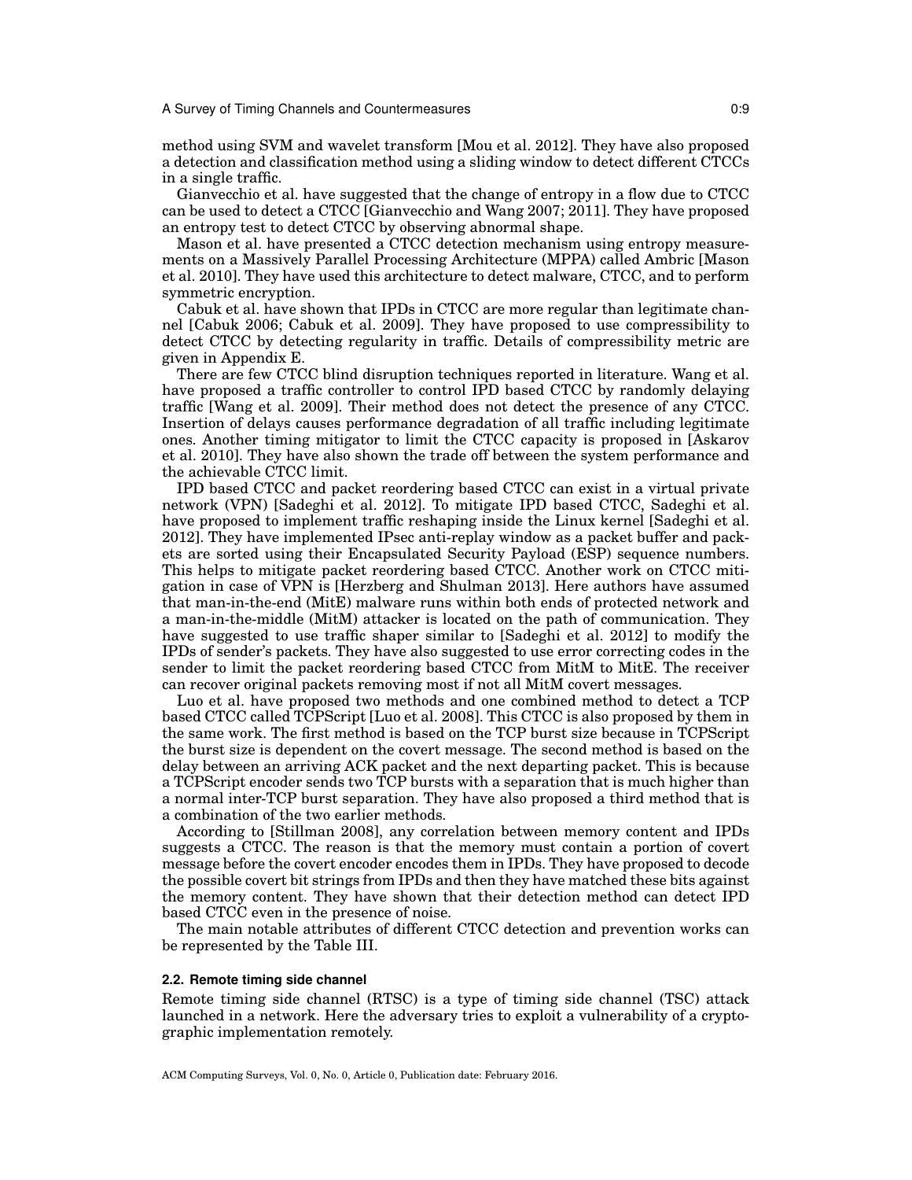method using SVM and wavelet transform [Mou et al. 2012]. They have also proposed a detection and classification method using a sliding window to detect different CTCCs in a single traffic.

Gianvecchio et al. have suggested that the change of entropy in a flow due to CTCC can be used to detect a CTCC [Gianvecchio and Wang 2007; 2011]. They have proposed an entropy test to detect CTCC by observing abnormal shape.

Mason et al. have presented a CTCC detection mechanism using entropy measurements on a Massively Parallel Processing Architecture (MPPA) called Ambric [Mason et al. 2010]. They have used this architecture to detect malware, CTCC, and to perform symmetric encryption.

Cabuk et al. have shown that IPDs in CTCC are more regular than legitimate channel [Cabuk 2006; Cabuk et al. 2009]. They have proposed to use compressibility to detect CTCC by detecting regularity in traffic. Details of compressibility metric are given in Appendix E.

There are few CTCC blind disruption techniques reported in literature. Wang et al. have proposed a traffic controller to control IPD based CTCC by randomly delaying traffic [Wang et al. 2009]. Their method does not detect the presence of any CTCC. Insertion of delays causes performance degradation of all traffic including legitimate ones. Another timing mitigator to limit the CTCC capacity is proposed in [Askarov et al. 2010]. They have also shown the trade off between the system performance and the achievable CTCC limit.

IPD based CTCC and packet reordering based CTCC can exist in a virtual private network (VPN) [Sadeghi et al. 2012]. To mitigate IPD based CTCC, Sadeghi et al. have proposed to implement traffic reshaping inside the Linux kernel [Sadeghi et al. 2012]. They have implemented IPsec anti-replay window as a packet buffer and packets are sorted using their Encapsulated Security Payload (ESP) sequence numbers. This helps to mitigate packet reordering based CTCC. Another work on CTCC mitigation in case of VPN is [Herzberg and Shulman 2013]. Here authors have assumed that man-in-the-end (MitE) malware runs within both ends of protected network and a man-in-the-middle (MitM) attacker is located on the path of communication. They have suggested to use traffic shaper similar to [Sadeghi et al. 2012] to modify the IPDs of sender's packets. They have also suggested to use error correcting codes in the sender to limit the packet reordering based CTCC from MitM to MitE. The receiver can recover original packets removing most if not all MitM covert messages.

Luo et al. have proposed two methods and one combined method to detect a TCP based CTCC called TCPScript [Luo et al. 2008]. This CTCC is also proposed by them in the same work. The first method is based on the TCP burst size because in TCPScript the burst size is dependent on the covert message. The second method is based on the delay between an arriving ACK packet and the next departing packet. This is because a TCPScript encoder sends two TCP bursts with a separation that is much higher than a normal inter-TCP burst separation. They have also proposed a third method that is a combination of the two earlier methods.

According to [Stillman 2008], any correlation between memory content and IPDs suggests a CTCC. The reason is that the memory must contain a portion of covert message before the covert encoder encodes them in IPDs. They have proposed to decode the possible covert bit strings from IPDs and then they have matched these bits against the memory content. They have shown that their detection method can detect IPD based CTCC even in the presence of noise.

The main notable attributes of different CTCC detection and prevention works can be represented by the Table III.

### 2.2. Remote timing side channel

Remote timing side channel (RTSC) is a type of timing side channel (TSC) attack launched in a network. Here the adversary tries to exploit a vulnerability of a cryptographic implementation remotely.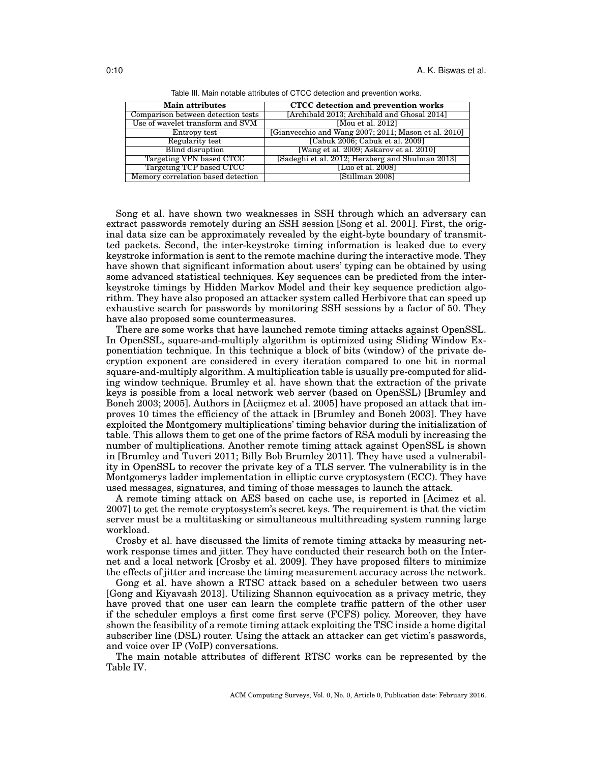Table III. Main notable attributes of CTCC detection and prevention works.

| Main attributes | CTCC detection and prevention works |
|---|---|
| Comparison between detection tests | [Archibald 2013; Archibald and Ghosal 2014] |
| Use of wavelet transform and SVM | [Mou et al. 2012] |
| Entropy test | [Gianvecchio and Wang 2007; 2011; Mason et al. 2010] |
| Regularity test | [Cabuk 2006; Cabuk et al. 2009] |
| Blind disruption | [Wang et al. 2009; Askarov et al. 2010] |
| Targeting VPN based CTCC | [Sadeghi et al. 2012; Herzberg and Shulman 2013] |
| Targeting TCP based CTCC | [Luo et al. 2008] |
| Memory correlation based detection | [Stillman 2008] |

Song et al. have shown two weaknesses in SSH through which an adversary can extract passwords remotely during an SSH session [Song et al. 2001]. First, the original data size can be approximately revealed by the eight-byte boundary of transmitted packets. Second, the inter-keystroke timing information is leaked due to every keystroke information is sent to the remote machine during the interactive mode. They have shown that significant information about users' typing can be obtained by using some advanced statistical techniques. Key sequences can be predicted from the inter-keystroke timings by Hidden Markov Model and their key sequence prediction algorithm. They have also proposed an attacker system called Herbivore that can speed up exhaustive search for passwords by monitoring SSH sessions by a factor of 50. They have also proposed some countermeasures.

There are some works that have launched remote timing attacks against OpenSSL. In OpenSSL, square-and-multiply algorithm is optimized using Sliding Window Exponentiation technique. In this technique a block of bits (window) of the private decryption exponent are considered in every iteration compared to one bit in normal square-and-multiply algorithm. A multiplication table is usually pre-computed for sliding window technique. Brumley et al. have shown that the extraction of the private keys is possible from a local network web server (based on OpenSSL) [Brumley and Boneh 2003; 2005]. Authors in [Aciiçmez et al. 2005] have proposed an attack that improves 10 times the efficiency of the attack in [Brumley and Boneh 2003]. They have exploited the Montgomery multiplications' timing behavior during the initialization of table. This allows them to get one of the prime factors of RSA moduli by increasing the number of multiplications. Another remote timing attack against OpenSSL is shown in [Brumley and Tuveri 2011; Billy Bob Brumley 2011]. They have used a vulnerability in OpenSSL to recover the private key of a TLS server. The vulnerability is in the Montgomerys ladder implementation in elliptic curve cryptosystem (ECC). They have used messages, signatures, and timing of those messages to launch the attack.

A remote timing attack on AES based on cache use, is reported in [Acimez et al. 2007] to get the remote cryptosystem's secret keys. The requirement is that the victim server must be a multitasking or simultaneous multithreading system running large workload.

Crosby et al. have discussed the limits of remote timing attacks by measuring network response times and jitter. They have conducted their research both on the Internet and a local network [Crosby et al. 2009]. They have proposed filters to minimize the effects of jitter and increase the timing measurement accuracy across the network.

Gong et al. have shown a RTSC attack based on a scheduler between two users [Gong and Kiyavash 2013]. Utilizing Shannon equivocation as a privacy metric, they have proved that one user can learn the complete traffic pattern of the other user if the scheduler employs a first come first serve (FCFS) policy. Moreover, they have shown the feasibility of a remote timing attack exploiting the TSC inside a home digital subscriber line (DSL) router. Using the attack an attacker can get victim's passwords, and voice over IP (VoIP) conversations.

The main notable attributes of different RTSC works can be represented by the Table IV.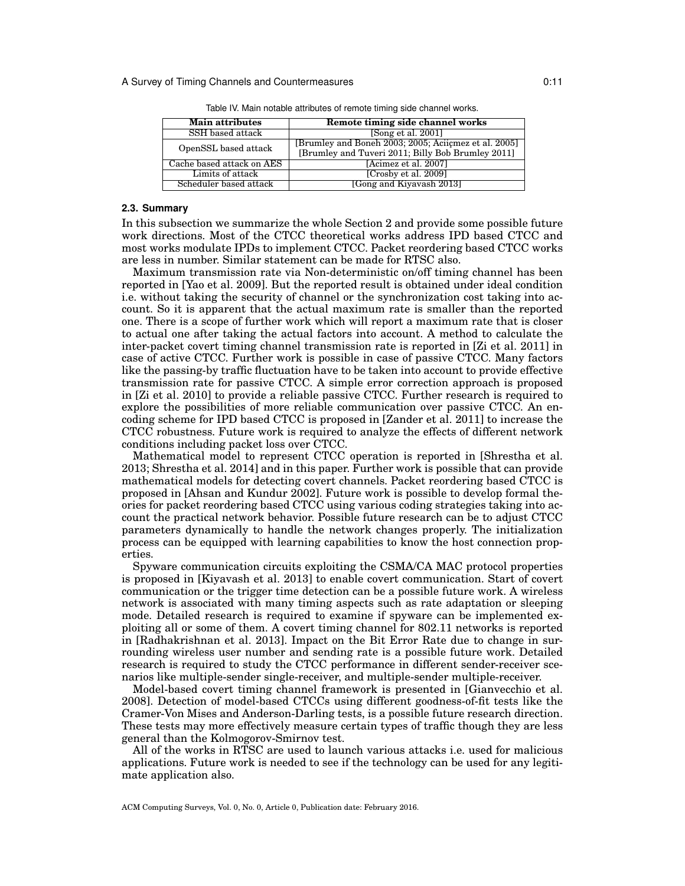Table IV. Main notable attributes of remote timing side channel works.

| Main attributes | Remote timing side channel works |
|---|---|
| SSH based attack | [Song et al. 2001] |
| OpenSSL based attack | [Brumley and Boneh 2003; 2005; Aciiçmez et al. 2005] [Brumley and Tuveri 2011; Billy Bob Brumley 2011] |
| Cache based attack on AES | [Acimez et al. 2007] |
| Limits of attack | [Crosby et al. 2009] |
| Scheduler based attack | [Gong and Kiyavash 2013] |

### 2.3. Summary

In this subsection we summarize the whole Section 2 and provide some possible future work directions. Most of the CTCC theoretical works address IPD based CTCC and most works modulate IPDs to implement CTCC. Packet reordering based CTCC works are less in number. Similar statement can be made for RTSC also.

Maximum transmission rate via Non-deterministic on/off timing channel has been reported in [Yao et al. 2009]. But the reported result is obtained under ideal condition i.e. without taking the security of channel or the synchronization cost taking into account. So it is apparent that the actual maximum rate is smaller than the reported one. There is a scope of further work which will report a maximum rate that is closer to actual one after taking the actual factors into account. A method to calculate the inter-packet covert timing channel transmission rate is reported in [Zi et al. 2011] in case of active CTCC. Further work is possible in case of passive CTCC. Many factors like the passing-by traffic fluctuation have to be taken into account to provide effective transmission rate for passive CTCC. A simple error correction approach is proposed in [Zi et al. 2010] to provide a reliable passive CTCC. Further research is required to explore the possibilities of more reliable communication over passive CTCC. An encoding scheme for IPD based CTCC is proposed in [Zander et al. 2011] to increase the CTCC robustness. Future work is required to analyze the effects of different network conditions including packet loss over CTCC.

Mathematical model to represent CTCC operation is reported in [Shrestha et al. 2013; Shrestha et al. 2014] and in this paper. Further work is possible that can provide mathematical models for detecting covert channels. Packet reordering based CTCC is proposed in [Ahsan and Kundur 2002]. Future work is possible to develop formal theories for packet reordering based CTCC using various coding strategies taking into account the practical network behavior. Possible future research can be to adjust CTCC parameters dynamically to handle the network changes properly. The initialization process can be equipped with learning capabilities to know the host connection properties.

Spyware communication circuits exploiting the CSMA/CA MAC protocol properties is proposed in [Kiyavash et al. 2013] to enable covert communication. Start of covert communication or the trigger time detection can be a possible future work. A wireless network is associated with many timing aspects such as rate adaptation or sleeping mode. Detailed research is required to examine if spyware can be implemented exploiting all or some of them. A covert timing channel for 802.11 networks is reported in [Radhakrishnan et al. 2013]. Impact on the Bit Error Rate due to change in surrounding wireless user number and sending rate is a possible future work. Detailed research is required to study the CTCC performance in different sender-receiver scenarios like multiple-sender single-receiver, and multiple-sender multiple-receiver.

Model-based covert timing channel framework is presented in [Gianvecchio et al. 2008]. Detection of model-based CTCCs using different goodness-of-fit tests like the Cramer-Von Mises and Anderson-Darling tests, is a possible future research direction. These tests may more effectively measure certain types of traffic though they are less general than the Kolmogorov-Smirnov test.

All of the works in RTSC are used to launch various attacks i.e. used for malicious applications. Future work is needed to see if the technology can be used for any legitimate application also.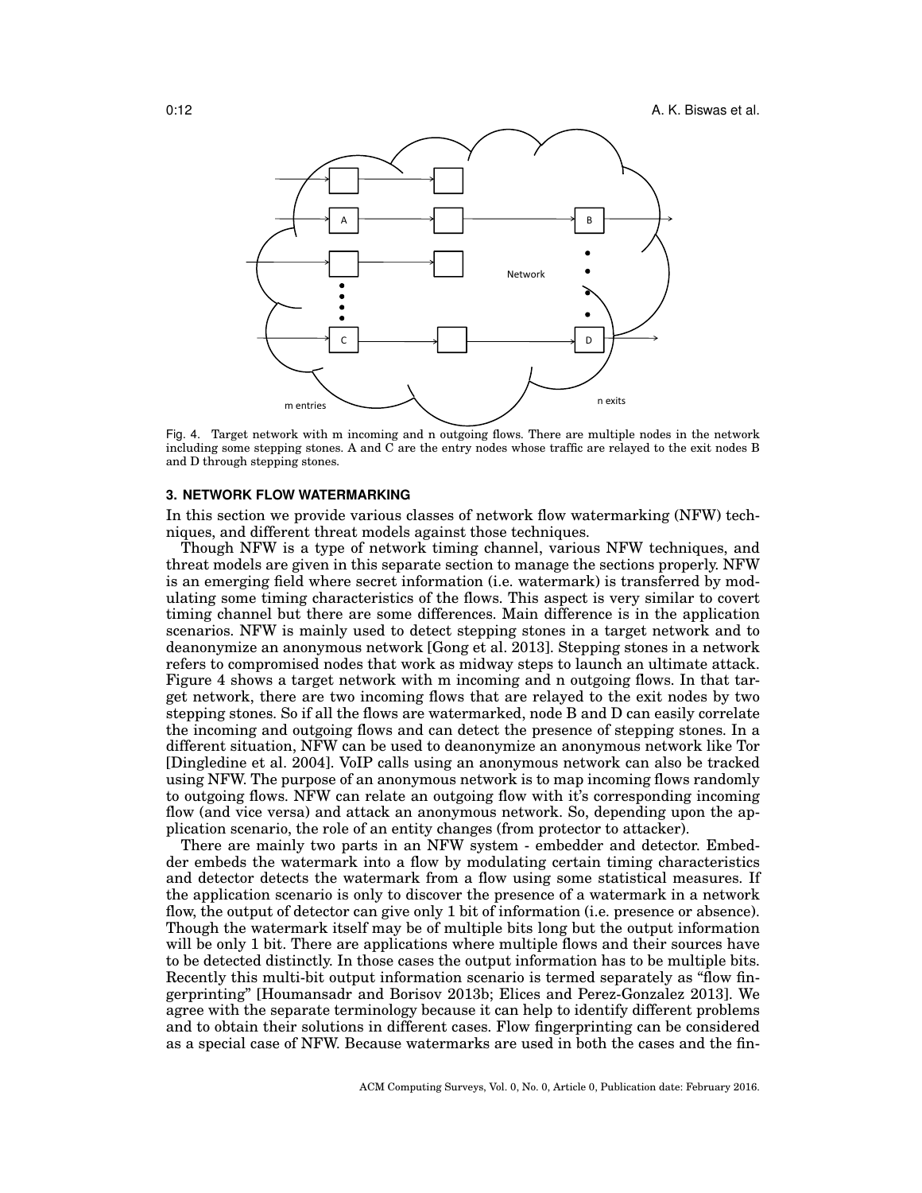Fig. 4. Target network with m incoming and n outgoing flows. There are multiple nodes in the network including some stepping stones. A and C are the entry nodes whose traffic are relayed to the exit nodes B and D through stepping stones.

## 3. NETWORK FLOW WATERMARKING

In this section we provide various classes of network flow watermarking (NFW) techniques, and different threat models against those techniques.

Though NFW is a type of network timing channel, various NFW techniques, and threat models are given in this separate section to manage the sections properly. NFW is an emerging field where secret information (i.e. watermark) is transferred by modulating some timing characteristics of the flows. This aspect is very similar to covert timing channel but there are some differences. Main difference is in the application scenarios. NFW is mainly used to detect stepping stones in a target network and to deanonymize an anonymous network [Gong et al. 2013]. Stepping stones in a network refers to compromised nodes that work as midway steps to launch an ultimate attack. Figure 4 shows a target network with m incoming and n outgoing flows. In that target network, there are two incoming flows that are relayed to the exit nodes by two stepping stones. So if all the flows are watermarked, node B and D can easily correlate the incoming and outgoing flows and can detect the presence of stepping stones. In a different situation, NFW can be used to deanonymize an anonymous network like Tor [Dingledine et al. 2004]. VoIP calls using an anonymous network can also be tracked using NFW. The purpose of an anonymous network is to map incoming flows randomly to outgoing flows. NFW can relate an outgoing flow with it's corresponding incoming flow (and vice versa) and attack an anonymous network. So, depending upon the application scenario, the role of an entity changes (from protector to attacker).

There are mainly two parts in an NFW system - embedder and detector. Embedder embeds the watermark into a flow by modulating certain timing characteristics and detector detects the watermark from a flow using some statistical measures. If the application scenario is only to discover the presence of a watermark in a network flow, the output of detector can give only 1 bit of information (i.e. presence or absence). Though the watermark itself may be of multiple bits long but the output information will be only 1 bit. There are applications where multiple flows and their sources have to be detected distinctly. In those cases the output information has to be multiple bits. Recently this multi-bit output information scenario is termed separately as "flow fingerprinting" [Houmansadr and Borisov 2013b; Elices and Perez-Gonzalez 2013]. We agree with the separate terminology because it can help to identify different problems and to obtain their solutions in different cases. Flow fingerprinting can be considered as a special case of NFW. Because watermarks are used in both the cases and the fin-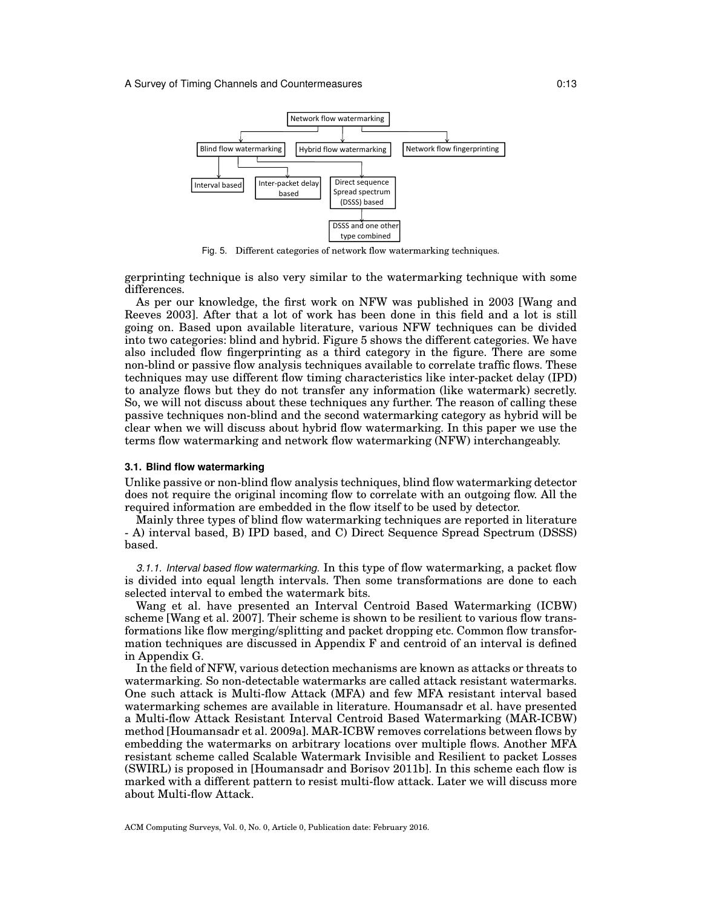Fig. 5. Different categories of network flow watermarking techniques.

gerprinting technique is also very similar to the watermarking technique with some differences.

As per our knowledge, the first work on NFW was published in 2003 [Wang and Reeves 2003]. After that a lot of work has been done in this field and a lot is still going on. Based upon available literature, various NFW techniques can be divided into two categories: blind and hybrid. Figure 5 shows the different categories. We have also included flow fingerprinting as a third category in the figure. There are some non-blind or passive flow analysis techniques available to correlate traffic flows. These techniques may use different flow timing characteristics like inter-packet delay (IPD) to analyze flows but they do not transfer any information (like watermark) secretly. So, we will not discuss about these techniques any further. The reason of calling these passive techniques non-blind and the second watermarking category as hybrid will be clear when we will discuss about hybrid flow watermarking. In this paper we use the terms flow watermarking and network flow watermarking (NFW) interchangeably.

### 3.1. Blind flow watermarking

Unlike passive or non-blind flow analysis techniques, blind flow watermarking detector does not require the original incoming flow to correlate with an outgoing flow. All the required information are embedded in the flow itself to be used by detector.

Mainly three types of blind flow watermarking techniques are reported in literature - A) interval based, B) IPD based, and C) Direct Sequence Spread Spectrum (DSSS) based.

*3.1.1. Interval based flow watermarking.* In this type of flow watermarking, a packet flow is divided into equal length intervals. Then some transformations are done to each selected interval to embed the watermark bits.

Wang et al. have presented an Interval Centroid Based Watermarking (ICBW) scheme [Wang et al. 2007]. Their scheme is shown to be resilient to various flow transformations like flow merging/splitting and packet dropping etc. Common flow transformation techniques are discussed in Appendix F and centroid of an interval is defined in Appendix G.

In the field of NFW, various detection mechanisms are known as attacks or threats to watermarking. So non-detectable watermarks are called attack resistant watermarks. One such attack is Multi-flow Attack (MFA) and few MFA resistant interval based watermarking schemes are available in literature. Houmansadr et al. have presented a Multi-flow Attack Resistant Interval Centroid Based Watermarking (MAR-ICBW) method [Houmansadr et al. 2009a]. MAR-ICBW removes correlations between flows by embedding the watermarks on arbitrary locations over multiple flows. Another MFA resistant scheme called Scalable Watermark Invisible and Resilient to packet Losses (SWIRL) is proposed in [Houmansadr and Borisov 2011b]. In this scheme each flow is marked with a different pattern to resist multi-flow attack. Later we will discuss more about Multi-flow Attack.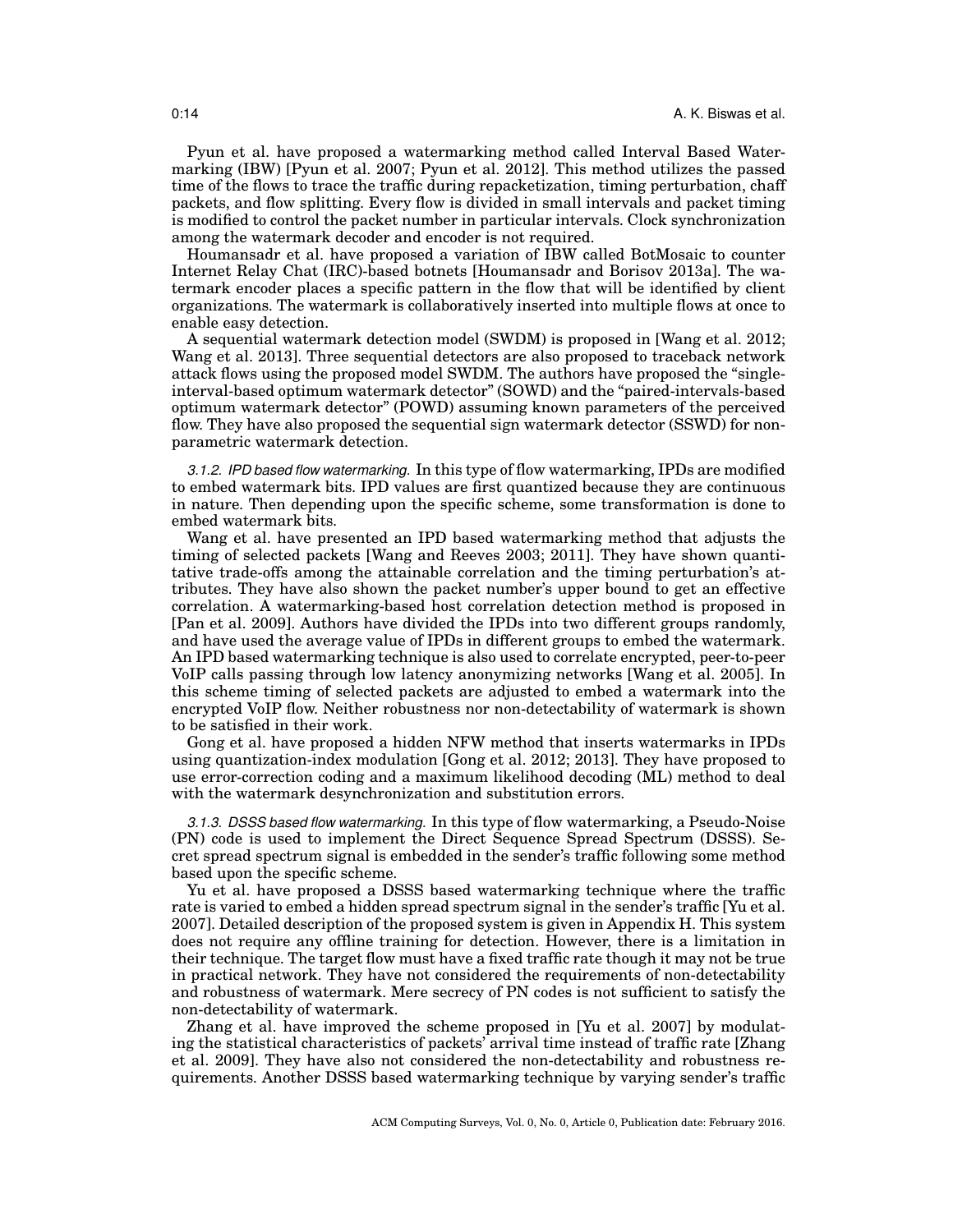Pyun et al. have proposed a watermarking method called Interval Based Watermarking (IBW) [Pyun et al. 2007; Pyun et al. 2012]. This method utilizes the passed time of the flows to trace the traffic during repacketization, timing perturbation, chaff packets, and flow splitting. Every flow is divided in small intervals and packet timing is modified to control the packet number in particular intervals. Clock synchronization among the watermark decoder and encoder is not required.

Houmansadr et al. have proposed a variation of IBW called BotMosaic to counter Internet Relay Chat (IRC)-based botnets [Houmansadr and Borisov 2013a]. The watermark encoder places a specific pattern in the flow that will be identified by client organizations. The watermark is collaboratively inserted into multiple flows at once to enable easy detection.

A sequential watermark detection model (SWDM) is proposed in [Wang et al. 2012; Wang et al. 2013]. Three sequential detectors are also proposed to traceback network attack flows using the proposed model SWDM. The authors have proposed the "single-interval-based optimum watermark detector" (SOWD) and the "paired-intervals-based optimum watermark detector" (POWD) assuming known parameters of the perceived flow. They have also proposed the sequential sign watermark detector (SSWD) for non-parametric watermark detection.

*3.1.2. IPD based flow watermarking.* In this type of flow watermarking, IPDs are modified to embed watermark bits. IPD values are first quantized because they are continuous in nature. Then depending upon the specific scheme, some transformation is done to embed watermark bits.

Wang et al. have presented an IPD based watermarking method that adjusts the timing of selected packets [Wang and Reeves 2003; 2011]. They have shown quantitative trade-offs among the attainable correlation and the timing perturbation's attributes. They have also shown the packet number's upper bound to get an effective correlation. A watermarking-based host correlation detection method is proposed in [Pan et al. 2009]. Authors have divided the IPDs into two different groups randomly, and have used the average value of IPDs in different groups to embed the watermark. An IPD based watermarking technique is also used to correlate encrypted, peer-to-peer VoIP calls passing through low latency anonymizing networks [Wang et al. 2005]. In this scheme timing of selected packets are adjusted to embed a watermark into the encrypted VoIP flow. Neither robustness nor non-detectability of watermark is shown to be satisfied in their work.

Gong et al. have proposed a hidden NFW method that inserts watermarks in IPDs using quantization-index modulation [Gong et al. 2012; 2013]. They have proposed to use error-correction coding and a maximum likelihood decoding (ML) method to deal with the watermark desynchronization and substitution errors.

*3.1.3. DSSS based flow watermarking.* In this type of flow watermarking, a Pseudo-Noise (PN) code is used to implement the Direct Sequence Spread Spectrum (DSSS). Secret spread spectrum signal is embedded in the sender's traffic following some method based upon the specific scheme.

Yu et al. have proposed a DSSS based watermarking technique where the traffic rate is varied to embed a hidden spread spectrum signal in the sender's traffic [Yu et al. 2007]. Detailed description of the proposed system is given in Appendix H. This system does not require any offline training for detection. However, there is a limitation in their technique. The target flow must have a fixed traffic rate though it may not be true in practical network. They have not considered the requirements of non-detectability and robustness of watermark. Mere secrecy of PN codes is not sufficient to satisfy the non-detectability of watermark.

Zhang et al. have improved the scheme proposed in [Yu et al. 2007] by modulating the statistical characteristics of packets' arrival time instead of traffic rate [Zhang et al. 2009]. They have also not considered the non-detectability and robustness requirements. Another DSSS based watermarking technique by varying sender's traffic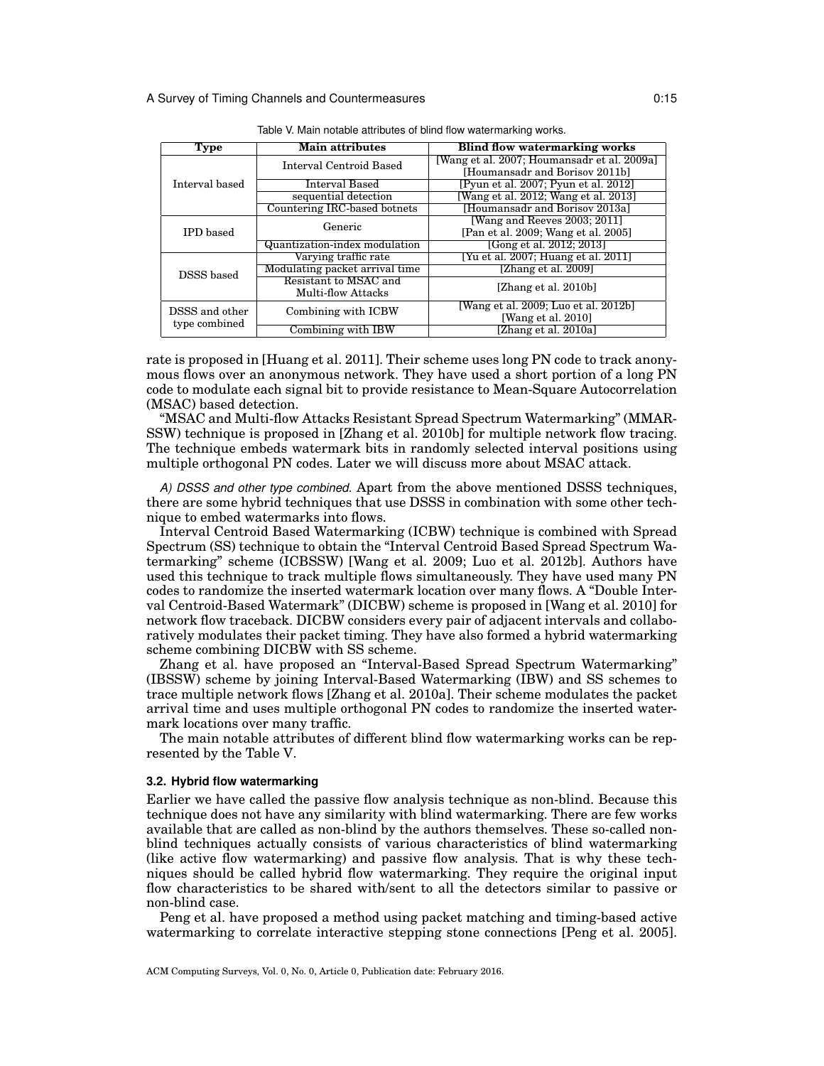Table V. Main notable attributes of blind flow watermarking works.

| Type | Main attributes | Blind flow watermarking works |
|---|---|---|
| Interval based | Interval Centroid Based | [Wang et al. 2007; Houmansadr et al. 2009a] [Houmansadr and Borisov 2011b] |
| | Interval Based | [Pyun et al. 2007; Pyun et al. 2012] |
| | sequential detection | [Wang et al. 2012; Wang et al. 2013] |
| | Countering IRC-based botnets | [Houmansadr and Borisov 2013a] |
| IPD based | Generic | [Wang and Reeves 2003; 2011] [Pan et al. 2009; Wang et al. 2005] |
| | Quantization-index modulation | [Gong et al. 2012; 2013] |
| DSSS based | Varying traffic rate | [Yu et al. 2007; Huang et al. 2011] |
| | Modulating packet arrival time | [Zhang et al. 2009] |
| | Resistant to MSAC and Multi-flow Attacks | [Zhang et al. 2010b] |
| DSSS and other type combined | Combining with ICBW | [Wang et al. 2009; Luo et al. 2012b] [Wang et al. 2010] |
| | Combining with IBW | [Zhang et al. 2010a] |

rate is proposed in [Huang et al. 2011]. Their scheme uses long PN code to track anonymous flows over an anonymous network. They have used a short portion of a long PN code to modulate each signal bit to provide resistance to Mean-Square Autocorrelation (MSAC) based detection.

"MSAC and Multi-flow Attacks Resistant Spread Spectrum Watermarking" (MMAR-SSW) technique is proposed in [Zhang et al. 2010b] for multiple network flow tracing. The technique embeds watermark bits in randomly selected interval positions using multiple orthogonal PN codes. Later we will discuss more about MSAC attack.

*A) DSSS and other type combined.* Apart from the above mentioned DSSS techniques, there are some hybrid techniques that use DSSS in combination with some other technique to embed watermarks into flows.

Interval Centroid Based Watermarking (ICBW) technique is combined with Spread Spectrum (SS) technique to obtain the "Interval Centroid Based Spread Spectrum Watermarking" scheme (ICBSSW) [Wang et al. 2009; Luo et al. 2012b]. Authors have used this technique to track multiple flows simultaneously. They have used many PN codes to randomize the inserted watermark location over many flows. A "Double Interval Centroid-Based Watermark" (DICBW) scheme is proposed in [Wang et al. 2010] for network flow traceback. DICBW considers every pair of adjacent intervals and collaboratively modulates their packet timing. They have also formed a hybrid watermarking scheme combining DICBW with SS scheme.

Zhang et al. have proposed an "Interval-Based Spread Spectrum Watermarking" (IBSSW) scheme by joining Interval-Based Watermarking (IBW) and SS schemes to trace multiple network flows [Zhang et al. 2010a]. Their scheme modulates the packet arrival time and uses multiple orthogonal PN codes to randomize the inserted watermark locations over many traffic.

The main notable attributes of different blind flow watermarking works can be represented by the Table V.

### 3.2. Hybrid flow watermarking

Earlier we have called the passive flow analysis technique as non-blind. Because this technique does not have any similarity with blind watermarking. There are few works available that are called as non-blind by the authors themselves. These so-called non-blind techniques actually consists of various characteristics of blind watermarking (like active flow watermarking) and passive flow analysis. That is why these techniques should be called hybrid flow watermarking. They require the original input flow characteristics to be shared with/sent to all the detectors similar to passive or non-blind case.

Peng et al. have proposed a method using packet matching and timing-based active watermarking to correlate interactive stepping stone connections [Peng et al. 2005].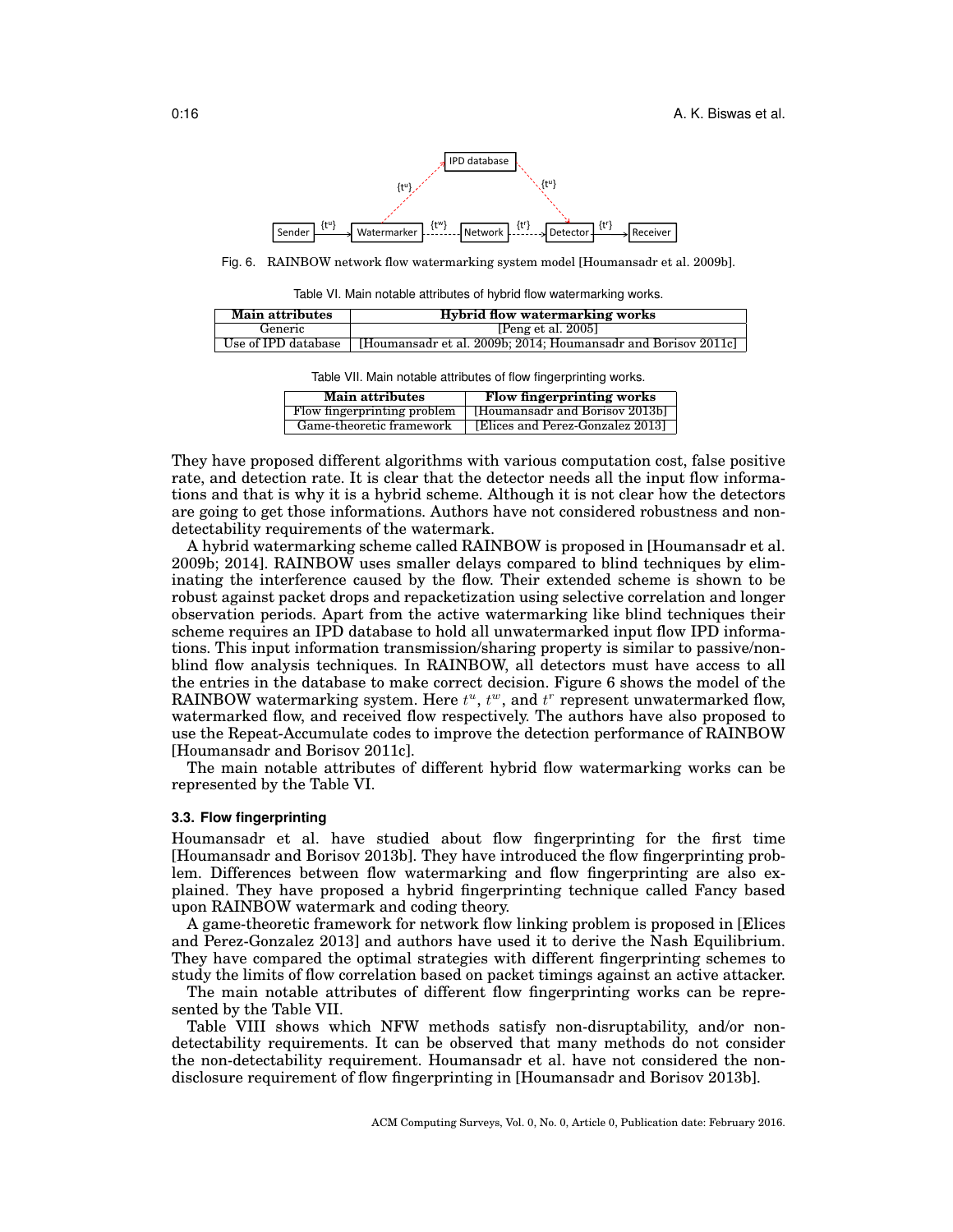Fig. 6. RAINBOW network flow watermarking system model [Houmansadr et al. 2009b].

Table VI. Main notable attributes of hybrid flow watermarking works.

| Main attributes | Hybrid flow watermarking works |
|---|---|
| Generic | [Peng et al. 2005] |
| Use of IPD database | [Houmansadr et al. 2009b; 2014; Houmansadr and Borisov 2011c] |

Table VII. Main notable attributes of flow fingerprinting works.

| Main attributes | Flow fingerprinting works |
|---|---|
| Flow fingerprinting problem | [Houmansadr and Borisov 2013b] |
| Game-theoretic framework | [Elices and Perez-Gonzalez 2013] |

They have proposed different algorithms with various computation cost, false positive rate, and detection rate. It is clear that the detector needs all the input flow informations and that is why it is a hybrid scheme. Although it is not clear how the detectors are going to get those informations. Authors have not considered robustness and non-detectability requirements of the watermark.

A hybrid watermarking scheme called RAINBOW is proposed in [Houmansadr et al. 2009b; 2014]. RAINBOW uses smaller delays compared to blind techniques by eliminating the interference caused by the flow. Their extended scheme is shown to be robust against packet drops and repacketization using selective correlation and longer observation periods. Apart from the active watermarking like blind techniques their scheme requires an IPD database to hold all unwatermarked input flow IPD informations. This input information transmission/sharing property is similar to passive/non-blind flow analysis techniques. In RAINBOW, all detectors must have access to all the entries in the database to make correct decision. Figure 6 shows the model of the RAINBOW watermarking system. Here $t^u$, $t^w$, and $t^r$ represent unwatermarked flow, watermarked flow, and received flow respectively. The authors have also proposed to use the Repeat-Accumulate codes to improve the detection performance of RAINBOW [Houmansadr and Borisov 2011c].

The main notable attributes of different hybrid flow watermarking works can be represented by the Table VI.

### 3.3. Flow fingerprinting

Houmansadr et al. have studied about flow fingerprinting for the first time [Houmansadr and Borisov 2013b]. They have introduced the flow fingerprinting problem. Differences between flow watermarking and flow fingerprinting are also explained. They have proposed a hybrid fingerprinting technique called Fancy based upon RAINBOW watermark and coding theory.

A game-theoretic framework for network flow linking problem is proposed in [Elices and Perez-Gonzalez 2013] and authors have used it to derive the Nash Equilibrium. They have compared the optimal strategies with different fingerprinting schemes to study the limits of flow correlation based on packet timings against an active attacker.

The main notable attributes of different flow fingerprinting works can be represented by the Table VII.

Table VIII shows which NFW methods satisfy non-disruptability, and/or non-detectability requirements. It can be observed that many methods do not consider the non-detectability requirement. Houmansadr et al. have not considered the non-disclosure requirement of flow fingerprinting in [Houmansadr and Borisov 2013b].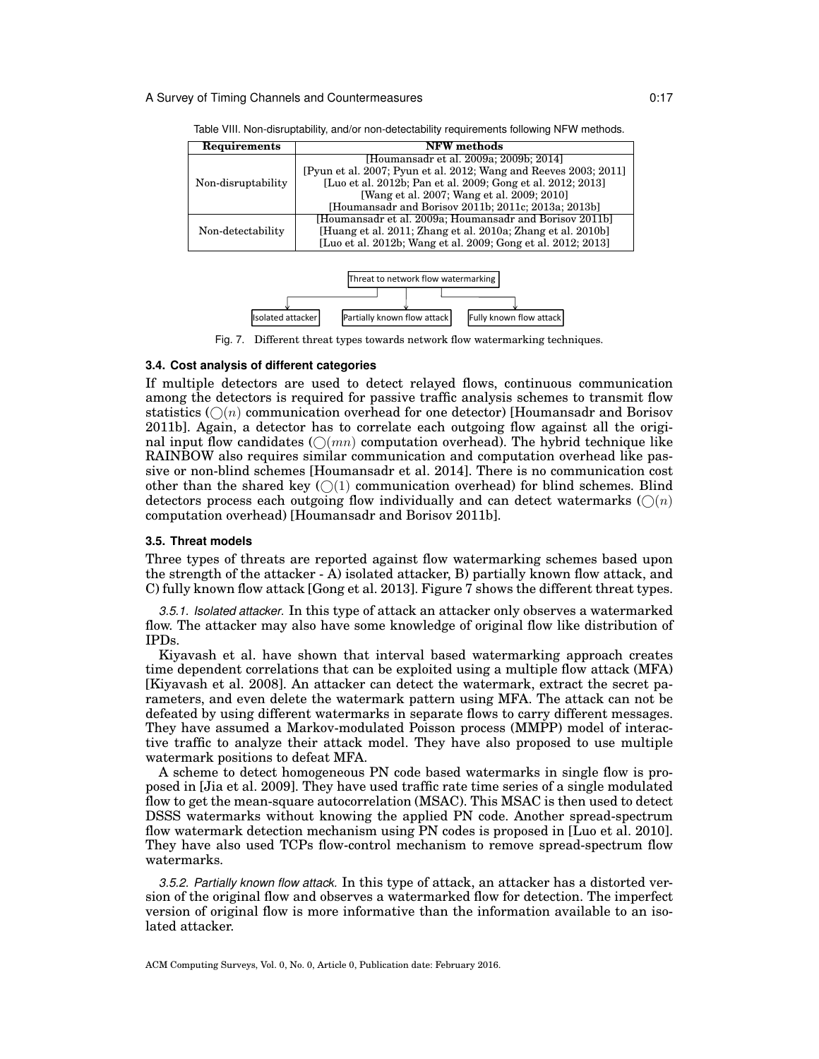Table VIII. Non-disruptability, and/or non-detectability requirements following NFW methods.

| Requirements | NFW methods |
|---|---|
| Non-disruptability | [Houmansadr et al. 2009a; 2009b; 2014] [Pyun et al. 2007; Pyun et al. 2012; Wang and Reeves 2003; 2011] [Luo et al. 2012b; Pan et al. 2009; Gong et al. 2012; 2013] [Wang et al. 2007; Wang et al. 2009; 2010] [Houmansadr and Borisov 2011b; 2011c; 2013a; 2013b] |
| Non-detectability | [Houmansadr et al. 2009a; Houmansadr and Borisov 2011b] [Huang et al. 2011; Zhang et al. 2010a; Zhang et al. 2010b] [Luo et al. 2012b; Wang et al. 2009; Gong et al. 2012; 2013] |

Threat to network flow watermarking → Isolated attacker; Partially known flow attack; Fully known flow attack

Fig. 7. Different threat types towards network flow watermarking techniques.

### 3.4. Cost analysis of different categories

If multiple detectors are used to detect relayed flows, continuous communication among the detectors is required for passive traffic analysis schemes to transmit flow statistics ($\bigcirc(n)$ communication overhead for one detector) [Houmansadr and Borisov 2011b]. Again, a detector has to correlate each outgoing flow against all the original input flow candidates ($\bigcirc(mn)$ computation overhead). The hybrid technique like RAINBOW also requires similar communication and computation overhead like passive or non-blind schemes [Houmansadr et al. 2014]. There is no communication cost other than the shared key ($\bigcirc(1)$ communication overhead) for blind schemes. Blind detectors process each outgoing flow individually and can detect watermarks ($\bigcirc(n)$ computation overhead) [Houmansadr and Borisov 2011b].

### 3.5. Threat models

Three types of threats are reported against flow watermarking schemes based upon the strength of the attacker - A) isolated attacker, B) partially known flow attack, and C) fully known flow attack [Gong et al. 2013]. Figure 7 shows the different threat types.

*3.5.1. Isolated attacker.* In this type of attack an attacker only observes a watermarked flow. The attacker may also have some knowledge of original flow like distribution of IPDs.

Kiyavash et al. have shown that interval based watermarking approach creates time dependent correlations that can be exploited using a multiple flow attack (MFA) [Kiyavash et al. 2008]. An attacker can detect the watermark, extract the secret parameters, and even delete the watermark pattern using MFA. The attack can not be defeated by using different watermarks in separate flows to carry different messages. They have assumed a Markov-modulated Poisson process (MMPP) model of interactive traffic to analyze their attack model. They have also proposed to use multiple watermark positions to defeat MFA.

A scheme to detect homogeneous PN code based watermarks in single flow is proposed in [Jia et al. 2009]. They have used traffic rate time series of a single modulated flow to get the mean-square autocorrelation (MSAC). This MSAC is then used to detect DSSS watermarks without knowing the applied PN code. Another spread-spectrum flow watermark detection mechanism using PN codes is proposed in [Luo et al. 2010]. They have also used TCPs flow-control mechanism to remove spread-spectrum flow watermarks.

*3.5.2. Partially known flow attack.* In this type of attack, an attacker has a distorted version of the original flow and observes a watermarked flow for detection. The imperfect version of original flow is more informative than the information available to an isolated attacker.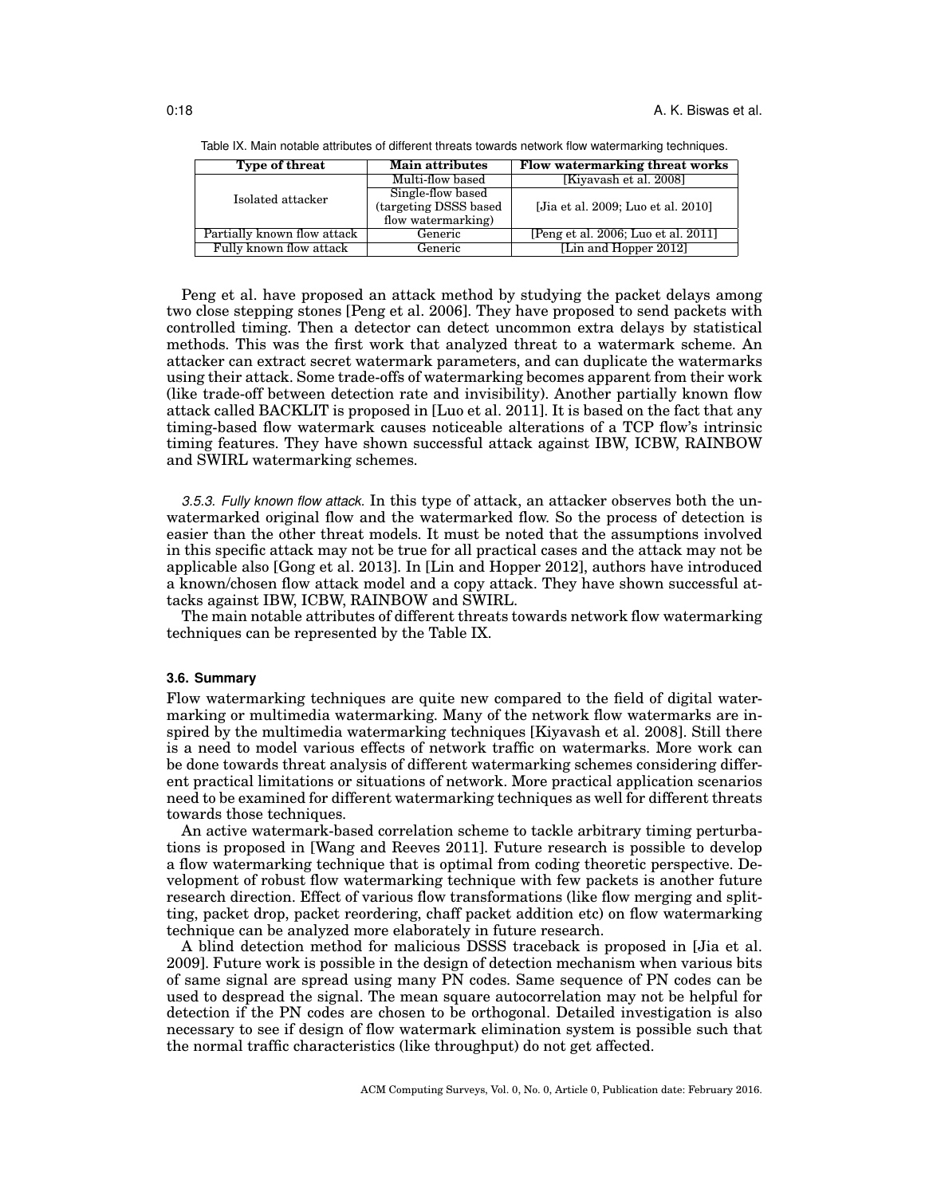Table IX. Main notable attributes of different threats towards network flow watermarking techniques.

| Type of threat | Main attributes | Flow watermarking threat works |
|---|---|---|
| Isolated attacker | Multi-flow based | [Kiyavash et al. 2008] |
| | Single-flow based (targeting DSSS based flow watermarking) | [Jia et al. 2009; Luo et al. 2010] |
| Partially known flow attack | Generic | [Peng et al. 2006; Luo et al. 2011] |
| Fully known flow attack | Generic | [Lin and Hopper 2012] |

Peng et al. have proposed an attack method by studying the packet delays among two close stepping stones [Peng et al. 2006]. They have proposed to send packets with controlled timing. Then a detector can detect uncommon extra delays by statistical methods. This was the first work that analyzed threat to a watermark scheme. An attacker can extract secret watermark parameters, and can duplicate the watermarks using their attack. Some trade-offs of watermarking becomes apparent from their work (like trade-off between detection rate and invisibility). Another partially known flow attack called BACKLIT is proposed in [Luo et al. 2011]. It is based on the fact that any timing-based flow watermark causes noticeable alterations of a TCP flow's intrinsic timing features. They have shown successful attack against IBW, ICBW, RAINBOW and SWIRL watermarking schemes.

*3.5.3. Fully known flow attack.* In this type of attack, an attacker observes both the unwatermarked original flow and the watermarked flow. So the process of detection is easier than the other threat models. It must be noted that the assumptions involved in this specific attack may not be true for all practical cases and the attack may not be applicable also [Gong et al. 2013]. In [Lin and Hopper 2012], authors have introduced a known/chosen flow attack model and a copy attack. They have shown successful attacks against IBW, ICBW, RAINBOW and SWIRL.

The main notable attributes of different threats towards network flow watermarking techniques can be represented by the Table IX.

### 3.6. Summary

Flow watermarking techniques are quite new compared to the field of digital watermarking or multimedia watermarking. Many of the network flow watermarks are inspired by the multimedia watermarking techniques [Kiyavash et al. 2008]. Still there is a need to model various effects of network traffic on watermarks. More work can be done towards threat analysis of different watermarking schemes considering different practical limitations or situations of network. More practical application scenarios need to be examined for different watermarking techniques as well for different threats towards those techniques.

An active watermark-based correlation scheme to tackle arbitrary timing perturbations is proposed in [Wang and Reeves 2011]. Future research is possible to develop a flow watermarking technique that is optimal from coding theoretic perspective. Development of robust flow watermarking technique with few packets is another future research direction. Effect of various flow transformations (like flow merging and splitting, packet drop, packet reordering, chaff packet addition etc) on flow watermarking technique can be analyzed more elaborately in future research.

A blind detection method for malicious DSSS traceback is proposed in [Jia et al. 2009]. Future work is possible in the design of detection mechanism when various bits of same signal are spread using many PN codes. Same sequence of PN codes can be used to despread the signal. The mean square autocorrelation may not be helpful for detection if the PN codes are chosen to be orthogonal. Detailed investigation is also necessary to see if design of flow watermark elimination system is possible such that the normal traffic characteristics (like throughput) do not get affected.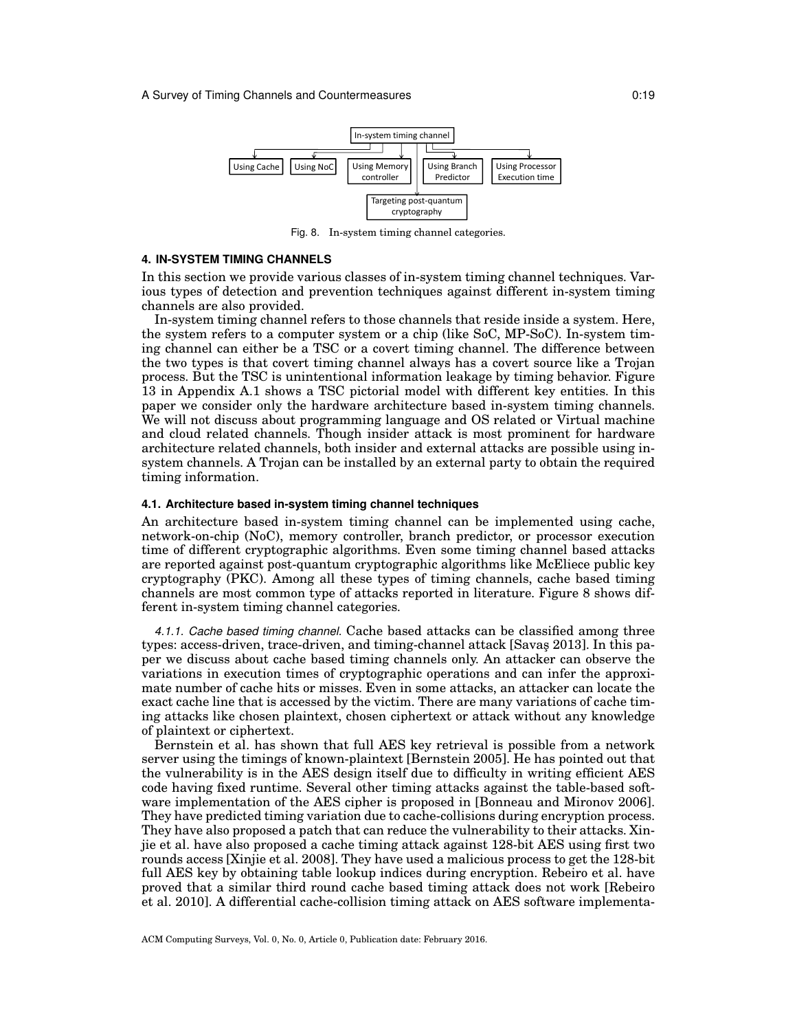In-system timing channel

Using Cache | Using NoC | Using Memory controller | Using Branch Predictor | Using Processor Execution time | Targeting post-quantum cryptography

Fig. 8. In-system timing channel categories.

## 4. IN-SYSTEM TIMING CHANNELS

In this section we provide various classes of in-system timing channel techniques. Various types of detection and prevention techniques against different in-system timing channels are also provided.

In-system timing channel refers to those channels that reside inside a system. Here, the system refers to a computer system or a chip (like SoC, MP-SoC). In-system timing channel can either be a TSC or a covert timing channel. The difference between the two types is that covert timing channel always has a covert source like a Trojan process. But the TSC is unintentional information leakage by timing behavior. Figure 13 in Appendix A.1 shows a TSC pictorial model with different key entities. In this paper we consider only the hardware architecture based in-system timing channels. We will not discuss about programming language and OS related or Virtual machine and cloud related channels. Though insider attack is most prominent for hardware architecture related channels, both insider and external attacks are possible using in-system channels. A Trojan can be installed by an external party to obtain the required timing information.

### 4.1. Architecture based in-system timing channel techniques

An architecture based in-system timing channel can be implemented using cache, network-on-chip (NoC), memory controller, branch predictor, or processor execution time of different cryptographic algorithms. Even some timing channel based attacks are reported against post-quantum cryptographic algorithms like McEliece public key cryptography (PKC). Among all these types of timing channels, cache based timing channels are most common type of attacks reported in literature. Figure 8 shows different in-system timing channel categories.

*4.1.1. Cache based timing channel.* Cache based attacks can be classified among three types: access-driven, trace-driven, and timing-channel attack [Savaș 2013]. In this paper we discuss about cache based timing channels only. An attacker can observe the variations in execution times of cryptographic operations and can infer the approximate number of cache hits or misses. Even in some attacks, an attacker can locate the exact cache line that is accessed by the victim. There are many variations of cache timing attacks like chosen plaintext, chosen ciphertext or attack without any knowledge of plaintext or ciphertext.

Bernstein et al. has shown that full AES key retrieval is possible from a network server using the timings of known-plaintext [Bernstein 2005]. He has pointed out that the vulnerability is in the AES design itself due to difficulty in writing efficient AES code having fixed runtime. Several other timing attacks against the table-based software implementation of the AES cipher is proposed in [Bonneau and Mironov 2006]. They have predicted timing variation due to cache-collisions during encryption process. They have also proposed a patch that can reduce the vulnerability to their attacks. Xinjie et al. have also proposed a cache timing attack against 128-bit AES using first two rounds access [Xinjie et al. 2008]. They have used a malicious process to get the 128-bit full AES key by obtaining table lookup indices during encryption. Rebeiro et al. have proved that a similar third round cache based timing attack does not work [Rebeiro et al. 2010]. A differential cache-collision timing attack on AES software implementa-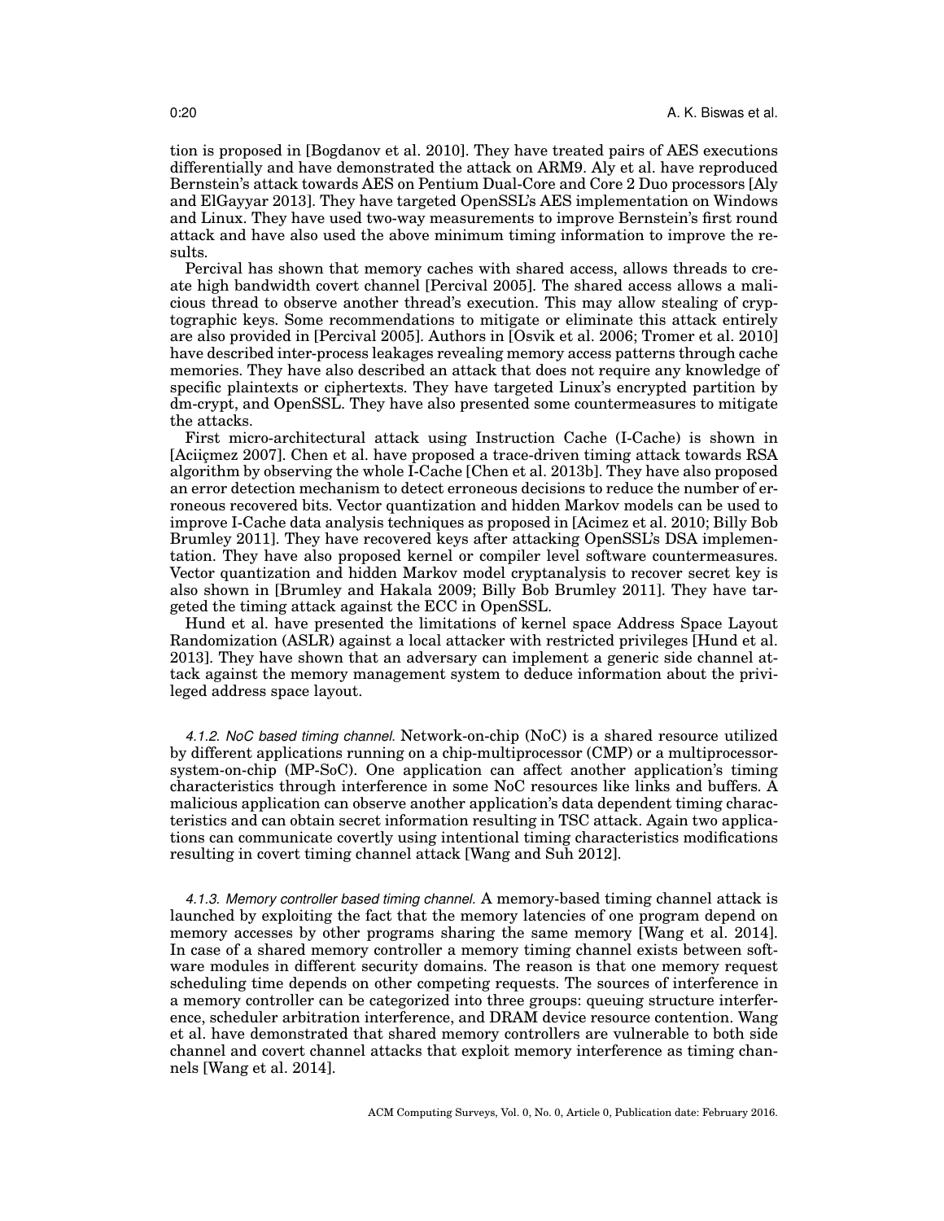tion is proposed in [Bogdanov et al. 2010]. They have treated pairs of AES executions differentially and have demonstrated the attack on ARM9. Aly et al. have reproduced Bernstein's attack towards AES on Pentium Dual-Core and Core 2 Duo processors [Aly and ElGayyar 2013]. They have targeted OpenSSL's AES implementation on Windows and Linux. They have used two-way measurements to improve Bernstein's first round attack and have also used the above minimum timing information to improve the results.

Percival has shown that memory caches with shared access, allows threads to create high bandwidth covert channel [Percival 2005]. The shared access allows a malicious thread to observe another thread's execution. This may allow stealing of cryptographic keys. Some recommendations to mitigate or eliminate this attack entirely are also provided in [Percival 2005]. Authors in [Osvik et al. 2006; Tromer et al. 2010] have described inter-process leakages revealing memory access patterns through cache memories. They have also described an attack that does not require any knowledge of specific plaintexts or ciphertexts. They have targeted Linux's encrypted partition by dm-crypt, and OpenSSL. They have also presented some countermeasures to mitigate the attacks.

First micro-architectural attack using Instruction Cache (I-Cache) is shown in [Aciiçmez 2007]. Chen et al. have proposed a trace-driven timing attack towards RSA algorithm by observing the whole I-Cache [Chen et al. 2013b]. They have also proposed an error detection mechanism to detect erroneous decisions to reduce the number of erroneous recovered bits. Vector quantization and hidden Markov models can be used to improve I-Cache data analysis techniques as proposed in [Acimez et al. 2010; Billy Bob Brumley 2011]. They have recovered keys after attacking OpenSSL's DSA implementation. They have also proposed kernel or compiler level software countermeasures. Vector quantization and hidden Markov model cryptanalysis to recover secret key is also shown in [Brumley and Hakala 2009; Billy Bob Brumley 2011]. They have targeted the timing attack against the ECC in OpenSSL.

Hund et al. have presented the limitations of kernel space Address Space Layout Randomization (ASLR) against a local attacker with restricted privileges [Hund et al. 2013]. They have shown that an adversary can implement a generic side channel attack against the memory management system to deduce information about the privileged address space layout.

#### 4.1.2. NoC based timing channel.

Network-on-chip (NoC) is a shared resource utilized by different applications running on a chip-multiprocessor (CMP) or a multiprocessor-system-on-chip (MP-SoC). One application can affect another application's timing characteristics through interference in some NoC resources like links and buffers. A malicious application can observe another application's data dependent timing characteristics and can obtain secret information resulting in TSC attack. Again two applications can communicate covertly using intentional timing characteristics modifications resulting in covert timing channel attack [Wang and Suh 2012].

#### 4.1.3. Memory controller based timing channel.

A memory-based timing channel attack is launched by exploiting the fact that the memory latencies of one program depend on memory accesses by other programs sharing the same memory [Wang et al. 2014]. In case of a shared memory controller a memory timing channel exists between software modules in different security domains. The reason is that one memory request scheduling time depends on other competing requests. The sources of interference in a memory controller can be categorized into three groups: queuing structure interference, scheduler arbitration interference, and DRAM device resource contention. Wang et al. have demonstrated that shared memory controllers are vulnerable to both side channel and covert channel attacks that exploit memory interference as timing channels [Wang et al. 2014].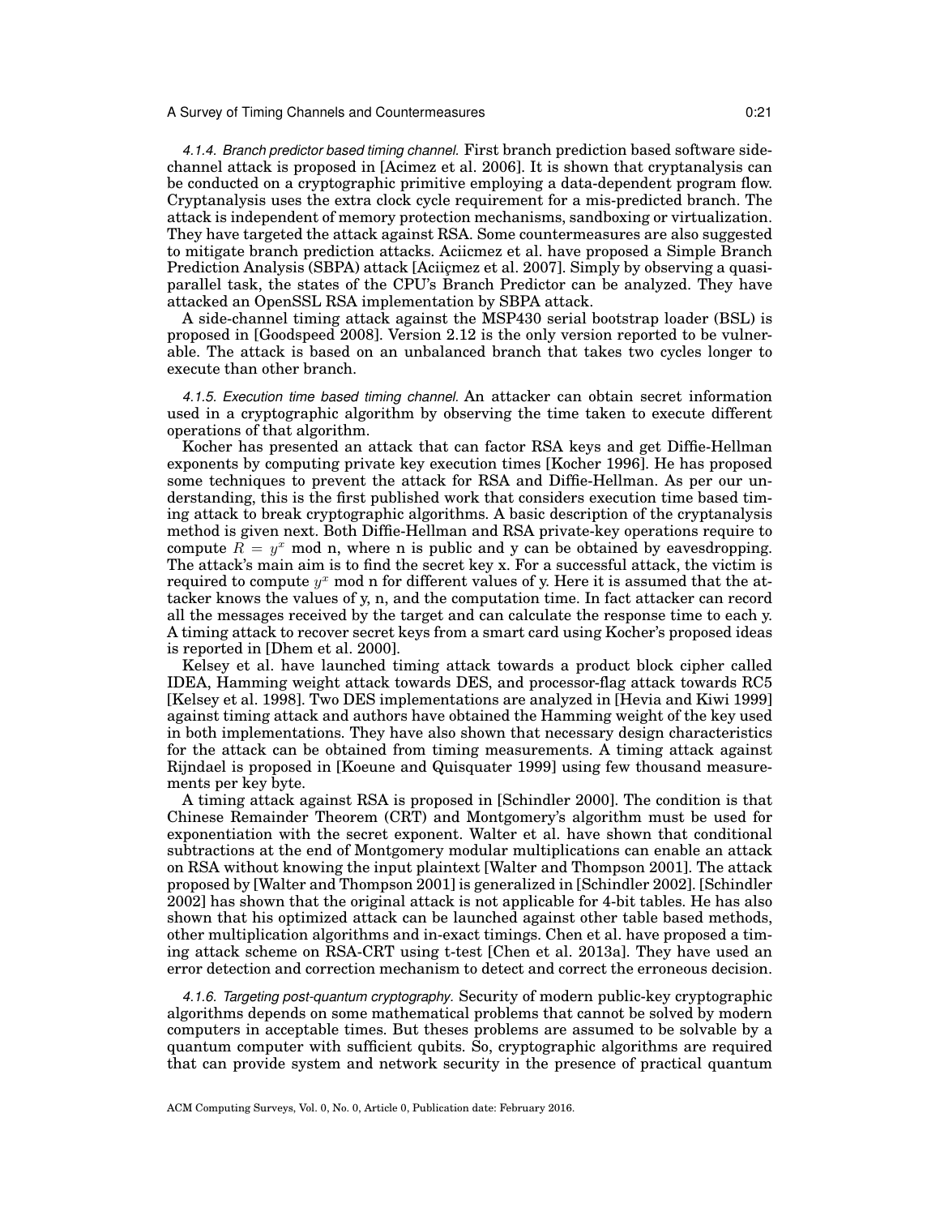*4.1.4. Branch predictor based timing channel.* First branch prediction based software side-channel attack is proposed in [Acimez et al. 2006]. It is shown that cryptanalysis can be conducted on a cryptographic primitive employing a data-dependent program flow. Cryptanalysis uses the extra clock cycle requirement for a mis-predicted branch. The attack is independent of memory protection mechanisms, sandboxing or virtualization. They have targeted the attack against RSA. Some countermeasures are also suggested to mitigate branch prediction attacks. Aciicmez et al. have proposed a Simple Branch Prediction Analysis (SBPA) attack [Aciiçmez et al. 2007]. Simply by observing a quasi-parallel task, the states of the CPU's Branch Predictor can be analyzed. They have attacked an OpenSSL RSA implementation by SBPA attack.

A side-channel timing attack against the MSP430 serial bootstrap loader (BSL) is proposed in [Goodspeed 2008]. Version 2.12 is the only version reported to be vulnerable. The attack is based on an unbalanced branch that takes two cycles longer to execute than other branch.

*4.1.5. Execution time based timing channel.* An attacker can obtain secret information used in a cryptographic algorithm by observing the time taken to execute different operations of that algorithm.

Kocher has presented an attack that can factor RSA keys and get Diffie-Hellman exponents by computing private key execution times [Kocher 1996]. He has proposed some techniques to prevent the attack for RSA and Diffie-Hellman. As per our understanding, this is the first published work that considers execution time based timing attack to break cryptographic algorithms. A basic description of the cryptanalysis method is given next. Both Diffie-Hellman and RSA private-key operations require to compute $R = y^x$ mod n, where n is public and y can be obtained by eavesdropping. The attack's main aim is to find the secret key x. For a successful attack, the victim is required to compute $y^x$ mod n for different values of y. Here it is assumed that the attacker knows the values of y, n, and the computation time. In fact attacker can record all the messages received by the target and can calculate the response time to each y. A timing attack to recover secret keys from a smart card using Kocher's proposed ideas is reported in [Dhem et al. 2000].

Kelsey et al. have launched timing attack towards a product block cipher called IDEA, Hamming weight attack towards DES, and processor-flag attack towards RC5 [Kelsey et al. 1998]. Two DES implementations are analyzed in [Hevia and Kiwi 1999] against timing attack and authors have obtained the Hamming weight of the key used in both implementations. They have also shown that necessary design characteristics for the attack can be obtained from timing measurements. A timing attack against Rijndael is proposed in [Koeune and Quisquater 1999] using few thousand measurements per key byte.

A timing attack against RSA is proposed in [Schindler 2000]. The condition is that Chinese Remainder Theorem (CRT) and Montgomery's algorithm must be used for exponentiation with the secret exponent. Walter et al. have shown that conditional subtractions at the end of Montgomery modular multiplications can enable an attack on RSA without knowing the input plaintext [Walter and Thompson 2001]. The attack proposed by [Walter and Thompson 2001] is generalized in [Schindler 2002]. [Schindler 2002] has shown that the original attack is not applicable for 4-bit tables. He has also shown that his optimized attack can be launched against other table based methods, other multiplication algorithms and in-exact timings. Chen et al. have proposed a timing attack scheme on RSA-CRT using t-test [Chen et al. 2013a]. They have used an error detection and correction mechanism to detect and correct the erroneous decision.

*4.1.6. Targeting post-quantum cryptography.* Security of modern public-key cryptographic algorithms depends on some mathematical problems that cannot be solved by modern computers in acceptable times. But theses problems are assumed to be solvable by a quantum computer with sufficient qubits. So, cryptographic algorithms are required that can provide system and network security in the presence of practical quantum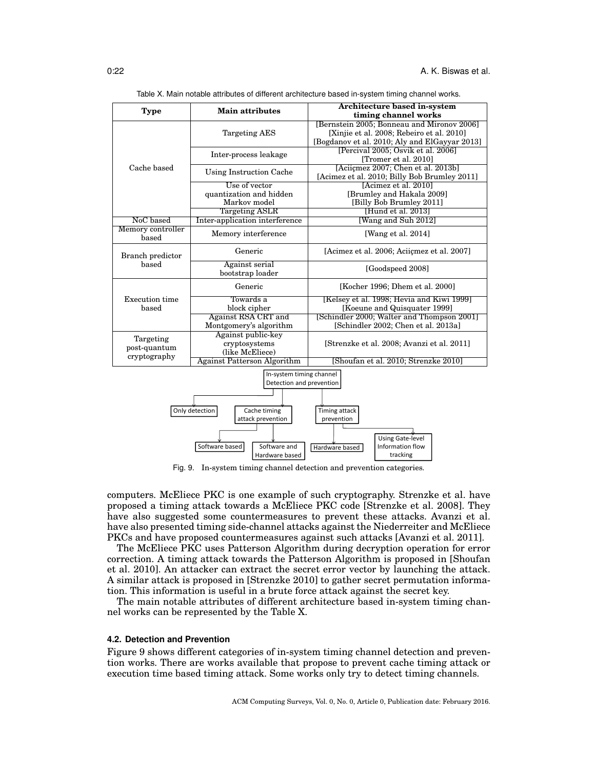Table X. Main notable attributes of different architecture based in-system timing channel works.

| Type | Main attributes | Architecture based in-system timing channel works |
|---|---|---|
| Cache based | Targeting AES | [Bernstein 2005; Bonneau and Mironov 2006] [Xinjie et al. 2008; Rebeiro et al. 2010] [Bogdanov et al. 2010; Aly and ElGayyar 2013] |
| | Inter-process leakage | [Percival 2005; Osvik et al. 2006] [Tromer et al. 2010] |
| | Using Instruction Cache | [Aciiçmez 2007; Chen et al. 2013b] [Acimez et al. 2010; Billy Bob Brumley 2011] |
| | Use of vector quantization and hidden Markov model | [Acimez et al. 2010] [Brumley and Hakala 2009] [Billy Bob Brumley 2011] |
| | Targeting ASLR | [Hund et al. 2013] |
| NoC based | Inter-application interference | [Wang and Suh 2012] |
| Memory controller based | Memory interference | [Wang et al. 2014] |
| Branch predictor based | Generic | [Acimez et al. 2006; Aciiçmez et al. 2007] |
| | Against serial bootstrap loader | [Goodspeed 2008] |
| Execution time based | Generic | [Kocher 1996; Dhem et al. 2000] |
| | Towards a block cipher | [Kelsey et al. 1998; Hevia and Kiwi 1999] [Koeune and Quisquater 1999] |
| | Against RSA CRT and Montgomery's algorithm | [Schindler 2000; Walter and Thompson 2001] [Schindler 2002; Chen et al. 2013a] |
| Targeting post-quantum cryptography | Against public-key cryptosystems (like McEliece) | [Strenzke et al. 2008; Avanzi et al. 2011] |
| | Against Patterson Algorithm | [Shoufan et al. 2010; Strenzke 2010] |

Fig. 9. In-system timing channel detection and prevention categories.

computers. McEliece PKC is one example of such cryptography. Strenzke et al. have proposed a timing attack towards a McEliece PKC code [Strenzke et al. 2008]. They have also suggested some countermeasures to prevent these attacks. Avanzi et al. have also presented timing side-channel attacks against the Niederreiter and McEliece PKCs and have proposed countermeasures against such attacks [Avanzi et al. 2011].

The McEliece PKC uses Patterson Algorithm during decryption operation for error correction. A timing attack towards the Patterson Algorithm is proposed in [Shoufan et al. 2010]. An attacker can extract the secret error vector by launching the attack. A similar attack is proposed in [Strenzke 2010] to gather secret permutation information. This information is useful in a brute force attack against the secret key.

The main notable attributes of different architecture based in-system timing channel works can be represented by the Table X.

### 4.2. Detection and Prevention

Figure 9 shows different categories of in-system timing channel detection and prevention works. There are works available that propose to prevent cache timing attack or execution time based timing attack. Some works only try to detect timing channels.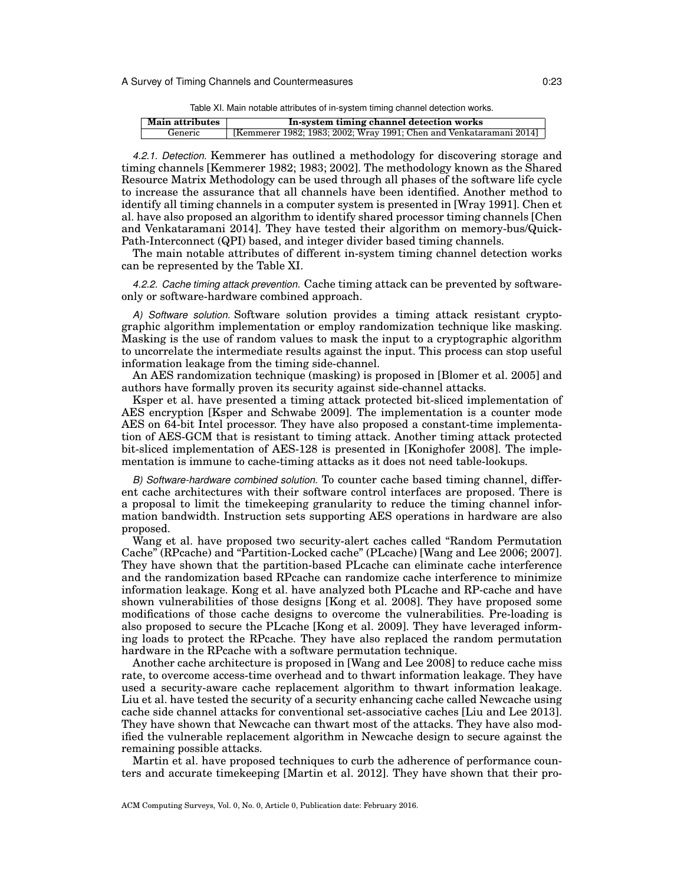Table XI. Main notable attributes of in-system timing channel detection works.

| Main attributes | In-system timing channel detection works |
| --- | --- |
| Generic | [Kemmerer 1982; 1983; 2002; Wray 1991; Chen and Venkataramani 2014] |

*4.2.1. Detection.* Kemmerer has outlined a methodology for discovering storage and timing channels [Kemmerer 1982; 1983; 2002]. The methodology known as the Shared Resource Matrix Methodology can be used through all phases of the software life cycle to increase the assurance that all channels have been identified. Another method to identify all timing channels in a computer system is presented in [Wray 1991]. Chen et al. have also proposed an algorithm to identify shared processor timing channels [Chen and Venkataramani 2014]. They have tested their algorithm on memory-bus/Quick-Path-Interconnect (QPI) based, and integer divider based timing channels.

The main notable attributes of different in-system timing channel detection works can be represented by the Table XI.

*4.2.2. Cache timing attack prevention.* Cache timing attack can be prevented by software-only or software-hardware combined approach.

*A) Software solution.* Software solution provides a timing attack resistant cryptographic algorithm implementation or employ randomization technique like masking. Masking is the use of random values to mask the input to a cryptographic algorithm to uncorrelate the intermediate results against the input. This process can stop useful information leakage from the timing side-channel.

An AES randomization technique (masking) is proposed in [Blomer et al. 2005] and authors have formally proven its security against side-channel attacks.

Ksper et al. have presented a timing attack protected bit-sliced implementation of AES encryption [Ksper and Schwabe 2009]. The implementation is a counter mode AES on 64-bit Intel processor. They have also proposed a constant-time implementation of AES-GCM that is resistant to timing attack. Another timing attack protected bit-sliced implementation of AES-128 is presented in [Konighofer 2008]. The implementation is immune to cache-timing attacks as it does not need table-lookups.

*B) Software-hardware combined solution.* To counter cache based timing channel, different cache architectures with their software control interfaces are proposed. There is a proposal to limit the timekeeping granularity to reduce the timing channel information bandwidth. Instruction sets supporting AES operations in hardware are also proposed.

Wang et al. have proposed two security-alert caches called "Random Permutation Cache" (RPcache) and "Partition-Locked cache" (PLcache) [Wang and Lee 2006; 2007]. They have shown that the partition-based PLcache can eliminate cache interference and the randomization based RPcache can randomize cache interference to minimize information leakage. Kong et al. have analyzed both PLcache and RP-cache and have shown vulnerabilities of those designs [Kong et al. 2008]. They have proposed some modifications of those cache designs to overcome the vulnerabilities. Pre-loading is also proposed to secure the PLcache [Kong et al. 2009]. They have leveraged informing loads to protect the RPcache. They have also replaced the random permutation hardware in the RPcache with a software permutation technique.

Another cache architecture is proposed in [Wang and Lee 2008] to reduce cache miss rate, to overcome access-time overhead and to thwart information leakage. They have used a security-aware cache replacement algorithm to thwart information leakage. Liu et al. have tested the security of a security enhancing cache called Newcache using cache side channel attacks for conventional set-associative caches [Liu and Lee 2013]. They have shown that Newcache can thwart most of the attacks. They have also modified the vulnerable replacement algorithm in Newcache design to secure against the remaining possible attacks.

Martin et al. have proposed techniques to curb the adherence of performance counters and accurate timekeeping [Martin et al. 2012]. They have shown that their pro-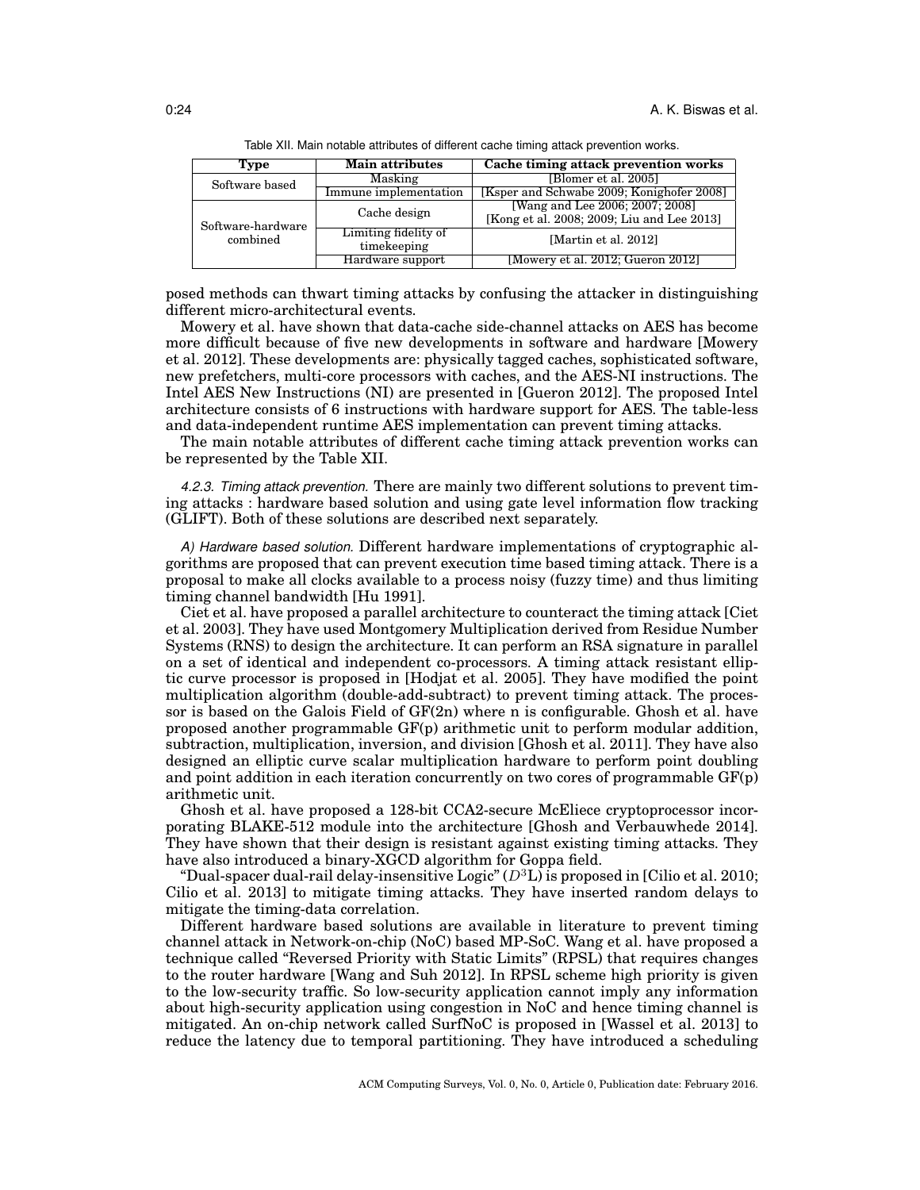Table XII. Main notable attributes of different cache timing attack prevention works.

| Type | Main attributes | Cache timing attack prevention works |
|---|---|---|
| Software based | Masking | [Blomer et al. 2005] |
| | Immune implementation | [Ksper and Schwabe 2009; Konighofer 2008] |
| Software-hardware combined | Cache design | [Wang and Lee 2006; 2007; 2008] [Kong et al. 2008; 2009; Liu and Lee 2013] |
| | Limiting fidelity of timekeeping | [Martin et al. 2012] |
| | Hardware support | [Mowery et al. 2012; Gueron 2012] |

posed methods can thwart timing attacks by confusing the attacker in distinguishing different micro-architectural events.

Mowery et al. have shown that data-cache side-channel attacks on AES has become more difficult because of five new developments in software and hardware [Mowery et al. 2012]. These developments are: physically tagged caches, sophisticated software, new prefetchers, multi-core processors with caches, and the AES-NI instructions. The Intel AES New Instructions (NI) are presented in [Gueron 2012]. The proposed Intel architecture consists of 6 instructions with hardware support for AES. The table-less and data-independent runtime AES implementation can prevent timing attacks.

The main notable attributes of different cache timing attack prevention works can be represented by the Table XII.

*4.2.3. Timing attack prevention.* There are mainly two different solutions to prevent timing attacks : hardware based solution and using gate level information flow tracking (GLIFT). Both of these solutions are described next separately.

*A) Hardware based solution.* Different hardware implementations of cryptographic algorithms are proposed that can prevent execution time based timing attack. There is a proposal to make all clocks available to a process noisy (fuzzy time) and thus limiting timing channel bandwidth [Hu 1991].

Ciet et al. have proposed a parallel architecture to counteract the timing attack [Ciet et al. 2003]. They have used Montgomery Multiplication derived from Residue Number Systems (RNS) to design the architecture. It can perform an RSA signature in parallel on a set of identical and independent co-processors. A timing attack resistant elliptic curve processor is proposed in [Hodjat et al. 2005]. They have modified the point multiplication algorithm (double-add-subtract) to prevent timing attack. The processor is based on the Galois Field of GF(2n) where n is configurable. Ghosh et al. have proposed another programmable GF(p) arithmetic unit to perform modular addition, subtraction, multiplication, inversion, and division [Ghosh et al. 2011]. They have also designed an elliptic curve scalar multiplication hardware to perform point doubling and point addition in each iteration concurrently on two cores of programmable GF(p) arithmetic unit.

Ghosh et al. have proposed a 128-bit CCA2-secure McEliece cryptoprocessor incorporating BLAKE-512 module into the architecture [Ghosh and Verbauwhede 2014]. They have shown that their design is resistant against existing timing attacks. They have also introduced a binary-XGCD algorithm for Goppa field.

"Dual-spacer dual-rail delay-insensitive Logic" ($D^3$L) is proposed in [Cilio et al. 2010; Cilio et al. 2013] to mitigate timing attacks. They have inserted random delays to mitigate the timing-data correlation.

Different hardware based solutions are available in literature to prevent timing channel attack in Network-on-chip (NoC) based MP-SoC. Wang et al. have proposed a technique called "Reversed Priority with Static Limits" (RPSL) that requires changes to the router hardware [Wang and Suh 2012]. In RPSL scheme high priority is given to the low-security traffic. So low-security application cannot imply any information about high-security application using congestion in NoC and hence timing channel is mitigated. An on-chip network called SurfNoC is proposed in [Wassel et al. 2013] to reduce the latency due to temporal partitioning. They have introduced a scheduling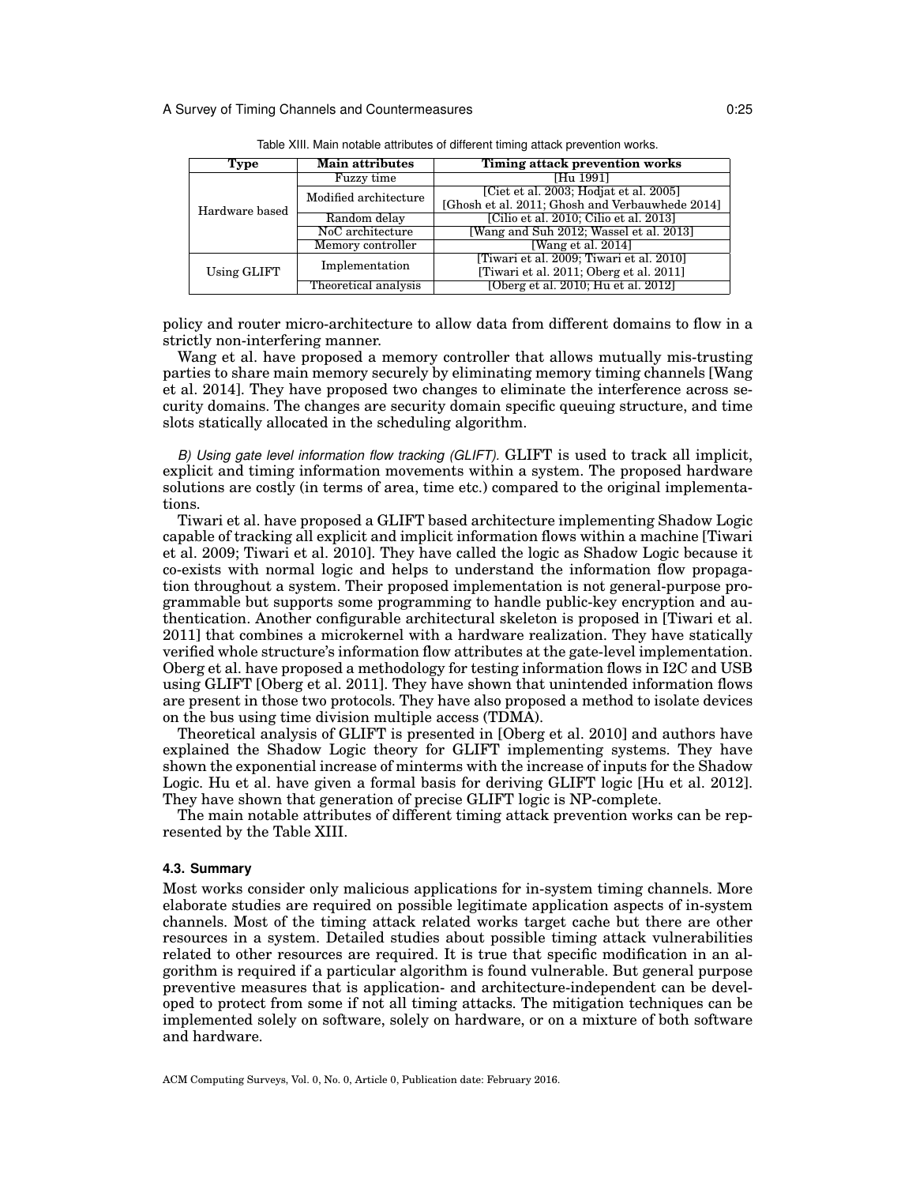Table XIII. Main notable attributes of different timing attack prevention works.

| Type | Main attributes | Timing attack prevention works |
|---|---|---|
| Hardware based | Fuzzy time | [Hu 1991] |
| | Modified architecture | [Ciet et al. 2003; Hodjat et al. 2005] [Ghosh et al. 2011; Ghosh and Verbauwhede 2014] |
| | Random delay | [Cilio et al. 2010; Cilio et al. 2013] |
| | NoC architecture | [Wang and Suh 2012; Wassel et al. 2013] |
| | Memory controller | [Wang et al. 2014] |
| Using GLIFT | Implementation | [Tiwari et al. 2009; Tiwari et al. 2010] [Tiwari et al. 2011; Oberg et al. 2011] |
| | Theoretical analysis | [Oberg et al. 2010; Hu et al. 2012] |

policy and router micro-architecture to allow data from different domains to flow in a strictly non-interfering manner.

Wang et al. have proposed a memory controller that allows mutually mis-trusting parties to share main memory securely by eliminating memory timing channels [Wang et al. 2014]. They have proposed two changes to eliminate the interference across security domains. The changes are security domain specific queuing structure, and time slots statically allocated in the scheduling algorithm.

*B) Using gate level information flow tracking (GLIFT).* GLIFT is used to track all implicit, explicit and timing information movements within a system. The proposed hardware solutions are costly (in terms of area, time etc.) compared to the original implementations.

Tiwari et al. have proposed a GLIFT based architecture implementing Shadow Logic capable of tracking all explicit and implicit information flows within a machine [Tiwari et al. 2009; Tiwari et al. 2010]. They have called the logic as Shadow Logic because it co-exists with normal logic and helps to understand the information flow propagation throughout a system. Their proposed implementation is not general-purpose programmable but supports some programming to handle public-key encryption and authentication. Another configurable architectural skeleton is proposed in [Tiwari et al. 2011] that combines a microkernel with a hardware realization. They have statically verified whole structure's information flow attributes at the gate-level implementation. Oberg et al. have proposed a methodology for testing information flows in I2C and USB using GLIFT [Oberg et al. 2011]. They have shown that unintended information flows are present in those two protocols. They have also proposed a method to isolate devices on the bus using time division multiple access (TDMA).

Theoretical analysis of GLIFT is presented in [Oberg et al. 2010] and authors have explained the Shadow Logic theory for GLIFT implementing systems. They have shown the exponential increase of minterms with the increase of inputs for the Shadow Logic. Hu et al. have given a formal basis for deriving GLIFT logic [Hu et al. 2012]. They have shown that generation of precise GLIFT logic is NP-complete.

The main notable attributes of different timing attack prevention works can be represented by the Table XIII.

### 4.3. Summary

Most works consider only malicious applications for in-system timing channels. More elaborate studies are required on possible legitimate application aspects of in-system channels. Most of the timing attack related works target cache but there are other resources in a system. Detailed studies about possible timing attack vulnerabilities related to other resources are required. It is true that specific modification in an algorithm is required if a particular algorithm is found vulnerable. But general purpose preventive measures that is application- and architecture-independent can be developed to protect from some if not all timing attacks. The mitigation techniques can be implemented solely on software, solely on hardware, or on a mixture of both software and hardware.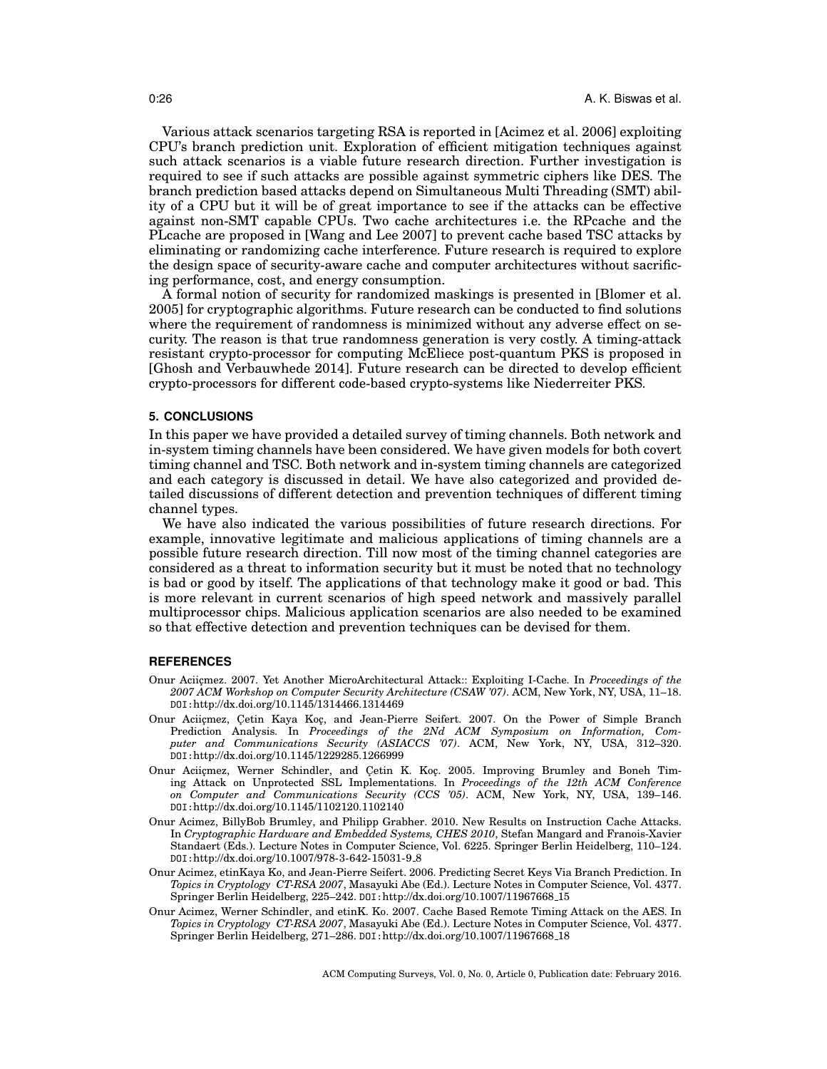Various attack scenarios targeting RSA is reported in [Acimez et al. 2006] exploiting CPU's branch prediction unit. Exploration of efficient mitigation techniques against such attack scenarios is a viable future research direction. Further investigation is required to see if such attacks are possible against symmetric ciphers like DES. The branch prediction based attacks depend on Simultaneous Multi Threading (SMT) ability of a CPU but it will be of great importance to see if the attacks can be effective against non-SMT capable CPUs. Two cache architectures i.e. the RPcache and the PLcache are proposed in [Wang and Lee 2007] to prevent cache based TSC attacks by eliminating or randomizing cache interference. Future research is required to explore the design space of security-aware cache and computer architectures without sacrificing performance, cost, and energy consumption.

A formal notion of security for randomized maskings is presented in [Blomer et al. 2005] for cryptographic algorithms. Future research can be conducted to find solutions where the requirement of randomness is minimized without any adverse effect on security. The reason is that true randomness generation is very costly. A timing-attack resistant crypto-processor for computing McEliece post-quantum PKS is proposed in [Ghosh and Verbauwhede 2014]. Future research can be directed to develop efficient crypto-processors for different code-based crypto-systems like Niederreiter PKS.

## 5. CONCLUSIONS

In this paper we have provided a detailed survey of timing channels. Both network and in-system timing channels have been considered. We have given models for both covert timing channel and TSC. Both network and in-system timing channels are categorized and each category is discussed in detail. We have also categorized and provided detailed discussions of different detection and prevention techniques of different timing channel types.

We have also indicated the various possibilities of future research directions. For example, innovative legitimate and malicious applications of timing channels are a possible future research direction. Till now most of the timing channel categories are considered as a threat to information security but it must be noted that no technology is bad or good by itself. The applications of that technology make it good or bad. This is more relevant in current scenarios of high speed network and massively parallel multiprocessor chips. Malicious application scenarios are also needed to be examined so that effective detection and prevention techniques can be devised for them.

## REFERENCES

Onur Aciiçmez. 2007. Yet Another MicroArchitectural Attack:: Exploiting I-Cache. In *Proceedings of the 2007 ACM Workshop on Computer Security Architecture (CSAW '07)*. ACM, New York, NY, USA, 11–18. DOI:http://dx.doi.org/10.1145/1314466.1314469

Onur Aciiçmez, Çetin Kaya Koç, and Jean-Pierre Seifert. 2007. On the Power of Simple Branch Prediction Analysis. In *Proceedings of the 2Nd ACM Symposium on Information, Computer and Communications Security (ASIACCS '07)*. ACM, New York, NY, USA, 312–320. DOI:http://dx.doi.org/10.1145/1229285.1266999

Onur Aciiçmez, Werner Schindler, and Çetin K. Koç. 2005. Improving Brumley and Boneh Timing Attack on Unprotected SSL Implementations. In *Proceedings of the 12th ACM Conference on Computer and Communications Security (CCS '05)*. ACM, New York, NY, USA, 139–146. DOI:http://dx.doi.org/10.1145/1102120.1102140

Onur Acimez, BillyBob Brumley, and Philipp Grabher. 2010. New Results on Instruction Cache Attacks. In *Cryptographic Hardware and Embedded Systems, CHES 2010*, Stefan Mangard and Franois-Xavier Standaert (Eds.). Lecture Notes in Computer Science, Vol. 6225. Springer Berlin Heidelberg, 110–124. DOI:http://dx.doi.org/10.1007/978-3-642-15031-9_8

Onur Acimez, etinKaya Ko, and Jean-Pierre Seifert. 2006. Predicting Secret Keys Via Branch Prediction. In *Topics in Cryptology CT-RSA 2007*, Masayuki Abe (Ed.). Lecture Notes in Computer Science, Vol. 4377. Springer Berlin Heidelberg, 225–242. DOI:http://dx.doi.org/10.1007/11967668_15

Onur Acimez, Werner Schindler, and etinK. Ko. 2007. Cache Based Remote Timing Attack on the AES. In *Topics in Cryptology CT-RSA 2007*, Masayuki Abe (Ed.). Lecture Notes in Computer Science, Vol. 4377. Springer Berlin Heidelberg, 271–286. DOI:http://dx.doi.org/10.1007/11967668_18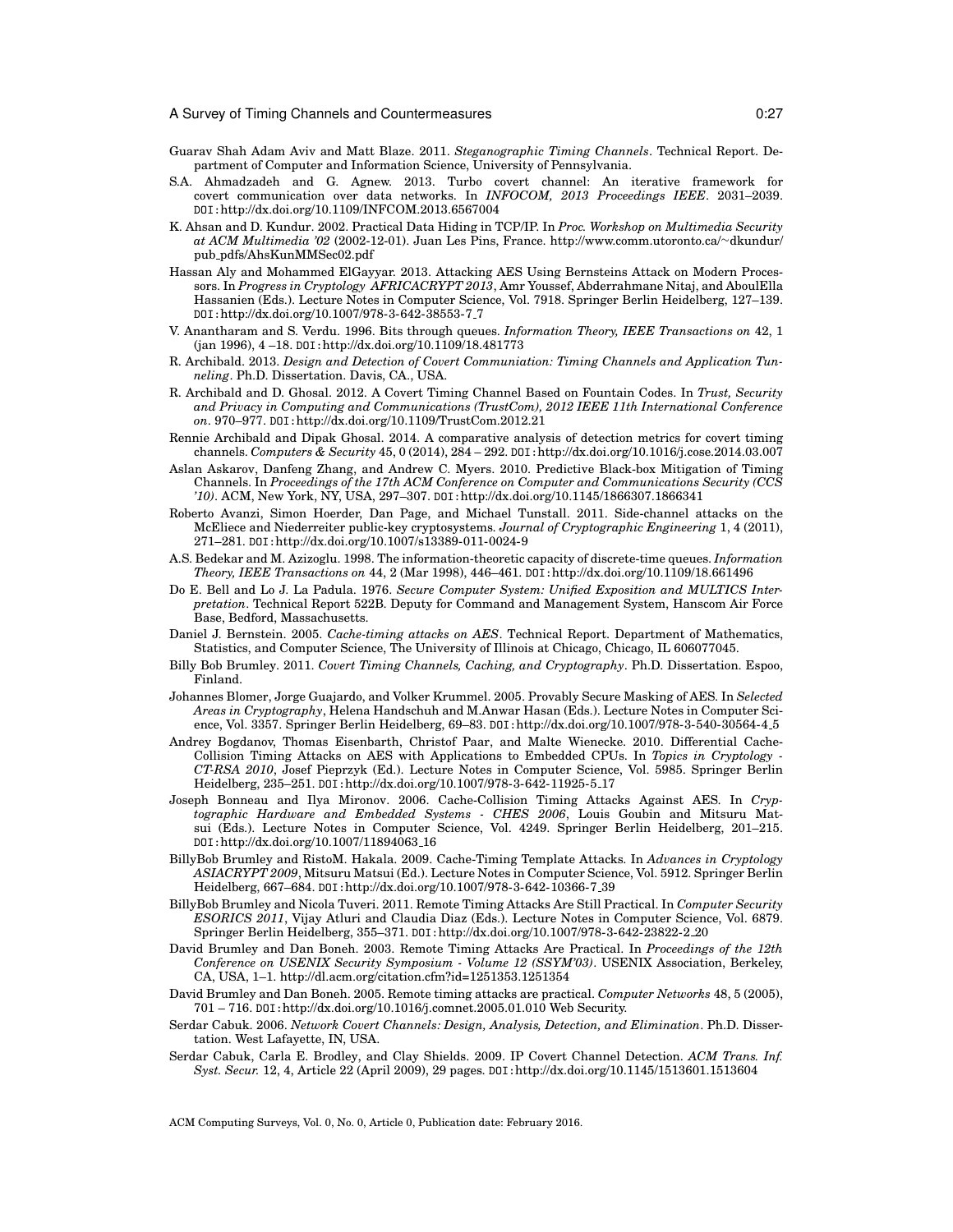Guarav Shah Adam Aviv and Matt Blaze. 2011. *Steganographic Timing Channels*. Technical Report. Department of Computer and Information Science, University of Pennsylvania.

S.A. Ahmadzadeh and G. Agnew. 2013. Turbo covert channel: An iterative framework for covert communication over data networks. In *INFOCOM, 2013 Proceedings IEEE*. 2031–2039. DOI:http://dx.doi.org/10.1109/INFCOM.2013.6567004

K. Ahsan and D. Kundur. 2002. Practical Data Hiding in TCP/IP. In *Proc. Workshop on Multimedia Security at ACM Multimedia '02* (2002-12-01). Juan Les Pins, France. http://www.comm.utoronto.ca/~dkundur/pub_pdfs/AhsKunMMSec02.pdf

Hassan Aly and Mohammed ElGayyar. 2013. Attacking AES Using Bernsteins Attack on Modern Processors. In *Progress in Cryptology AFRICACRYPT 2013*, Amr Youssef, Abderrahmane Nitaj, and AboulElla Hassanien (Eds.). Lecture Notes in Computer Science, Vol. 7918. Springer Berlin Heidelberg, 127–139. DOI:http://dx.doi.org/10.1007/978-3-642-38553-7_7

V. Anantharam and S. Verdu. 1996. Bits through queues. *Information Theory, IEEE Transactions on* 42, 1 (jan 1996), 4 –18. DOI:http://dx.doi.org/10.1109/18.481773

R. Archibald. 2013. *Design and Detection of Covert Communiation: Timing Channels and Application Tunneling*. Ph.D. Dissertation. Davis, CA., USA.

R. Archibald and D. Ghosal. 2012. A Covert Timing Channel Based on Fountain Codes. In *Trust, Security and Privacy in Computing and Communications (TrustCom), 2012 IEEE 11th International Conference on*. 970–977. DOI:http://dx.doi.org/10.1109/TrustCom.2012.21

Rennie Archibald and Dipak Ghosal. 2014. A comparative analysis of detection metrics for covert timing channels. *Computers & Security* 45, 0 (2014), 284 – 292. DOI:http://dx.doi.org/10.1016/j.cose.2014.03.007

Aslan Askarov, Danfeng Zhang, and Andrew C. Myers. 2010. Predictive Black-box Mitigation of Timing Channels. In *Proceedings of the 17th ACM Conference on Computer and Communications Security (CCS '10)*. ACM, New York, NY, USA, 297–307. DOI:http://dx.doi.org/10.1145/1866307.1866341

Roberto Avanzi, Simon Hoerder, Dan Page, and Michael Tunstall. 2011. Side-channel attacks on the McEliece and Niederreiter public-key cryptosystems. *Journal of Cryptographic Engineering* 1, 4 (2011), 271–281. DOI:http://dx.doi.org/10.1007/s13389-011-0024-9

A.S. Bedekar and M. Azizoglu. 1998. The information-theoretic capacity of discrete-time queues. *Information Theory, IEEE Transactions on* 44, 2 (Mar 1998), 446–461. DOI:http://dx.doi.org/10.1109/18.661496

Do E. Bell and Lo J. La Padula. 1976. *Secure Computer System: Unified Exposition and MULTICS Interpretation*. Technical Report 522B. Deputy for Command and Management System, Hanscom Air Force Base, Bedford, Massachusetts.

Daniel J. Bernstein. 2005. *Cache-timing attacks on AES*. Technical Report. Department of Mathematics, Statistics, and Computer Science, The University of Illinois at Chicago, Chicago, IL 606077045.

Billy Bob Brumley. 2011. *Covert Timing Channels, Caching, and Cryptography*. Ph.D. Dissertation. Espoo, Finland.

Johannes Blomer, Jorge Guajardo, and Volker Krummel. 2005. Provably Secure Masking of AES. In *Selected Areas in Cryptography*, Helena Handschuh and M.Anwar Hasan (Eds.). Lecture Notes in Computer Science, Vol. 3357. Springer Berlin Heidelberg, 69–83. DOI:http://dx.doi.org/10.1007/978-3-540-30564-4_5

Andrey Bogdanov, Thomas Eisenbarth, Christof Paar, and Malte Wienecke. 2010. Differential Cache-Collision Timing Attacks on AES with Applications to Embedded CPUs. In *Topics in Cryptology - CT-RSA 2010*, Josef Pieprzyk (Ed.). Lecture Notes in Computer Science, Vol. 5985. Springer Berlin Heidelberg, 235–251. DOI:http://dx.doi.org/10.1007/978-3-642-11925-5_17

Joseph Bonneau and Ilya Mironov. 2006. Cache-Collision Timing Attacks Against AES. In *Cryptographic Hardware and Embedded Systems - CHES 2006*, Louis Goubin and Mitsuru Matsui (Eds.). Lecture Notes in Computer Science, Vol. 4249. Springer Berlin Heidelberg, 201–215. DOI:http://dx.doi.org/10.1007/11894063_16

BillyBob Brumley and RistoM. Hakala. 2009. Cache-Timing Template Attacks. In *Advances in Cryptology ASIACRYPT 2009*, Mitsuru Matsui (Ed.). Lecture Notes in Computer Science, Vol. 5912. Springer Berlin Heidelberg, 667–684. DOI:http://dx.doi.org/10.1007/978-3-642-10366-7_39

BillyBob Brumley and Nicola Tuveri. 2011. Remote Timing Attacks Are Still Practical. In *Computer Security ESORICS 2011*, Vijay Atluri and Claudia Diaz (Eds.). Lecture Notes in Computer Science, Vol. 6879. Springer Berlin Heidelberg, 355–371. DOI:http://dx.doi.org/10.1007/978-3-642-23822-2_20

David Brumley and Dan Boneh. 2003. Remote Timing Attacks Are Practical. In *Proceedings of the 12th Conference on USENIX Security Symposium - Volume 12 (SSYM'03)*. USENIX Association, Berkeley, CA, USA, 1–1. http://dl.acm.org/citation.cfm?id=1251353.1251354

David Brumley and Dan Boneh. 2005. Remote timing attacks are practical. *Computer Networks* 48, 5 (2005), 701 – 716. DOI:http://dx.doi.org/10.1016/j.comnet.2005.01.010 Web Security.

Serdar Cabuk. 2006. *Network Covert Channels: Design, Analysis, Detection, and Elimination*. Ph.D. Dissertation. West Lafayette, IN, USA.

Serdar Cabuk, Carla E. Brodley, and Clay Shields. 2009. IP Covert Channel Detection. *ACM Trans. Inf. Syst. Secur.* 12, 4, Article 22 (April 2009), 29 pages. DOI:http://dx.doi.org/10.1145/1513601.1513604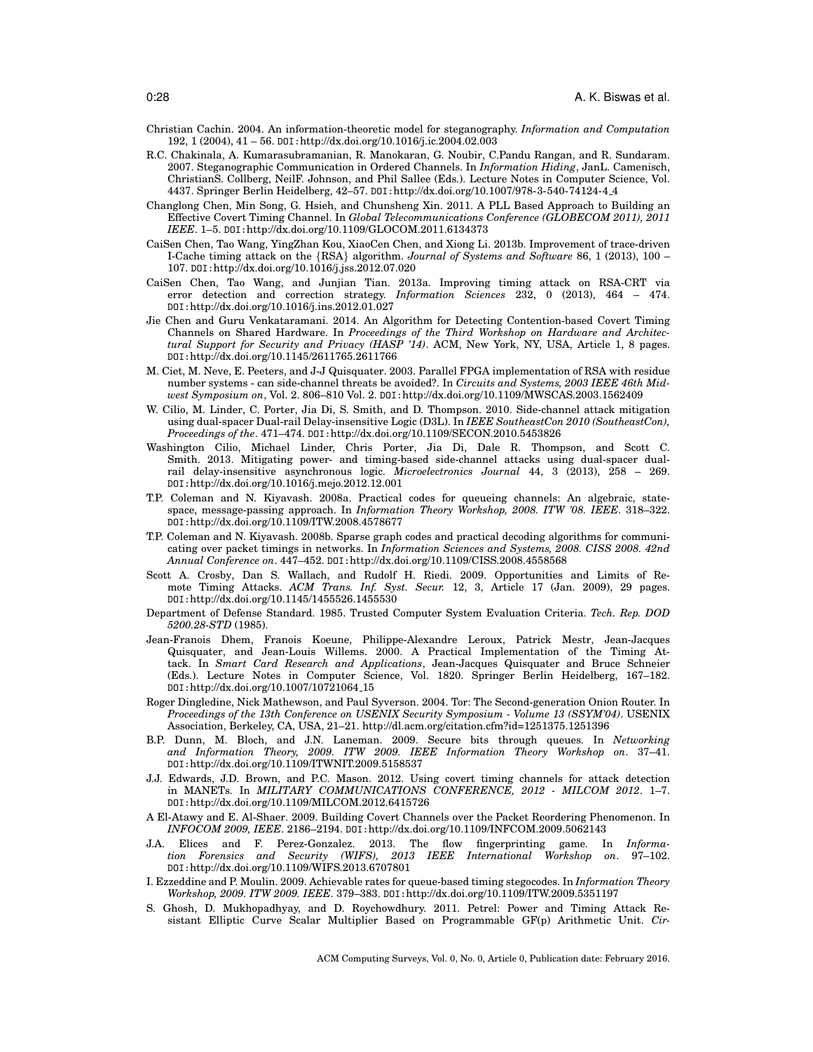Christian Cachin. 2004. An information-theoretic model for steganography. *Information and Computation* 192, 1 (2004), 41 – 56. DOI: http://dx.doi.org/10.1016/j.ic.2004.02.003

R.C. Chakinala, A. Kumarasubramanian, R. Manokaran, G. Noubir, C.Pandu Rangan, and R. Sundaram. 2007. Steganographic Communication in Ordered Channels. In *Information Hiding*, JanL. Camenisch, ChristianS. Collberg, NeilF. Johnson, and Phil Sallee (Eds.). Lecture Notes in Computer Science, Vol. 4437. Springer Berlin Heidelberg, 42–57. DOI: http://dx.doi.org/10.1007/978-3-540-74124-4_4

Changlong Chen, Min Song, G. Hsieh, and Chunsheng Xin. 2011. A PLL Based Approach to Building an Effective Covert Timing Channel. In *Global Telecommunications Conference (GLOBECOM 2011), 2011 IEEE*. 1–5. DOI: http://dx.doi.org/10.1109/GLOCOM.2011.6134373

CaiSen Chen, Tao Wang, YingZhan Kou, XiaoCen Chen, and Xiong Li. 2013b. Improvement of trace-driven I-Cache timing attack on the {RSA} algorithm. *Journal of Systems and Software* 86, 1 (2013), 100 – 107. DOI: http://dx.doi.org/10.1016/j.jss.2012.07.020

CaiSen Chen, Tao Wang, and Junjian Tian. 2013a. Improving timing attack on RSA-CRT via error detection and correction strategy. *Information Sciences* 232, 0 (2013), 464 – 474. DOI: http://dx.doi.org/10.1016/j.ins.2012.01.027

Jie Chen and Guru Venkataramani. 2014. An Algorithm for Detecting Contention-based Covert Timing Channels on Shared Hardware. In *Proceedings of the Third Workshop on Hardware and Architectural Support for Security and Privacy (HASP '14)*. ACM, New York, NY, USA, Article 1, 8 pages. DOI: http://dx.doi.org/10.1145/2611765.2611766

M. Ciet, M. Neve, E. Peeters, and J-J Quisquater. 2003. Parallel FPGA implementation of RSA with residue number systems - can side-channel threats be avoided?. In *Circuits and Systems, 2003 IEEE 46th Midwest Symposium on*, Vol. 2. 806–810 Vol. 2. DOI: http://dx.doi.org/10.1109/MWSCAS.2003.1562409

W. Cilio, M. Linder, C. Porter, Jia Di, S. Smith, and D. Thompson. 2010. Side-channel attack mitigation using dual-spacer Dual-rail Delay-insensitive Logic (D3L). In *IEEE SoutheastCon 2010 (SoutheastCon), Proceedings of the*. 471–474. DOI: http://dx.doi.org/10.1109/SECON.2010.5453826

Washington Cilio, Michael Linder, Chris Porter, Jia Di, Dale R. Thompson, and Scott C. Smith. 2013. Mitigating power- and timing-based side-channel attacks using dual-spacer dual-rail delay-insensitive asynchronous logic. *Microelectronics Journal* 44, 3 (2013), 258 – 269. DOI: http://dx.doi.org/10.1016/j.mejo.2012.12.001

T.P. Coleman and N. Kiyavash. 2008a. Practical codes for queueing channels: An algebraic, state-space, message-passing approach. In *Information Theory Workshop, 2008. ITW '08. IEEE*. 318–322. DOI: http://dx.doi.org/10.1109/ITW.2008.4578677

T.P. Coleman and N. Kiyavash. 2008b. Sparse graph codes and practical decoding algorithms for communicating over packet timings in networks. In *Information Sciences and Systems, 2008. CISS 2008. 42nd Annual Conference on*. 447–452. DOI: http://dx.doi.org/10.1109/CISS.2008.4558568

Scott A. Crosby, Dan S. Wallach, and Rudolf H. Riedi. 2009. Opportunities and Limits of Remote Timing Attacks. *ACM Trans. Inf. Syst. Secur.* 12, 3, Article 17 (Jan. 2009), 29 pages. DOI: http://dx.doi.org/10.1145/1455526.1455530

Department of Defense Standard. 1985. Trusted Computer System Evaluation Criteria. *Tech. Rep. DOD 5200.28-STD* (1985).

Jean-Franois Dhem, Franois Koeune, Philippe-Alexandre Leroux, Patrick Mestr, Jean-Jacques Quisquater, and Jean-Louis Willems. 2000. A Practical Implementation of the Timing Attack. In *Smart Card Research and Applications*, Jean-Jacques Quisquater and Bruce Schneier (Eds.). Lecture Notes in Computer Science, Vol. 1820. Springer Berlin Heidelberg, 167–182. DOI: http://dx.doi.org/10.1007/10721064_15

Roger Dingledine, Nick Mathewson, and Paul Syverson. 2004. Tor: The Second-generation Onion Router. In *Proceedings of the 13th Conference on USENIX Security Symposium - Volume 13 (SSYM'04)*. USENIX Association, Berkeley, CA, USA, 21–21. http://dl.acm.org/citation.cfm?id=1251375.1251396

B.P. Dunn, M. Bloch, and J.N. Laneman. 2009. Secure bits through queues. In *Networking and Information Theory, 2009. ITW 2009. IEEE Information Theory Workshop on*. 37–41. DOI: http://dx.doi.org/10.1109/ITWNIT.2009.5158537

J.J. Edwards, J.D. Brown, and P.C. Mason. 2012. Using covert timing channels for attack detection in MANETs. In *MILITARY COMMUNICATIONS CONFERENCE, 2012 - MILCOM 2012*. 1–7. DOI: http://dx.doi.org/10.1109/MILCOM.2012.6415726

A El-Atawy and E. Al-Shaer. 2009. Building Covert Channels over the Packet Reordering Phenomenon. In *INFOCOM 2009, IEEE*. 2186–2194. DOI: http://dx.doi.org/10.1109/INFCOM.2009.5062143

J.A. Elices and F. Perez-Gonzalez. 2013. The flow fingerprinting game. In *Information Forensics and Security (WIFS), 2013 IEEE International Workshop on*. 97–102. DOI: http://dx.doi.org/10.1109/WIFS.2013.6707801

I. Ezzeddine and P. Moulin. 2009. Achievable rates for queue-based timing stegocodes. In *Information Theory Workshop, 2009. ITW 2009. IEEE*. 379–383. DOI: http://dx.doi.org/10.1109/ITW.2009.5351197

S. Ghosh, D. Mukhopadhyay, and D. Roychowdhury. 2011. Petrel: Power and Timing Attack Resistant Elliptic Curve Scalar Multiplier Based on Programmable GF(p) Arithmetic Unit. *Cir-*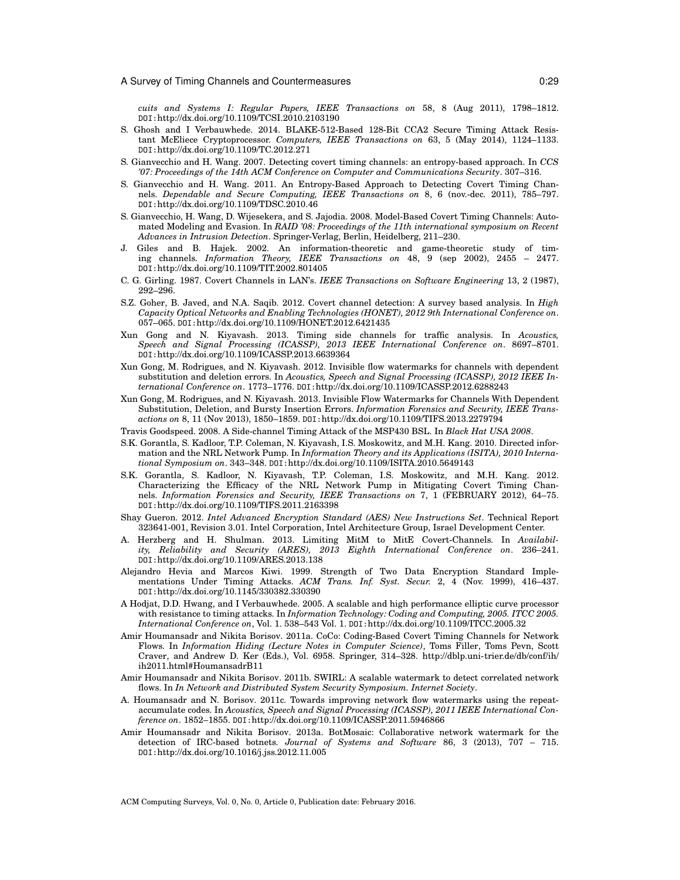*cuits and Systems I: Regular Papers, IEEE Transactions on* 58, 8 (Aug 2011), 1798–1812. DOI:http://dx.doi.org/10.1109/TCSI.2010.2103190

S. Ghosh and I Verbauwhede. 2014. BLAKE-512-Based 128-Bit CCA2 Secure Timing Attack Resistant McEliece Cryptoprocessor. *Computers, IEEE Transactions on* 63, 5 (May 2014), 1124–1133. DOI:http://dx.doi.org/10.1109/TC.2012.271

S. Gianvecchio and H. Wang. 2007. Detecting covert timing channels: an entropy-based approach. In *CCS '07: Proceedings of the 14th ACM Conference on Computer and Communications Security*. 307–316.

S. Gianvecchio and H. Wang. 2011. An Entropy-Based Approach to Detecting Covert Timing Channels. *Dependable and Secure Computing, IEEE Transactions on* 8, 6 (nov.-dec. 2011), 785–797. DOI:http://dx.doi.org/10.1109/TDSC.2010.46

S. Gianvecchio, H. Wang, D. Wijesekera, and S. Jajodia. 2008. Model-Based Covert Timing Channels: Automated Modeling and Evasion. In *RAID '08: Proceedings of the 11th international symposium on Recent Advances in Intrusion Detection*. Springer-Verlag, Berlin, Heidelberg, 211–230.

J. Giles and B. Hajek. 2002. An information-theoretic and game-theoretic study of timing channels. *Information Theory, IEEE Transactions on* 48, 9 (sep 2002), 2455 – 2477. DOI:http://dx.doi.org/10.1109/TIT.2002.801405

C. G. Girling. 1987. Covert Channels in LAN's. *IEEE Transactions on Software Engineering* 13, 2 (1987), 292–296.

S.Z. Goher, B. Javed, and N.A. Saqib. 2012. Covert channel detection: A survey based analysis. In *High Capacity Optical Networks and Enabling Technologies (HONET), 2012 9th International Conference on*. 057–065. DOI:http://dx.doi.org/10.1109/HONET.2012.6421435

Xun Gong and N. Kiyavash. 2013. Timing side channels for traffic analysis. In *Acoustics, Speech and Signal Processing (ICASSP), 2013 IEEE International Conference on*. 8697–8701. DOI:http://dx.doi.org/10.1109/ICASSP.2013.6639364

Xun Gong, M. Rodrigues, and N. Kiyavash. 2012. Invisible flow watermarks for channels with dependent substitution and deletion errors. In *Acoustics, Speech and Signal Processing (ICASSP), 2012 IEEE International Conference on*. 1773–1776. DOI:http://dx.doi.org/10.1109/ICASSP.2012.6288243

Xun Gong, M. Rodrigues, and N. Kiyavash. 2013. Invisible Flow Watermarks for Channels With Dependent Substitution, Deletion, and Bursty Insertion Errors. *Information Forensics and Security, IEEE Transactions on* 8, 11 (Nov 2013), 1850–1859. DOI:http://dx.doi.org/10.1109/TIFS.2013.2279794

Travis Goodspeed. 2008. A Side-channel Timing Attack of the MSP430 BSL. In *Black Hat USA 2008*.

S.K. Gorantla, S. Kadloor, T.P. Coleman, N. Kiyavash, I.S. Moskowitz, and M.H. Kang. 2010. Directed information and the NRL Network Pump. In *Information Theory and its Applications (ISITA), 2010 International Symposium on*. 343–348. DOI:http://dx.doi.org/10.1109/ISITA.2010.5649143

S.K. Gorantla, S. Kadloor, N. Kiyavash, T.P. Coleman, I.S. Moskowitz, and M.H. Kang. 2012. Characterizing the Efficacy of the NRL Network Pump in Mitigating Covert Timing Channels. *Information Forensics and Security, IEEE Transactions on* 7, 1 (FEBRUARY 2012), 64–75. DOI:http://dx.doi.org/10.1109/TIFS.2011.2163398

Shay Gueron. 2012. *Intel Advanced Encryption Standard (AES) New Instructions Set*. Technical Report 323641-001, Revision 3.01. Intel Corporation, Intel Architecture Group, Israel Development Center.

A. Herzberg and H. Shulman. 2013. Limiting MitM to MitE Covert-Channels. In *Availability, Reliability and Security (ARES), 2013 Eighth International Conference on*. 236–241. DOI:http://dx.doi.org/10.1109/ARES.2013.138

Alejandro Hevia and Marcos Kiwi. 1999. Strength of Two Data Encryption Standard Implementations Under Timing Attacks. *ACM Trans. Inf. Syst. Secur.* 2, 4 (Nov. 1999), 416–437. DOI:http://dx.doi.org/10.1145/330382.330390

A Hodjat, D.D. Hwang, and I Verbauwhede. 2005. A scalable and high performance elliptic curve processor with resistance to timing attacks. In *Information Technology: Coding and Computing, 2005. ITCC 2005. International Conference on*, Vol. 1. 538–543 Vol. 1. DOI:http://dx.doi.org/10.1109/ITCC.2005.32

Amir Houmansadr and Nikita Borisov. 2011a. CoCo: Coding-Based Covert Timing Channels for Network Flows. In *Information Hiding (Lecture Notes in Computer Science)*, Toms Filler, Toms Pevn, Scott Craver, and Andrew D. Ker (Eds.), Vol. 6958. Springer, 314–328. http://dblp.uni-trier.de/db/conf/ih/ih2011.html#HoumansadrB11

Amir Houmansadr and Nikita Borisov. 2011b. SWIRL: A scalable watermark to detect correlated network flows. In *In Network and Distributed System Security Symposium. Internet Society*.

A. Houmansadr and N. Borisov. 2011c. Towards improving network flow watermarks using the repeat-accumulate codes. In *Acoustics, Speech and Signal Processing (ICASSP), 2011 IEEE International Conference on*. 1852–1855. DOI:http://dx.doi.org/10.1109/ICASSP.2011.5946866

Amir Houmansadr and Nikita Borisov. 2013a. BotMosaic: Collaborative network watermark for the detection of IRC-based botnets. *Journal of Systems and Software* 86, 3 (2013), 707 – 715. DOI:http://dx.doi.org/10.1016/j.jss.2012.11.005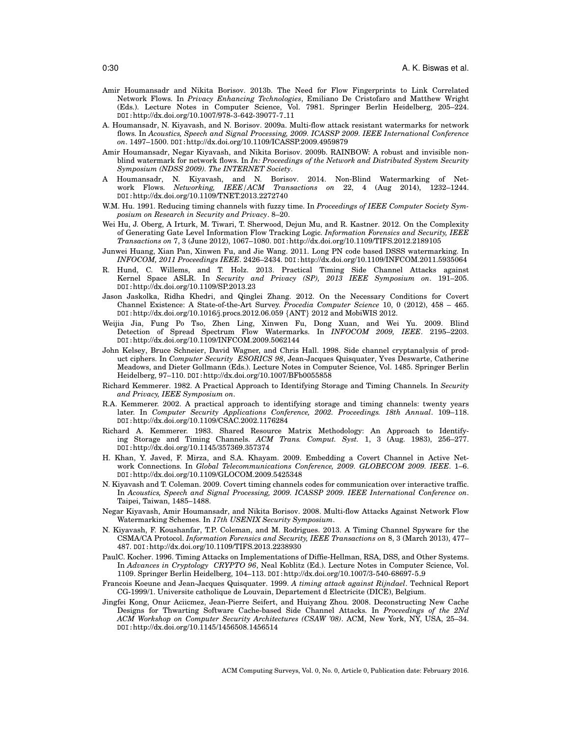Amir Houmansadr and Nikita Borisov. 2013b. The Need for Flow Fingerprints to Link Correlated Network Flows. In *Privacy Enhancing Technologies*, Emiliano De Cristofaro and Matthew Wright (Eds.). Lecture Notes in Computer Science, Vol. 7981. Springer Berlin Heidelberg, 205–224. DOI:http://dx.doi.org/10.1007/978-3-642-39077-7_11

A. Houmansadr, N. Kiyavash, and N. Borisov. 2009a. Multi-flow attack resistant watermarks for network flows. In *Acoustics, Speech and Signal Processing, 2009. ICASSP 2009. IEEE International Conference on*. 1497–1500. DOI:http://dx.doi.org/10.1109/ICASSP.2009.4959879

Amir Houmansadr, Negar Kiyavash, and Nikita Borisov. 2009b. RAINBOW: A robust and invisible non-blind watermark for network flows. In *In: Proceedings of the Network and Distributed System Security Symposium (NDSS 2009). The INTERNET Society*.

A Houmansadr, N. Kiyavash, and N. Borisov. 2014. Non-Blind Watermarking of Network Flows. *Networking, IEEE/ACM Transactions on* 22, 4 (Aug 2014), 1232–1244. DOI:http://dx.doi.org/10.1109/TNET.2013.2272740

W.M. Hu. 1991. Reducing timing channels with fuzzy time. In *Proceedings of IEEE Computer Society Symposium on Research in Security and Privacy*. 8–20.

Wei Hu, J. Oberg, A Irturk, M. Tiwari, T. Sherwood, Dejun Mu, and R. Kastner. 2012. On the Complexity of Generating Gate Level Information Flow Tracking Logic. *Information Forensics and Security, IEEE Transactions on* 7, 3 (June 2012), 1067–1080. DOI:http://dx.doi.org/10.1109/TIFS.2012.2189105

Junwei Huang, Xian Pan, Xinwen Fu, and Jie Wang. 2011. Long PN code based DSSS watermarking. In *INFOCOM, 2011 Proceedings IEEE*. 2426–2434. DOI:http://dx.doi.org/10.1109/INFCOM.2011.5935064

R. Hund, C. Willems, and T. Holz. 2013. Practical Timing Side Channel Attacks against Kernel Space ASLR. In *Security and Privacy (SP), 2013 IEEE Symposium on*. 191–205. DOI:http://dx.doi.org/10.1109/SP.2013.23

Jason Jaskolka, Ridha Khedri, and Qinglei Zhang. 2012. On the Necessary Conditions for Covert Channel Existence: A State-of-the-Art Survey. *Procedia Computer Science* 10, 0 (2012), 458 – 465. DOI:http://dx.doi.org/10.1016/j.procs.2012.06.059 {ANT} 2012 and MobiWIS 2012.

Weijia Jia, Fung Po Tso, Zhen Ling, Xinwen Fu, Dong Xuan, and Wei Yu. 2009. Blind Detection of Spread Spectrum Flow Watermarks. In *INFOCOM 2009, IEEE*. 2195–2203. DOI:http://dx.doi.org/10.1109/INFCOM.2009.5062144

John Kelsey, Bruce Schneier, David Wagner, and Chris Hall. 1998. Side channel cryptanalysis of product ciphers. In *Computer Security ESORICS 98*, Jean-Jacques Quisquater, Yves Deswarte, Catherine Meadows, and Dieter Gollmann (Eds.). Lecture Notes in Computer Science, Vol. 1485. Springer Berlin Heidelberg, 97–110. DOI:http://dx.doi.org/10.1007/BFb0055858

Richard Kemmerer. 1982. A Practical Approach to Identifying Storage and Timing Channels. In *Security and Privacy, IEEE Symposium on*.

R.A. Kemmerer. 2002. A practical approach to identifying storage and timing channels: twenty years later. In *Computer Security Applications Conference, 2002. Proceedings. 18th Annual*. 109–118. DOI:http://dx.doi.org/10.1109/CSAC.2002.1176284

Richard A. Kemmerer. 1983. Shared Resource Matrix Methodology: An Approach to Identifying Storage and Timing Channels. *ACM Trans. Comput. Syst.* 1, 3 (Aug. 1983), 256–277. DOI:http://dx.doi.org/10.1145/357369.357374

H. Khan, Y. Javed, F. Mirza, and S.A. Khayam. 2009. Embedding a Covert Channel in Active Network Connections. In *Global Telecommunications Conference, 2009. GLOBECOM 2009. IEEE*. 1–6. DOI:http://dx.doi.org/10.1109/GLOCOM.2009.5425348

N. Kiyavash and T. Coleman. 2009. Covert timing channels codes for communication over interactive traffic. In *Acoustics, Speech and Signal Processing, 2009. ICASSP 2009. IEEE International Conference on*. Taipei, Taiwan, 1485–1488.

Negar Kiyavash, Amir Houmansadr, and Nikita Borisov. 2008. Multi-flow Attacks Against Network Flow Watermarking Schemes. In *17th USENIX Security Symposium*.

N. Kiyavash, F. Koushanfar, T.P. Coleman, and M. Rodrigues. 2013. A Timing Channel Spyware for the CSMA/CA Protocol. *Information Forensics and Security, IEEE Transactions on* 8, 3 (March 2013), 477–487. DOI:http://dx.doi.org/10.1109/TIFS.2013.2238930

PaulC. Kocher. 1996. Timing Attacks on Implementations of Diffie-Hellman, RSA, DSS, and Other Systems. In *Advances in Cryptology CRYPTO 96*, Neal Koblitz (Ed.). Lecture Notes in Computer Science, Vol. 1109. Springer Berlin Heidelberg, 104–113. DOI:http://dx.doi.org/10.1007/3-540-68697-5_9

Francois Koeune and Jean-Jacques Quisquater. 1999. *A timing attack against Rijndael*. Technical Report CG-1999/1. Universite catholique de Louvain, Departement d Electricite (DICE), Belgium.

Jingfei Kong, Onur Aciicmez, Jean-Pierre Seifert, and Huiyang Zhou. 2008. Deconstructing New Cache Designs for Thwarting Software Cache-based Side Channel Attacks. In *Proceedings of the 2Nd ACM Workshop on Computer Security Architectures (CSAW '08)*. ACM, New York, NY, USA, 25–34. DOI:http://dx.doi.org/10.1145/1456508.1456514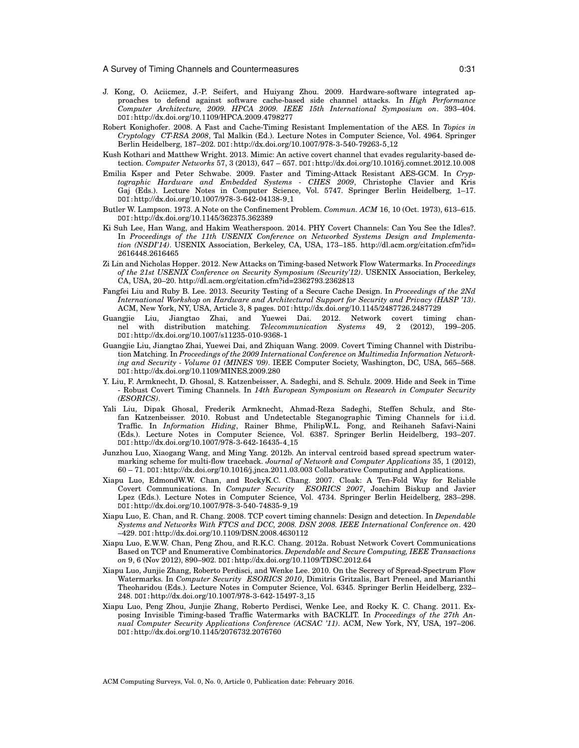J. Kong, O. Aciicmez, J.-P. Seifert, and Huiyang Zhou. 2009. Hardware-software integrated approaches to defend against software cache-based side channel attacks. In *High Performance Computer Architecture, 2009. HPCA 2009. IEEE 15th International Symposium on*. 393–404. DOI:http://dx.doi.org/10.1109/HPCA.2009.4798277

Robert Konighofer. 2008. A Fast and Cache-Timing Resistant Implementation of the AES. In *Topics in Cryptology CT-RSA 2008*, Tal Malkin (Ed.). Lecture Notes in Computer Science, Vol. 4964. Springer Berlin Heidelberg, 187–202. DOI:http://dx.doi.org/10.1007/978-3-540-79263-5_12

Kush Kothari and Matthew Wright. 2013. Mimic: An active covert channel that evades regularity-based detection. *Computer Networks* 57, 3 (2013), 647 – 657. DOI:http://dx.doi.org/10.1016/j.comnet.2012.10.008

Emilia Ksper and Peter Schwabe. 2009. Faster and Timing-Attack Resistant AES-GCM. In *Cryptographic Hardware and Embedded Systems - CHES 2009*, Christophe Clavier and Kris Gaj (Eds.). Lecture Notes in Computer Science, Vol. 5747. Springer Berlin Heidelberg, 1–17. DOI:http://dx.doi.org/10.1007/978-3-642-04138-9_1

Butler W. Lampson. 1973. A Note on the Confinement Problem. *Commun. ACM* 16, 10 (Oct. 1973), 613–615. DOI:http://dx.doi.org/10.1145/362375.362389

Ki Suh Lee, Han Wang, and Hakim Weatherspoon. 2014. PHY Covert Channels: Can You See the Idles?. In *Proceedings of the 11th USENIX Conference on Networked Systems Design and Implementation (NSDI'14)*. USENIX Association, Berkeley, CA, USA, 173–185. http://dl.acm.org/citation.cfm?id=2616448.2616465

Zi Lin and Nicholas Hopper. 2012. New Attacks on Timing-based Network Flow Watermarks. In *Proceedings of the 21st USENIX Conference on Security Symposium (Security'12)*. USENIX Association, Berkeley, CA, USA, 20–20. http://dl.acm.org/citation.cfm?id=2362793.2362813

Fangfei Liu and Ruby B. Lee. 2013. Security Testing of a Secure Cache Design. In *Proceedings of the 2Nd International Workshop on Hardware and Architectural Support for Security and Privacy (HASP '13)*. ACM, New York, NY, USA, Article 3, 8 pages. DOI:http://dx.doi.org/10.1145/2487726.2487729

Guangjie Liu, Jiangtao Zhai, and Yuewei Dai. 2012. Network covert timing channel with distribution matching. *Telecommunication Systems* 49, 2 (2012), 199–205. DOI:http://dx.doi.org/10.1007/s11235-010-9368-1

Guangjie Liu, Jiangtao Zhai, Yuewei Dai, and Zhiquan Wang. 2009. Covert Timing Channel with Distribution Matching. In *Proceedings of the 2009 International Conference on Multimedia Information Networking and Security - Volume 01 (MINES '09)*. IEEE Computer Society, Washington, DC, USA, 565–568. DOI:http://dx.doi.org/10.1109/MINES.2009.280

Y. Liu, F. Armknecht, D. Ghosal, S. Katzenbeisser, A. Sadeghi, and S. Schulz. 2009. Hide and Seek in Time - Robust Covert Timing Channels. In *14th European Symposium on Research in Computer Security (ESORICS)*.

Yali Liu, Dipak Ghosal, Frederik Armknecht, Ahmad-Reza Sadeghi, Steffen Schulz, and Stefan Katzenbeisser. 2010. Robust and Undetectable Steganographic Timing Channels for i.i.d. Traffic. In *Information Hiding*, Rainer Bhme, PhilipW.L. Fong, and Reihaneh Safavi-Naini (Eds.). Lecture Notes in Computer Science, Vol. 6387. Springer Berlin Heidelberg, 193–207. DOI:http://dx.doi.org/10.1007/978-3-642-16435-4_15

Junzhou Luo, Xiaogang Wang, and Ming Yang. 2012b. An interval centroid based spread spectrum watermarking scheme for multi-flow traceback. *Journal of Network and Computer Applications* 35, 1 (2012), 60 – 71. DOI:http://dx.doi.org/10.1016/j.jnca.2011.03.003 Collaborative Computing and Applications.

Xiapu Luo, EdmondW.W. Chan, and RockyK.C. Chang. 2007. Cloak: A Ten-Fold Way for Reliable Covert Communications. In *Computer Security ESORICS 2007*, Joachim Biskup and Javier Lpez (Eds.). Lecture Notes in Computer Science, Vol. 4734. Springer Berlin Heidelberg, 283–298. DOI:http://dx.doi.org/10.1007/978-3-540-74835-9_19

Xiapu Luo, E. Chan, and R. Chang. 2008. TCP covert timing channels: Design and detection. In *Dependable Systems and Networks With FTCS and DCC, 2008. DSN 2008. IEEE International Conference on*. 420 –429. DOI:http://dx.doi.org/10.1109/DSN.2008.4630112

Xiapu Luo, E.W.W. Chan, Peng Zhou, and R.K.C. Chang. 2012a. Robust Network Covert Communications Based on TCP and Enumerative Combinatorics. *Dependable and Secure Computing, IEEE Transactions on* 9, 6 (Nov 2012), 890–902. DOI:http://dx.doi.org/10.1109/TDSC.2012.64

Xiapu Luo, Junjie Zhang, Roberto Perdisci, and Wenke Lee. 2010. On the Secrecy of Spread-Spectrum Flow Watermarks. In *Computer Security ESORICS 2010*, Dimitris Gritzalis, Bart Preneel, and Marianthi Theoharidou (Eds.). Lecture Notes in Computer Science, Vol. 6345. Springer Berlin Heidelberg, 232–248. DOI:http://dx.doi.org/10.1007/978-3-642-15497-3_15

Xiapu Luo, Peng Zhou, Junjie Zhang, Roberto Perdisci, Wenke Lee, and Rocky K. C. Chang. 2011. Exposing Invisible Timing-based Traffic Watermarks with BACKLIT. In *Proceedings of the 27th Annual Computer Security Applications Conference (ACSAC '11)*. ACM, New York, NY, USA, 197–206. DOI:http://dx.doi.org/10.1145/2076732.2076760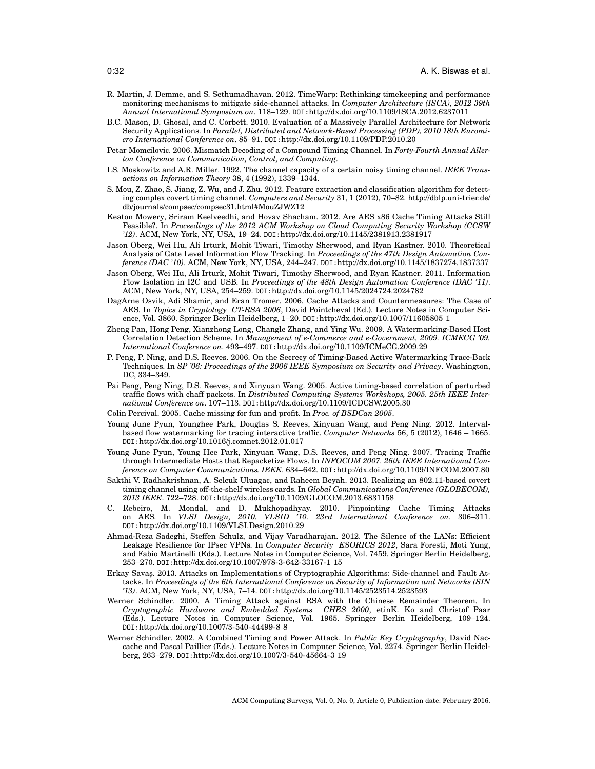R. Martin, J. Demme, and S. Sethumadhavan. 2012. TimeWarp: Rethinking timekeeping and performance monitoring mechanisms to mitigate side-channel attacks. In *Computer Architecture (ISCA), 2012 39th Annual International Symposium on*. 118–129. DOI:http://dx.doi.org/10.1109/ISCA.2012.6237011

B.C. Mason, D. Ghosal, and C. Corbett. 2010. Evaluation of a Massively Parallel Architecture for Network Security Applications. In *Parallel, Distributed and Network-Based Processing (PDP), 2010 18th Euromicro International Conference on*. 85–91. DOI:http://dx.doi.org/10.1109/PDP.2010.20

Petar Momcilovic. 2006. Mismatch Decoding of a Compound Timing Channel. In *Forty-Fourth Annual Allerton Conference on Communication, Control, and Computing*.

I.S. Moskowitz and A.R. Miller. 1992. The channel capacity of a certain noisy timing channel. *IEEE Transactions on Information Theory* 38, 4 (1992), 1339–1344.

S. Mou, Z. Zhao, S. Jiang, Z. Wu, and J. Zhu. 2012. Feature extraction and classification algorithm for detecting complex covert timing channel. *Computers and Security* 31, 1 (2012), 70–82. http://dblp.uni-trier.de/db/journals/compsec/compsec31.html#MouZJWZ12

Keaton Mowery, Sriram Keelveedhi, and Hovav Shacham. 2012. Are AES x86 Cache Timing Attacks Still Feasible?. In *Proceedings of the 2012 ACM Workshop on Cloud Computing Security Workshop (CCSW '12)*. ACM, New York, NY, USA, 19–24. DOI:http://dx.doi.org/10.1145/2381913.2381917

Jason Oberg, Wei Hu, Ali Irturk, Mohit Tiwari, Timothy Sherwood, and Ryan Kastner. 2010. Theoretical Analysis of Gate Level Information Flow Tracking. In *Proceedings of the 47th Design Automation Conference (DAC '10)*. ACM, New York, NY, USA, 244–247. DOI:http://dx.doi.org/10.1145/1837274.1837337

Jason Oberg, Wei Hu, Ali Irturk, Mohit Tiwari, Timothy Sherwood, and Ryan Kastner. 2011. Information Flow Isolation in I2C and USB. In *Proceedings of the 48th Design Automation Conference (DAC '11)*. ACM, New York, NY, USA, 254–259. DOI:http://dx.doi.org/10.1145/2024724.2024782

DagArne Osvik, Adi Shamir, and Eran Tromer. 2006. Cache Attacks and Countermeasures: The Case of AES. In *Topics in Cryptology CT-RSA 2006*, David Pointcheval (Ed.). Lecture Notes in Computer Science, Vol. 3860. Springer Berlin Heidelberg, 1–20. DOI:http://dx.doi.org/10.1007/11605805_1

Zheng Pan, Hong Peng, Xianzhong Long, Changle Zhang, and Ying Wu. 2009. A Watermarking-Based Host Correlation Detection Scheme. In *Management of e-Commerce and e-Government, 2009. ICMECG '09. International Conference on*. 493–497. DOI:http://dx.doi.org/10.1109/ICMeCG.2009.29

P. Peng, P. Ning, and D.S. Reeves. 2006. On the Secrecy of Timing-Based Active Watermarking Trace-Back Techniques. In *SP '06: Proceedings of the 2006 IEEE Symposium on Security and Privacy*. Washington, DC, 334–349.

Pai Peng, Peng Ning, D.S. Reeves, and Xinyuan Wang. 2005. Active timing-based correlation of perturbed traffic flows with chaff packets. In *Distributed Computing Systems Workshops, 2005. 25th IEEE International Conference on*. 107–113. DOI:http://dx.doi.org/10.1109/ICDCSW.2005.30

Colin Percival. 2005. Cache missing for fun and profit. In *Proc. of BSDCan 2005*.

Young June Pyun, Younghee Park, Douglas S. Reeves, Xinyuan Wang, and Peng Ning. 2012. Interval-based flow watermarking for tracing interactive traffic. *Computer Networks* 56, 5 (2012), 1646 – 1665. DOI:http://dx.doi.org/10.1016/j.comnet.2012.01.017

Young June Pyun, Young Hee Park, Xinyuan Wang, D.S. Reeves, and Peng Ning. 2007. Tracing Traffic through Intermediate Hosts that Repacketize Flows. In *INFOCOM 2007. 26th IEEE International Conference on Computer Communications. IEEE*. 634–642. DOI:http://dx.doi.org/10.1109/INFCOM.2007.80

Sakthi V. Radhakrishnan, A. Selcuk Uluagac, and Raheem Beyah. 2013. Realizing an 802.11-based covert timing channel using off-the-shelf wireless cards. In *Global Communications Conference (GLOBECOM), 2013 IEEE*. 722–728. DOI:http://dx.doi.org/10.1109/GLOCOM.2013.6831158

C. Rebeiro, M. Mondal, and D. Mukhopadhyay. 2010. Pinpointing Cache Timing Attacks on AES. In *VLSI Design, 2010. VLSID '10. 23rd International Conference on*. 306–311. DOI:http://dx.doi.org/10.1109/VLSI.Design.2010.29

Ahmad-Reza Sadeghi, Steffen Schulz, and Vijay Varadharajan. 2012. The Silence of the LANs: Efficient Leakage Resilience for IPsec VPNs. In *Computer Security ESORICS 2012*, Sara Foresti, Moti Yung, and Fabio Martinelli (Eds.). Lecture Notes in Computer Science, Vol. 7459. Springer Berlin Heidelberg, 253–270. DOI:http://dx.doi.org/10.1007/978-3-642-33167-1_15

Erkay Savaş. 2013. Attacks on Implementations of Cryptographic Algorithms: Side-channel and Fault Attacks. In *Proceedings of the 6th International Conference on Security of Information and Networks (SIN '13)*. ACM, New York, NY, USA, 7–14. DOI:http://dx.doi.org/10.1145/2523514.2523593

Werner Schindler. 2000. A Timing Attack against RSA with the Chinese Remainder Theorem. In *Cryptographic Hardware and Embedded Systems CHES 2000*, etinK. Ko and Christof Paar (Eds.). Lecture Notes in Computer Science, Vol. 1965. Springer Berlin Heidelberg, 109–124. DOI:http://dx.doi.org/10.1007/3-540-44499-8_8

Werner Schindler. 2002. A Combined Timing and Power Attack. In *Public Key Cryptography*, David Naccache and Pascal Paillier (Eds.). Lecture Notes in Computer Science, Vol. 2274. Springer Berlin Heidelberg, 263–279. DOI:http://dx.doi.org/10.1007/3-540-45664-3_19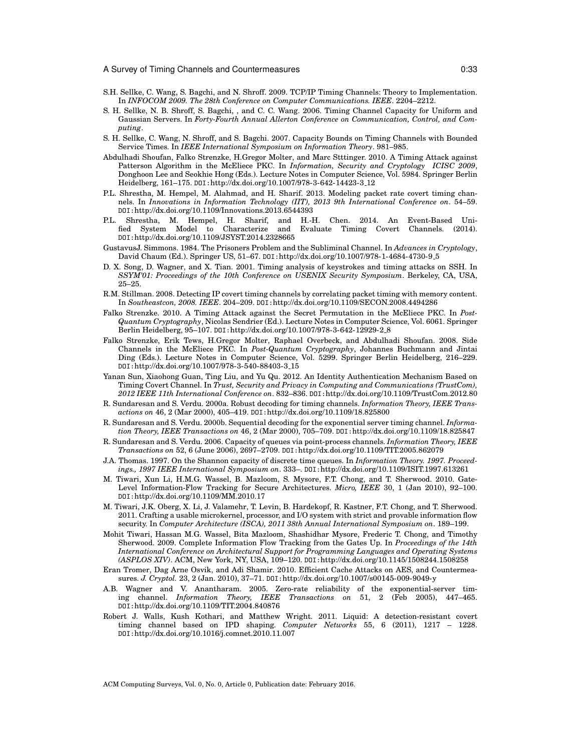S.H. Sellke, C. Wang, S. Bagchi, and N. Shroff. 2009. TCP/IP Timing Channels: Theory to Implementation. In *INFOCOM 2009. The 28th Conference on Computer Communications. IEEE*. 2204–2212.

S. H. Sellke, N. B. Shroff, S. Bagchi, , and C. C. Wang. 2006. Timing Channel Capacity for Uniform and Gaussian Servers. In *Forty-Fourth Annual Allerton Conference on Communication, Control, and Computing*.

S. H. Sellke, C. Wang, N. Shroff, and S. Bagchi. 2007. Capacity Bounds on Timing Channels with Bounded Service Times. In *IEEE International Symposium on Information Theory*. 981–985.

Abdulhadi Shoufan, Falko Strenzke, H.Gregor Molter, and Marc Stttinger. 2010. A Timing Attack against Patterson Algorithm in the McEliece PKC. In *Information, Security and Cryptology ICISC 2009*, Donghoon Lee and Seokhie Hong (Eds.). Lecture Notes in Computer Science, Vol. 5984. Springer Berlin Heidelberg, 161–175. DOI:http://dx.doi.org/10.1007/978-3-642-14423-3_12

P.L. Shrestha, M. Hempel, M. Alahmad, and H. Sharif. 2013. Modeling packet rate covert timing channels. In *Innovations in Information Technology (IIT), 2013 9th International Conference on*. 54–59. DOI:http://dx.doi.org/10.1109/Innovations.2013.6544393

P.L. Shrestha, M. Hempel, H. Sharif, and H.-H. Chen. 2014. An Event-Based Unified System Model to Characterize and Evaluate Timing Covert Channels. (2014). DOI:http://dx.doi.org/10.1109/JSYST.2014.2328665

GustavusJ. Simmons. 1984. The Prisoners Problem and the Subliminal Channel. In *Advances in Cryptology*, David Chaum (Ed.). Springer US, 51–67. DOI:http://dx.doi.org/10.1007/978-1-4684-4730-9_5

D. X. Song, D. Wagner, and X. Tian. 2001. Timing analysis of keystrokes and timing attacks on SSH. In *SSYM'01: Proceedings of the 10th Conference on USENIX Security Symposium*. Berkeley, CA, USA, 25–25.

R.M. Stillman. 2008. Detecting IP covert timing channels by correlating packet timing with memory content. In *Southeastcon, 2008. IEEE*. 204–209. DOI:http://dx.doi.org/10.1109/SECON.2008.4494286

Falko Strenzke. 2010. A Timing Attack against the Secret Permutation in the McEliece PKC. In *Post-Quantum Cryptography*, Nicolas Sendrier (Ed.). Lecture Notes in Computer Science, Vol. 6061. Springer Berlin Heidelberg, 95–107. DOI:http://dx.doi.org/10.1007/978-3-642-12929-2_8

Falko Strenzke, Erik Tews, H.Gregor Molter, Raphael Overbeck, and Abdulhadi Shoufan. 2008. Side Channels in the McEliece PKC. In *Post-Quantum Cryptography*, Johannes Buchmann and Jintai Ding (Eds.). Lecture Notes in Computer Science, Vol. 5299. Springer Berlin Heidelberg, 216–229. DOI:http://dx.doi.org/10.1007/978-3-540-88403-3_15

Yanan Sun, Xiaohong Guan, Ting Liu, and Yu Qu. 2012. An Identity Authentication Mechanism Based on Timing Covert Channel. In *Trust, Security and Privacy in Computing and Communications (TrustCom), 2012 IEEE 11th International Conference on*. 832–836. DOI:http://dx.doi.org/10.1109/TrustCom.2012.80

R. Sundaresan and S. Verdu. 2000a. Robust decoding for timing channels. *Information Theory, IEEE Transactions on* 46, 2 (Mar 2000), 405–419. DOI:http://dx.doi.org/10.1109/18.825800

R. Sundaresan and S. Verdu. 2000b. Sequential decoding for the exponential server timing channel. *Information Theory, IEEE Transactions on* 46, 2 (Mar 2000), 705–709. DOI:http://dx.doi.org/10.1109/18.825847

R. Sundaresan and S. Verdu. 2006. Capacity of queues via point-process channels. *Information Theory, IEEE Transactions on* 52, 6 (June 2006), 2697–2709. DOI:http://dx.doi.org/10.1109/TIT.2005.862079

J.A. Thomas. 1997. On the Shannon capacity of discrete time queues. In *Information Theory. 1997. Proceedings., 1997 IEEE International Symposium on*. 333–. DOI:http://dx.doi.org/10.1109/ISIT.1997.613261

M. Tiwari, Xun Li, H.M.G. Wassel, B. Mazloom, S. Mysore, F.T. Chong, and T. Sherwood. 2010. Gate-Level Information-Flow Tracking for Secure Architectures. *Micro, IEEE* 30, 1 (Jan 2010), 92–100. DOI:http://dx.doi.org/10.1109/MM.2010.17

M. Tiwari, J.K. Oberg, X. Li, J. Valamehr, T. Levin, B. Hardekopf, R. Kastner, F.T. Chong, and T. Sherwood. 2011. Crafting a usable microkernel, processor, and I/O system with strict and provable information flow security. In *Computer Architecture (ISCA), 2011 38th Annual International Symposium on*. 189–199.

Mohit Tiwari, Hassan M.G. Wassel, Bita Mazloom, Shashidhar Mysore, Frederic T. Chong, and Timothy Sherwood. 2009. Complete Information Flow Tracking from the Gates Up. In *Proceedings of the 14th International Conference on Architectural Support for Programming Languages and Operating Systems (ASPLOS XIV)*. ACM, New York, NY, USA, 109–120. DOI:http://dx.doi.org/10.1145/1508244.1508258

Eran Tromer, Dag Arne Osvik, and Adi Shamir. 2010. Efficient Cache Attacks on AES, and Countermeasures. *J. Cryptol.* 23, 2 (Jan. 2010), 37–71. DOI:http://dx.doi.org/10.1007/s00145-009-9049-y

A.B. Wagner and V. Anantharam. 2005. Zero-rate reliability of the exponential-server timing channel. *Information Theory, IEEE Transactions on* 51, 2 (Feb 2005), 447–465. DOI:http://dx.doi.org/10.1109/TIT.2004.840876

Robert J. Walls, Kush Kothari, and Matthew Wright. 2011. Liquid: A detection-resistant covert timing channel based on IPD shaping. *Computer Networks* 55, 6 (2011), 1217 – 1228. DOI:http://dx.doi.org/10.1016/j.comnet.2010.11.007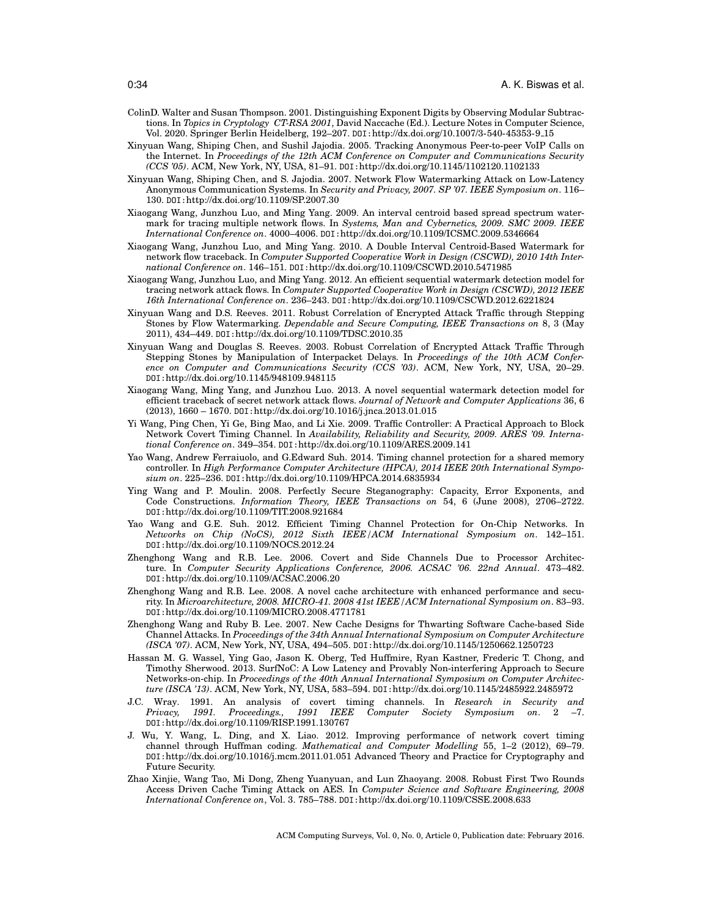ColinD. Walter and Susan Thompson. 2001. Distinguishing Exponent Digits by Observing Modular Subtractions. In *Topics in Cryptology CT-RSA 2001*, David Naccache (Ed.). Lecture Notes in Computer Science, Vol. 2020. Springer Berlin Heidelberg, 192–207. DOI: http://dx.doi.org/10.1007/3-540-45353-9_15

Xinyuan Wang, Shiping Chen, and Sushil Jajodia. 2005. Tracking Anonymous Peer-to-peer VoIP Calls on the Internet. In *Proceedings of the 12th ACM Conference on Computer and Communications Security (CCS '05)*. ACM, New York, NY, USA, 81–91. DOI: http://dx.doi.org/10.1145/1102120.1102133

Xinyuan Wang, Shiping Chen, and S. Jajodia. 2007. Network Flow Watermarking Attack on Low-Latency Anonymous Communication Systems. In *Security and Privacy, 2007. SP '07. IEEE Symposium on*. 116–130. DOI: http://dx.doi.org/10.1109/SP.2007.30

Xiaogang Wang, Junzhou Luo, and Ming Yang. 2009. An interval centroid based spread spectrum watermark for tracing multiple network flows. In *Systems, Man and Cybernetics, 2009. SMC 2009. IEEE International Conference on*. 4000–4006. DOI: http://dx.doi.org/10.1109/ICSMC.2009.5346664

Xiaogang Wang, Junzhou Luo, and Ming Yang. 2010. A Double Interval Centroid-Based Watermark for network flow traceback. In *Computer Supported Cooperative Work in Design (CSCWD), 2010 14th International Conference on*. 146–151. DOI: http://dx.doi.org/10.1109/CSCWD.2010.5471985

Xiaogang Wang, Junzhou Luo, and Ming Yang. 2012. An efficient sequential watermark detection model for tracing network attack flows. In *Computer Supported Cooperative Work in Design (CSCWD), 2012 IEEE 16th International Conference on*. 236–243. DOI: http://dx.doi.org/10.1109/CSCWD.2012.6221824

Xinyuan Wang and D.S. Reeves. 2011. Robust Correlation of Encrypted Attack Traffic through Stepping Stones by Flow Watermarking. *Dependable and Secure Computing, IEEE Transactions on* 8, 3 (May 2011), 434–449. DOI: http://dx.doi.org/10.1109/TDSC.2010.35

Xinyuan Wang and Douglas S. Reeves. 2003. Robust Correlation of Encrypted Attack Traffic Through Stepping Stones by Manipulation of Interpacket Delays. In *Proceedings of the 10th ACM Conference on Computer and Communications Security (CCS '03)*. ACM, New York, NY, USA, 20–29. DOI: http://dx.doi.org/10.1145/948109.948115

Xiaogang Wang, Ming Yang, and Junzhou Luo. 2013. A novel sequential watermark detection model for efficient traceback of secret network attack flows. *Journal of Network and Computer Applications* 36, 6 (2013), 1660 – 1670. DOI: http://dx.doi.org/10.1016/j.jnca.2013.01.015

Yi Wang, Ping Chen, Yi Ge, Bing Mao, and Li Xie. 2009. Traffic Controller: A Practical Approach to Block Network Covert Timing Channel. In *Availability, Reliability and Security, 2009. ARES '09. International Conference on*. 349–354. DOI: http://dx.doi.org/10.1109/ARES.2009.141

Yao Wang, Andrew Ferraiuolo, and G.Edward Suh. 2014. Timing channel protection for a shared memory controller. In *High Performance Computer Architecture (HPCA), 2014 IEEE 20th International Symposium on*. 225–236. DOI: http://dx.doi.org/10.1109/HPCA.2014.6835934

Ying Wang and P. Moulin. 2008. Perfectly Secure Steganography: Capacity, Error Exponents, and Code Constructions. *Information Theory, IEEE Transactions on* 54, 6 (June 2008), 2706–2722. DOI: http://dx.doi.org/10.1109/TIT.2008.921684

Yao Wang and G.E. Suh. 2012. Efficient Timing Channel Protection for On-Chip Networks. In *Networks on Chip (NoCS), 2012 Sixth IEEE/ACM International Symposium on*. 142–151. DOI: http://dx.doi.org/10.1109/NOCS.2012.24

Zhenghong Wang and R.B. Lee. 2006. Covert and Side Channels Due to Processor Architecture. In *Computer Security Applications Conference, 2006. ACSAC '06. 22nd Annual*. 473–482. DOI: http://dx.doi.org/10.1109/ACSAC.2006.20

Zhenghong Wang and R.B. Lee. 2008. A novel cache architecture with enhanced performance and security. In *Microarchitecture, 2008. MICRO-41. 2008 41st IEEE/ACM International Symposium on*. 83–93. DOI: http://dx.doi.org/10.1109/MICRO.2008.4771781

Zhenghong Wang and Ruby B. Lee. 2007. New Cache Designs for Thwarting Software Cache-based Side Channel Attacks. In *Proceedings of the 34th Annual International Symposium on Computer Architecture (ISCA '07)*. ACM, New York, NY, USA, 494–505. DOI: http://dx.doi.org/10.1145/1250662.1250723

Hassan M. G. Wassel, Ying Gao, Jason K. Oberg, Ted Huffmire, Ryan Kastner, Frederic T. Chong, and Timothy Sherwood. 2013. SurfNoC: A Low Latency and Provably Non-interfering Approach to Secure Networks-on-chip. In *Proceedings of the 40th Annual International Symposium on Computer Architecture (ISCA '13)*. ACM, New York, NY, USA, 583–594. DOI: http://dx.doi.org/10.1145/2485922.2485972

J.C. Wray. 1991. An analysis of covert timing channels. In *Research in Security and Privacy, 1991. Proceedings., 1991 IEEE Computer Society Symposium on*. 2 –7. DOI: http://dx.doi.org/10.1109/RISP.1991.130767

J. Wu, Y. Wang, L. Ding, and X. Liao. 2012. Improving performance of network covert timing channel through Huffman coding. *Mathematical and Computer Modelling* 55, 1–2 (2012), 69–79. DOI: http://dx.doi.org/10.1016/j.mcm.2011.01.051 Advanced Theory and Practice for Cryptography and Future Security.

Zhao Xinjie, Wang Tao, Mi Dong, Zheng Yuanyuan, and Lun Zhaoyang. 2008. Robust First Two Rounds Access Driven Cache Timing Attack on AES. In *Computer Science and Software Engineering, 2008 International Conference on*, Vol. 3. 785–788. DOI: http://dx.doi.org/10.1109/CSSE.2008.633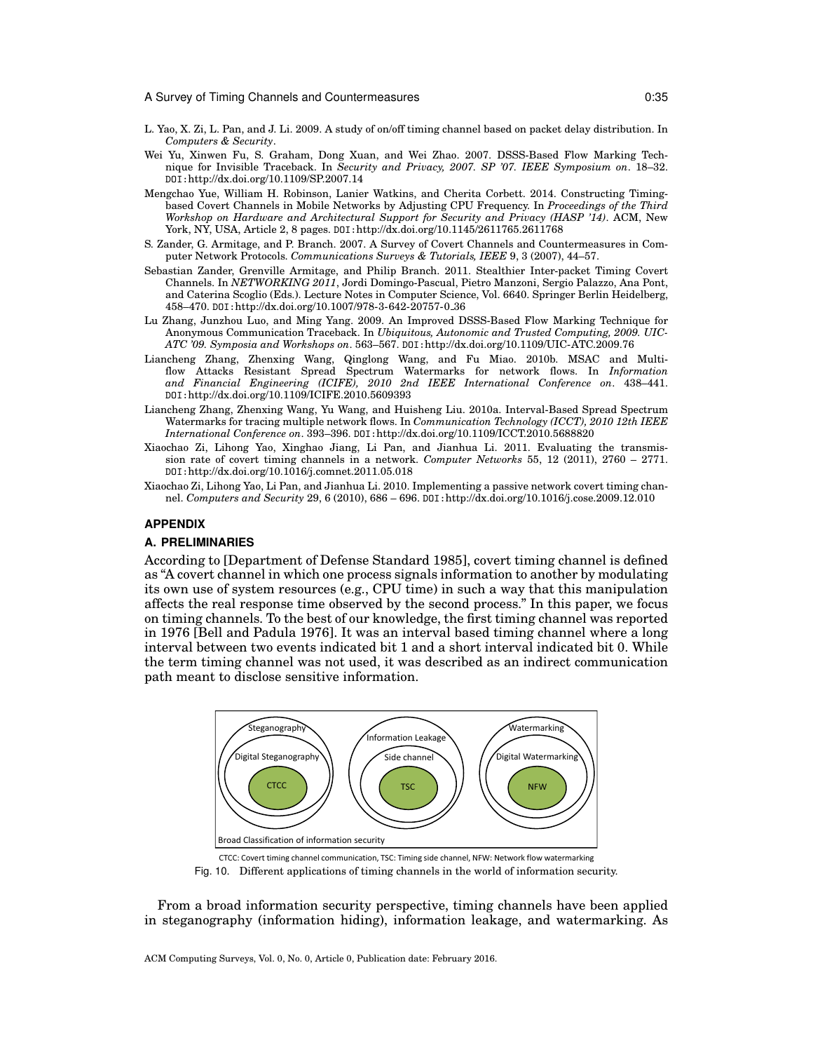L. Yao, X. Zi, L. Pan, and J. Li. 2009. A study of on/off timing channel based on packet delay distribution. In *Computers & Security*.

Wei Yu, Xinwen Fu, S. Graham, Dong Xuan, and Wei Zhao. 2007. DSSS-Based Flow Marking Technique for Invisible Traceback. In *Security and Privacy, 2007. SP '07. IEEE Symposium on*. 18–32. DOI: http://dx.doi.org/10.1109/SP.2007.14

Mengchao Yue, William H. Robinson, Lanier Watkins, and Cherita Corbett. 2014. Constructing Timing-based Covert Channels in Mobile Networks by Adjusting CPU Frequency. In *Proceedings of the Third Workshop on Hardware and Architectural Support for Security and Privacy (HASP '14)*. ACM, New York, NY, USA, Article 2, 8 pages. DOI: http://dx.doi.org/10.1145/2611765.2611768

S. Zander, G. Armitage, and P. Branch. 2007. A Survey of Covert Channels and Countermeasures in Computer Network Protocols. *Communications Surveys & Tutorials, IEEE* 9, 3 (2007), 44–57.

Sebastian Zander, Grenville Armitage, and Philip Branch. 2011. Stealthier Inter-packet Timing Covert Channels. In *NETWORKING 2011*, Jordi Domingo-Pascual, Pietro Manzoni, Sergio Palazzo, Ana Pont, and Caterina Scoglio (Eds.). Lecture Notes in Computer Science, Vol. 6640. Springer Berlin Heidelberg, 458–470. DOI: http://dx.doi.org/10.1007/978-3-642-20757-0_36

Lu Zhang, Junzhou Luo, and Ming Yang. 2009. An Improved DSSS-Based Flow Marking Technique for Anonymous Communication Traceback. In *Ubiquitous, Autonomic and Trusted Computing, 2009. UIC-ATC '09. Symposia and Workshops on*. 563–567. DOI: http://dx.doi.org/10.1109/UIC-ATC.2009.76

Liancheng Zhang, Zhenxing Wang, Qinglong Wang, and Fu Miao. 2010b. MSAC and Multi-flow Attacks Resistant Spread Spectrum Watermarks for network flows. In *Information and Financial Engineering (ICIFE), 2010 2nd IEEE International Conference on*. 438–441. DOI: http://dx.doi.org/10.1109/ICIFE.2010.5609393

Liancheng Zhang, Zhenxing Wang, Yu Wang, and Huisheng Liu. 2010a. Interval-Based Spread Spectrum Watermarks for tracing multiple network flows. In *Communication Technology (ICCT), 2010 12th IEEE International Conference on*. 393–396. DOI: http://dx.doi.org/10.1109/ICCT.2010.5688820

Xiaochao Zi, Lihong Yao, Xinghao Jiang, Li Pan, and Jianhua Li. 2011. Evaluating the transmission rate of covert timing channels in a network. *Computer Networks* 55, 12 (2011), 2760 – 2771. DOI: http://dx.doi.org/10.1016/j.comnet.2011.05.018

Xiaochao Zi, Lihong Yao, Li Pan, and Jianhua Li. 2010. Implementing a passive network covert timing channel. *Computers and Security* 29, 6 (2010), 686 – 696. DOI: http://dx.doi.org/10.1016/j.cose.2009.12.010

## APPENDIX

### A. PRELIMINARIES

According to [Department of Defense Standard 1985], covert timing channel is defined as "A covert channel in which one process signals information to another by modulating its own use of system resources (e.g., CPU time) in such a way that this manipulation affects the real response time observed by the second process." In this paper, we focus on timing channels. To the best of our knowledge, the first timing channel was reported in 1976 [Bell and Padula 1976]. It was an interval based timing channel where a long interval between two events indicated bit 1 and a short interval indicated bit 0. While the term timing channel was not used, it was described as an indirect communication path meant to disclose sensitive information.

Steganography / Digital Steganography / CTCC — Information Leakage / Side channel / TSC — Watermarking / Digital Watermarking / NFW — Broad Classification of information security

CTCC: Covert timing channel communication, TSC: Timing side channel, NFW: Network flow watermarking

Fig. 10. Different applications of timing channels in the world of information security.

From a broad information security perspective, timing channels have been applied in steganography (information hiding), information leakage, and watermarking. As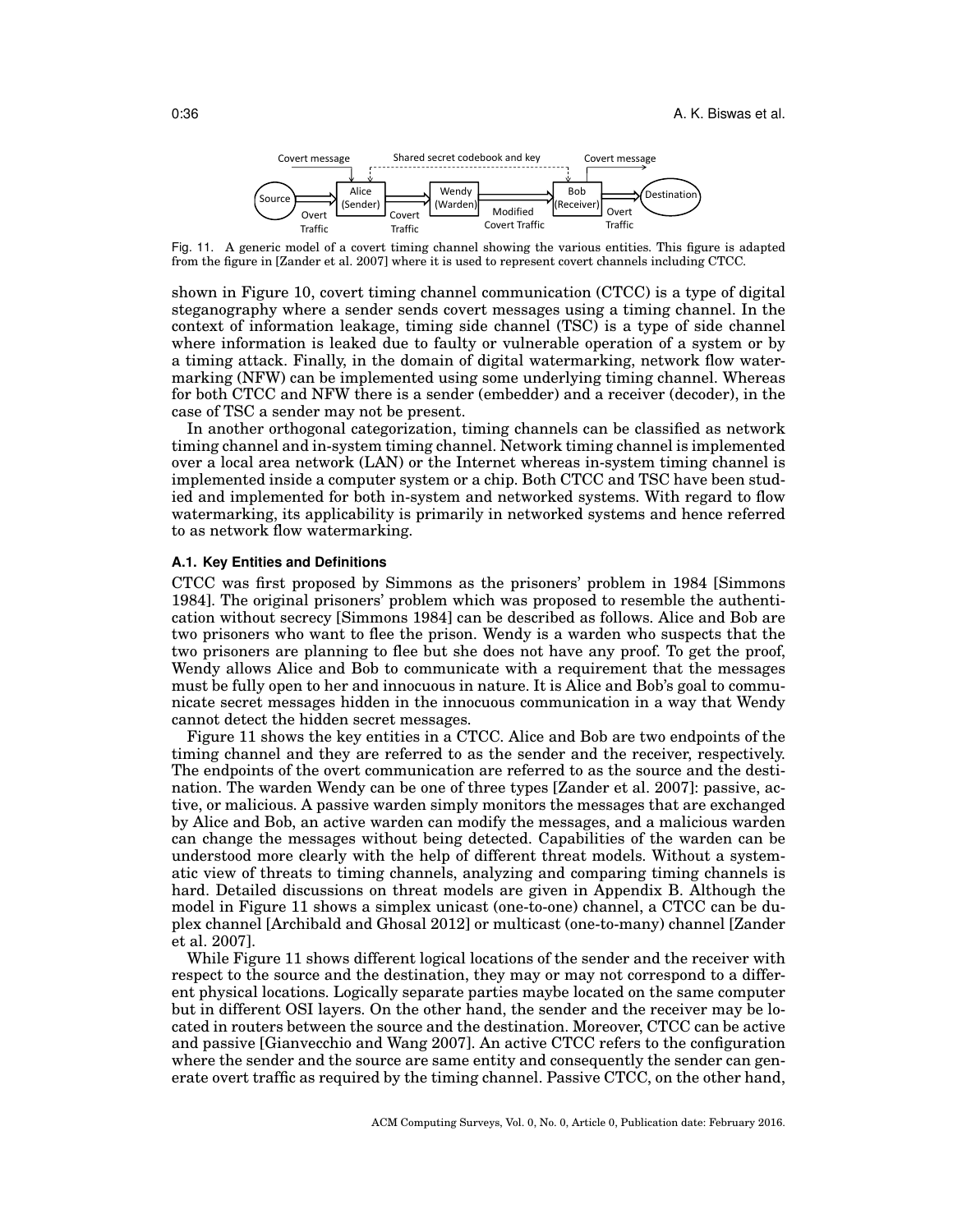Fig. 11. A generic model of a covert timing channel showing the various entities. This figure is adapted from the figure in [Zander et al. 2007] where it is used to represent covert channels including CTCC.

shown in Figure 10, covert timing channel communication (CTCC) is a type of digital steganography where a sender sends covert messages using a timing channel. In the context of information leakage, timing side channel (TSC) is a type of side channel where information is leaked due to faulty or vulnerable operation of a system or by a timing attack. Finally, in the domain of digital watermarking, network flow watermarking (NFW) can be implemented using some underlying timing channel. Whereas for both CTCC and NFW there is a sender (embedder) and a receiver (decoder), in the case of TSC a sender may not be present.

In another orthogonal categorization, timing channels can be classified as network timing channel and in-system timing channel. Network timing channel is implemented over a local area network (LAN) or the Internet whereas in-system timing channel is implemented inside a computer system or a chip. Both CTCC and TSC have been studied and implemented for both in-system and networked systems. With regard to flow watermarking, its applicability is primarily in networked systems and hence referred to as network flow watermarking.

### A.1. Key Entities and Definitions

CTCC was first proposed by Simmons as the prisoners' problem in 1984 [Simmons 1984]. The original prisoners' problem which was proposed to resemble the authentication without secrecy [Simmons 1984] can be described as follows. Alice and Bob are two prisoners who want to flee the prison. Wendy is a warden who suspects that the two prisoners are planning to flee but she does not have any proof. To get the proof, Wendy allows Alice and Bob to communicate with a requirement that the messages must be fully open to her and innocuous in nature. It is Alice and Bob's goal to communicate secret messages hidden in the innocuous communication in a way that Wendy cannot detect the hidden secret messages.

Figure 11 shows the key entities in a CTCC. Alice and Bob are two endpoints of the timing channel and they are referred to as the sender and the receiver, respectively. The endpoints of the overt communication are referred to as the source and the destination. The warden Wendy can be one of three types [Zander et al. 2007]: passive, active, or malicious. A passive warden simply monitors the messages that are exchanged by Alice and Bob, an active warden can modify the messages, and a malicious warden can change the messages without being detected. Capabilities of the warden can be understood more clearly with the help of different threat models. Without a systematic view of threats to timing channels, analyzing and comparing timing channels is hard. Detailed discussions on threat models are given in Appendix B. Although the model in Figure 11 shows a simplex unicast (one-to-one) channel, a CTCC can be duplex channel [Archibald and Ghosal 2012] or multicast (one-to-many) channel [Zander et al. 2007].

While Figure 11 shows different logical locations of the sender and the receiver with respect to the source and the destination, they may or may not correspond to a different physical locations. Logically separate parties maybe located on the same computer but in different OSI layers. On the other hand, the sender and the receiver may be located in routers between the source and the destination. Moreover, CTCC can be active and passive [Gianvecchio and Wang 2007]. An active CTCC refers to the configuration where the sender and the source are same entity and consequently the sender can generate overt traffic as required by the timing channel. Passive CTCC, on the other hand,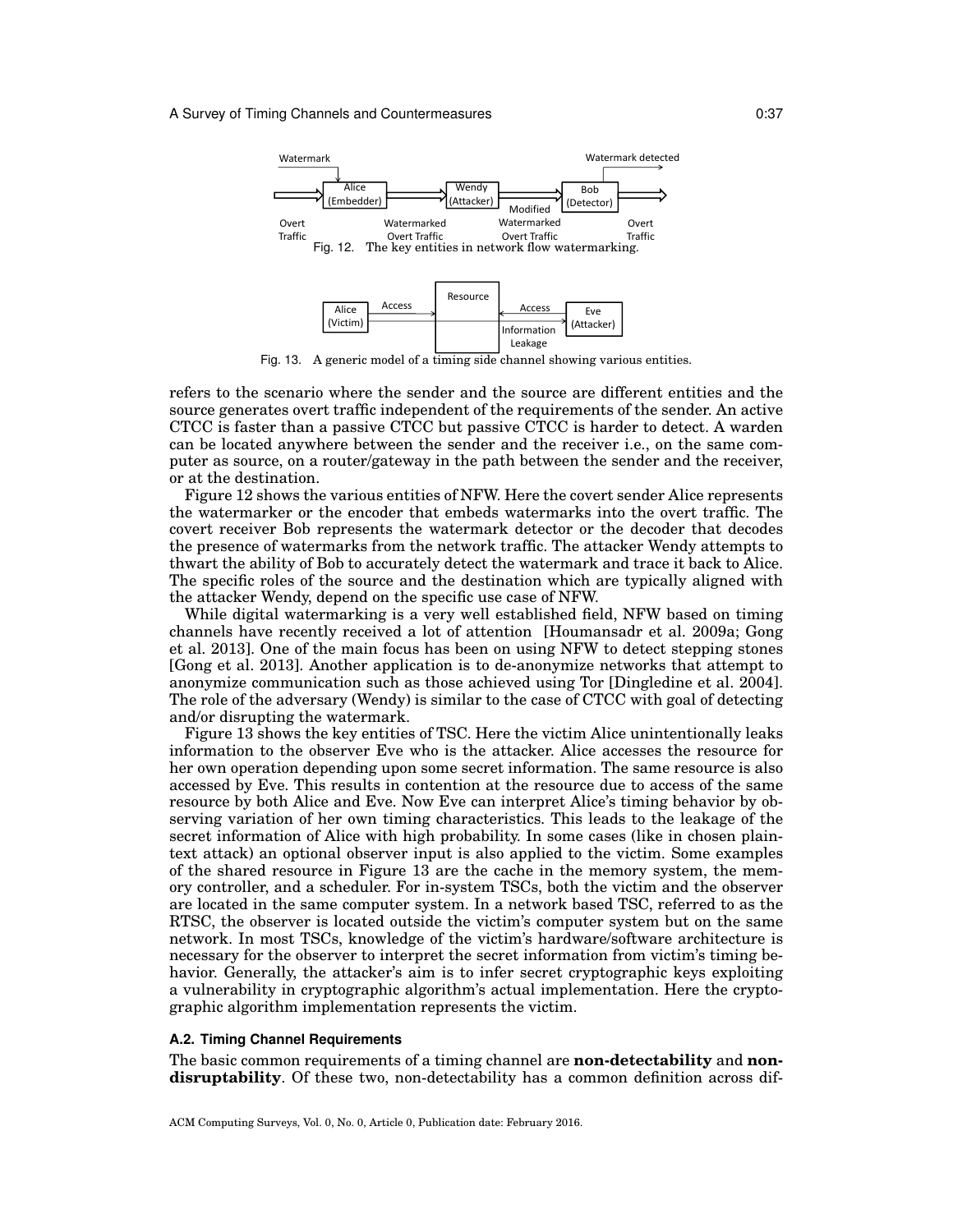Fig. 12. The key entities in network flow watermarking.

Fig. 13. A generic model of a timing side channel showing various entities.

refers to the scenario where the sender and the source are different entities and the source generates overt traffic independent of the requirements of the sender. An active CTCC is faster than a passive CTCC but passive CTCC is harder to detect. A warden can be located anywhere between the sender and the receiver i.e., on the same computer as source, on a router/gateway in the path between the sender and the receiver, or at the destination.

Figure 12 shows the various entities of NFW. Here the covert sender Alice represents the watermarker or the encoder that embeds watermarks into the overt traffic. The covert receiver Bob represents the watermark detector or the decoder that decodes the presence of watermarks from the network traffic. The attacker Wendy attempts to thwart the ability of Bob to accurately detect the watermark and trace it back to Alice. The specific roles of the source and the destination which are typically aligned with the attacker Wendy, depend on the specific use case of NFW.

While digital watermarking is a very well established field, NFW based on timing channels have recently received a lot of attention [Houmansadr et al. 2009a; Gong et al. 2013]. One of the main focus has been on using NFW to detect stepping stones [Gong et al. 2013]. Another application is to de-anonymize networks that attempt to anonymize communication such as those achieved using Tor [Dingledine et al. 2004]. The role of the adversary (Wendy) is similar to the case of CTCC with goal of detecting and/or disrupting the watermark.

Figure 13 shows the key entities of TSC. Here the victim Alice unintentionally leaks information to the observer Eve who is the attacker. Alice accesses the resource for her own operation depending upon some secret information. The same resource is also accessed by Eve. This results in contention at the resource due to access of the same resource by both Alice and Eve. Now Eve can interpret Alice's timing behavior by observing variation of her own timing characteristics. This leads to the leakage of the secret information of Alice with high probability. In some cases (like in chosen plaintext attack) an optional observer input is also applied to the victim. Some examples of the shared resource in Figure 13 are the cache in the memory system, the memory controller, and a scheduler. For in-system TSCs, both the victim and the observer are located in the same computer system. In a network based TSC, referred to as the RTSC, the observer is located outside the victim's computer system but on the same network. In most TSCs, knowledge of the victim's hardware/software architecture is necessary for the observer to interpret the secret information from victim's timing behavior. Generally, the attacker's aim is to infer secret cryptographic keys exploiting a vulnerability in cryptographic algorithm's actual implementation. Here the cryptographic algorithm implementation represents the victim.

### A.2. Timing Channel Requirements

The basic common requirements of a timing channel are **non-detectability** and **non-disruptability**. Of these two, non-detectability has a common definition across dif-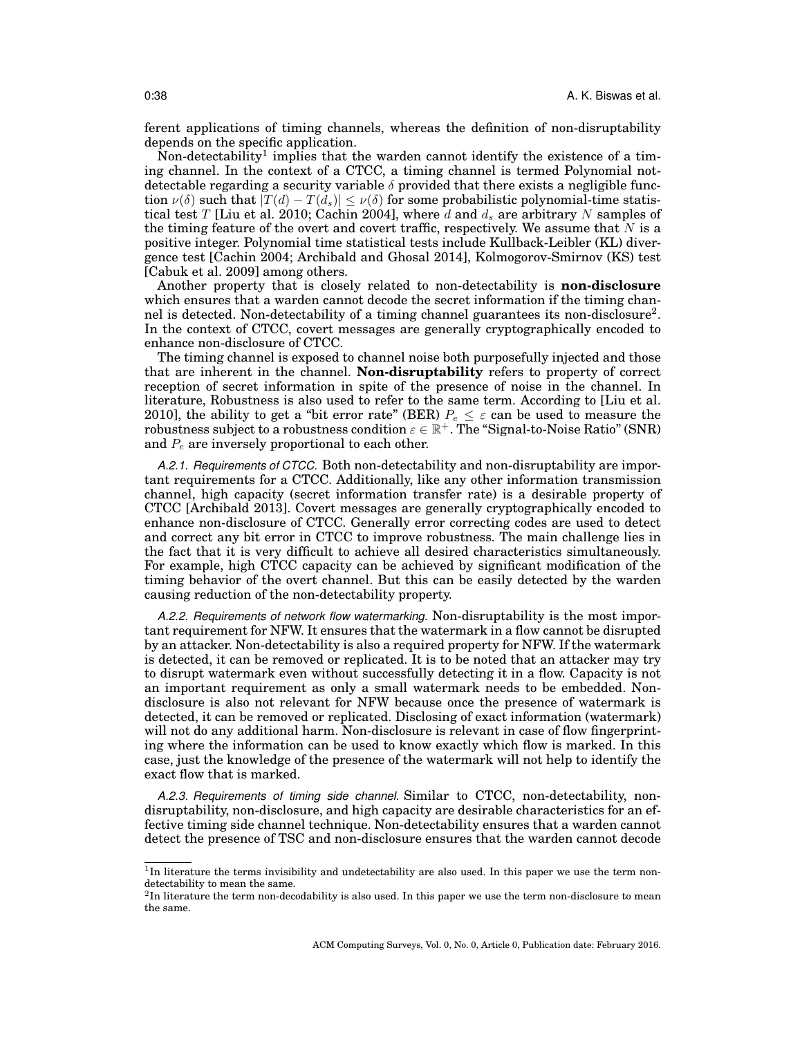ferent applications of timing channels, whereas the definition of non-disruptability depends on the specific application.

Non-detectability[1] implies that the warden cannot identify the existence of a timing channel. In the context of a CTCC, a timing channel is termed Polynomial not-detectable regarding a security variable $\delta$ provided that there exists a negligible function $\nu(\delta)$ such that $|T(d) - T(d_s)| \leq \nu(\delta)$ for some probabilistic polynomial-time statistical test $T$ [Liu et al. 2010; Cachin 2004], where $d$ and $d_s$ are arbitrary $N$ samples of the timing feature of the overt and covert traffic, respectively. We assume that $N$ is a positive integer. Polynomial time statistical tests include Kullback-Leibler (KL) divergence test [Cachin 2004; Archibald and Ghosal 2014], Kolmogorov-Smirnov (KS) test [Cabuk et al. 2009] among others.

Another property that is closely related to non-detectability is **non-disclosure** which ensures that a warden cannot decode the secret information if the timing channel is detected. Non-detectability of a timing channel guarantees its non-disclosure[2]. In the context of CTCC, covert messages are generally cryptographically encoded to enhance non-disclosure of CTCC.

The timing channel is exposed to channel noise both purposefully injected and those that are inherent in the channel. **Non-disruptability** refers to property of correct reception of secret information in spite of the presence of noise in the channel. In literature, Robustness is also used to refer to the same term. According to [Liu et al. 2010], the ability to get a "bit error rate" (BER) $P_e \leq \varepsilon$ can be used to measure the robustness subject to a robustness condition $\varepsilon \in \mathbb{R}^+$. The "Signal-to-Noise Ratio" (SNR) and $P_e$ are inversely proportional to each other.

*A.2.1. Requirements of CTCC.* Both non-detectability and non-disruptability are important requirements for a CTCC. Additionally, like any other information transmission channel, high capacity (secret information transfer rate) is a desirable property of CTCC [Archibald 2013]. Covert messages are generally cryptographically encoded to enhance non-disclosure of CTCC. Generally error correcting codes are used to detect and correct any bit error in CTCC to improve robustness. The main challenge lies in the fact that it is very difficult to achieve all desired characteristics simultaneously. For example, high CTCC capacity can be achieved by significant modification of the timing behavior of the overt channel. But this can be easily detected by the warden causing reduction of the non-detectability property.

*A.2.2. Requirements of network flow watermarking.* Non-disruptability is the most important requirement for NFW. It ensures that the watermark in a flow cannot be disrupted by an attacker. Non-detectability is also a required property for NFW. If the watermark is detected, it can be removed or replicated. It is to be noted that an attacker may try to disrupt watermark even without successfully detecting it in a flow. Capacity is not an important requirement as only a small watermark needs to be embedded. Non-disclosure is also not relevant for NFW because once the presence of watermark is detected, it can be removed or replicated. Disclosing of exact information (watermark) will not do any additional harm. Non-disclosure is relevant in case of flow fingerprinting where the information can be used to know exactly which flow is marked. In this case, just the knowledge of the presence of the watermark will not help to identify the exact flow that is marked.

*A.2.3. Requirements of timing side channel.* Similar to CTCC, non-detectability, non-disruptability, non-disclosure, and high capacity are desirable characteristics for an effective timing side channel technique. Non-detectability ensures that a warden cannot detect the presence of TSC and non-disclosure ensures that the warden cannot decode

---

[1]In literature the terms invisibility and undetectability are also used. In this paper we use the term non-detectability to mean the same.

[2]In literature the term non-decodability is also used. In this paper we use the term non-disclosure to mean the same.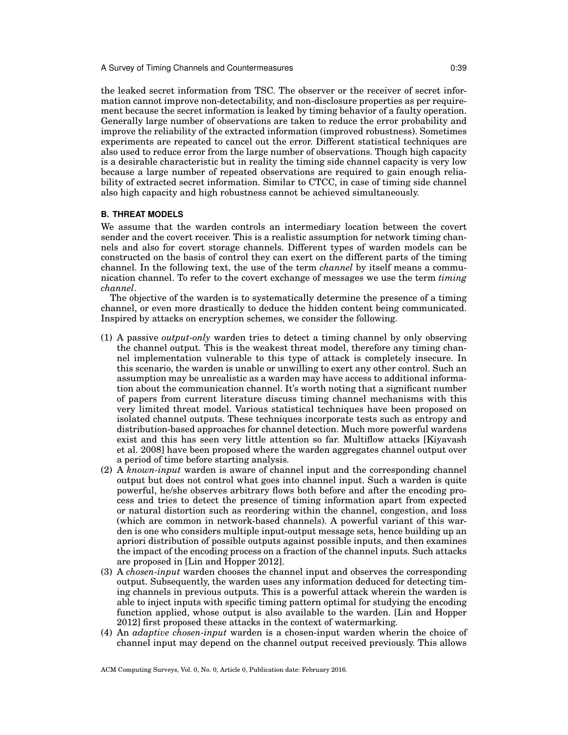the leaked secret information from TSC. The observer or the receiver of secret information cannot improve non-detectability, and non-disclosure properties as per requirement because the secret information is leaked by timing behavior of a faulty operation. Generally large number of observations are taken to reduce the error probability and improve the reliability of the extracted information (improved robustness). Sometimes experiments are repeated to cancel out the error. Different statistical techniques are also used to reduce error from the large number of observations. Though high capacity is a desirable characteristic but in reality the timing side channel capacity is very low because a large number of repeated observations are required to gain enough reliability of extracted secret information. Similar to CTCC, in case of timing side channel also high capacity and high robustness cannot be achieved simultaneously.

### B. THREAT MODELS

We assume that the warden controls an intermediary location between the covert sender and the covert receiver. This is a realistic assumption for network timing channels and also for covert storage channels. Different types of warden models can be constructed on the basis of control they can exert on the different parts of the timing channel. In the following text, the use of the term *channel* by itself means a communication channel. To refer to the covert exchange of messages we use the term *timing channel*.

The objective of the warden is to systematically determine the presence of a timing channel, or even more drastically to deduce the hidden content being communicated. Inspired by attacks on encryption schemes, we consider the following.

(1) A passive *output-only* warden tries to detect a timing channel by only observing the channel output. This is the weakest threat model, therefore any timing channel implementation vulnerable to this type of attack is completely insecure. In this scenario, the warden is unable or unwilling to exert any other control. Such an assumption may be unrealistic as a warden may have access to additional information about the communication channel. It's worth noting that a significant number of papers from current literature discuss timing channel mechanisms with this very limited threat model. Various statistical techniques have been proposed on isolated channel outputs. These techniques incorporate tests such as entropy and distribution-based approaches for channel detection. Much more powerful wardens exist and this has seen very little attention so far. Multiflow attacks [Kiyavash et al. 2008] have been proposed where the warden aggregates channel output over a period of time before starting analysis.

(2) A *known-input* warden is aware of channel input and the corresponding channel output but does not control what goes into channel input. Such a warden is quite powerful, he/she observes arbitrary flows both before and after the encoding process and tries to detect the presence of timing information apart from expected or natural distortion such as reordering within the channel, congestion, and loss (which are common in network-based channels). A powerful variant of this warden is one who considers multiple input-output message sets, hence building up an apriori distribution of possible outputs against possible inputs, and then examines the impact of the encoding process on a fraction of the channel inputs. Such attacks are proposed in [Lin and Hopper 2012].

(3) A *chosen-input* warden chooses the channel input and observes the corresponding output. Subsequently, the warden uses any information deduced for detecting timing channels in previous outputs. This is a powerful attack wherein the warden is able to inject inputs with specific timing pattern optimal for studying the encoding function applied, whose output is also available to the warden. [Lin and Hopper 2012] first proposed these attacks in the context of watermarking.

(4) An *adaptive chosen-input* warden is a chosen-input warden wherin the choice of channel input may depend on the channel output received previously. This allows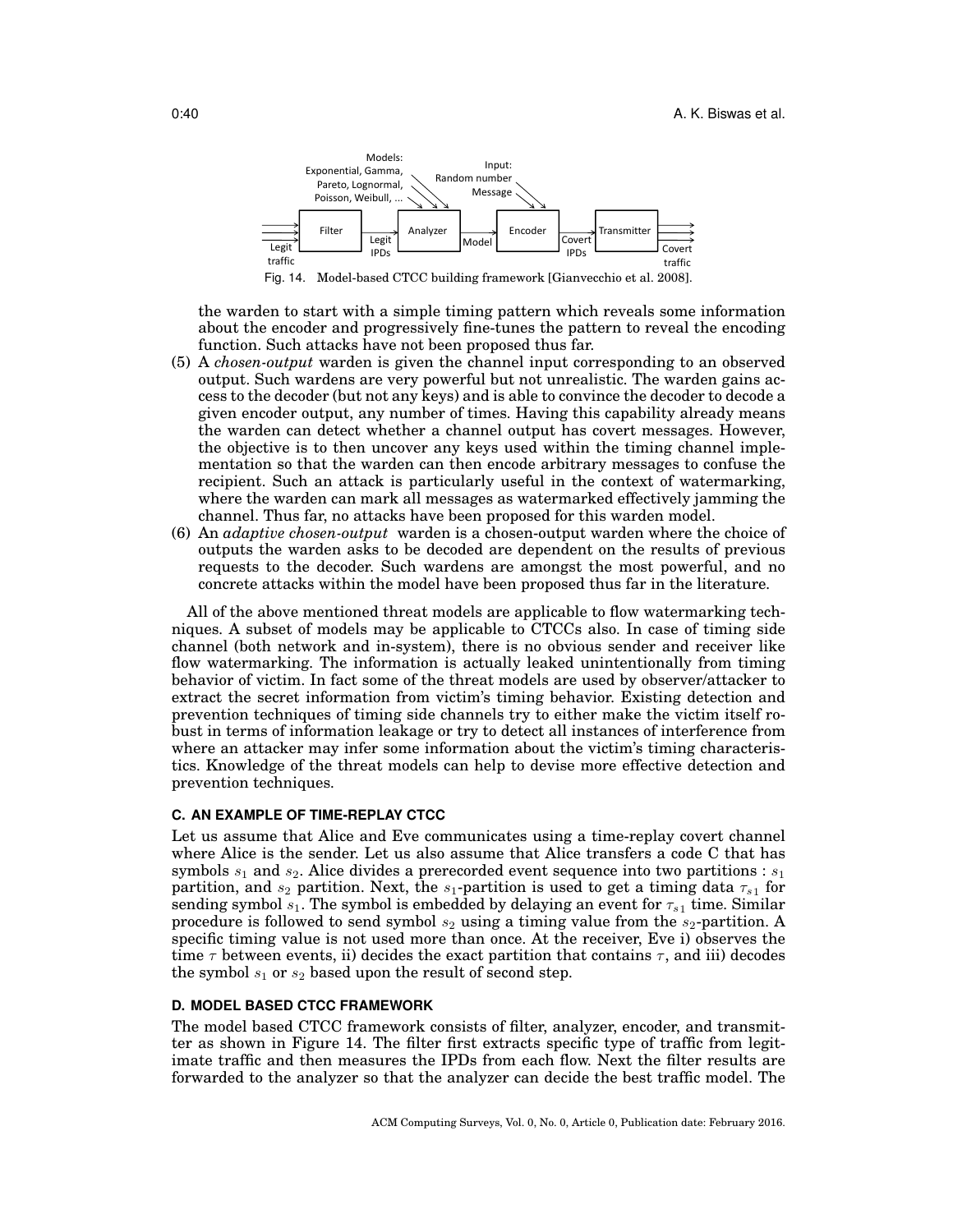Fig. 14. Model-based CTCC building framework [Gianvecchio et al. 2008].

the warden to start with a simple timing pattern which reveals some information about the encoder and progressively fine-tunes the pattern to reveal the encoding function. Such attacks have not been proposed thus far.

(5) A *chosen-output* warden is given the channel input corresponding to an observed output. Such wardens are very powerful but not unrealistic. The warden gains access to the decoder (but not any keys) and is able to convince the decoder to decode a given encoder output, any number of times. Having this capability already means the warden can detect whether a channel output has covert messages. However, the objective is to then uncover any keys used within the timing channel implementation so that the warden can then encode arbitrary messages to confuse the recipient. Such an attack is particularly useful in the context of watermarking, where the warden can mark all messages as watermarked effectively jamming the channel. Thus far, no attacks have been proposed for this warden model.

(6) An *adaptive chosen-output* warden is a chosen-output warden where the choice of outputs the warden asks to be decoded are dependent on the results of previous requests to the decoder. Such wardens are amongst the most powerful, and no concrete attacks within the model have been proposed thus far in the literature.

All of the above mentioned threat models are applicable to flow watermarking techniques. A subset of models may be applicable to CTCCs also. In case of timing side channel (both network and in-system), there is no obvious sender and receiver like flow watermarking. The information is actually leaked unintentionally from timing behavior of victim. In fact some of the threat models are used by observer/attacker to extract the secret information from victim's timing behavior. Existing detection and prevention techniques of timing side channels try to either make the victim itself robust in terms of information leakage or try to detect all instances of interference from where an attacker may infer some information about the victim's timing characteristics. Knowledge of the threat models can help to devise more effective detection and prevention techniques.

### C. AN EXAMPLE OF TIME-REPLAY CTCC

Let us assume that Alice and Eve communicates using a time-replay covert channel where Alice is the sender. Let us also assume that Alice transfers a code C that has symbols $s_1$ and $s_2$. Alice divides a prerecorded event sequence into two partitions : $s_1$ partition, and $s_2$ partition. Next, the $s_1$-partition is used to get a timing data $\tau_{s1}$ for sending symbol $s_1$. The symbol is embedded by delaying an event for $\tau_{s1}$ time. Similar procedure is followed to send symbol $s_2$ using a timing value from the $s_2$-partition. A specific timing value is not used more than once. At the receiver, Eve i) observes the time $\tau$ between events, ii) decides the exact partition that contains $\tau$, and iii) decodes the symbol $s_1$ or $s_2$ based upon the result of second step.

### D. MODEL BASED CTCC FRAMEWORK

The model based CTCC framework consists of filter, analyzer, encoder, and transmitter as shown in Figure 14. The filter first extracts specific type of traffic from legitimate traffic and then measures the IPDs from each flow. Next the filter results are forwarded to the analyzer so that the analyzer can decide the best traffic model. The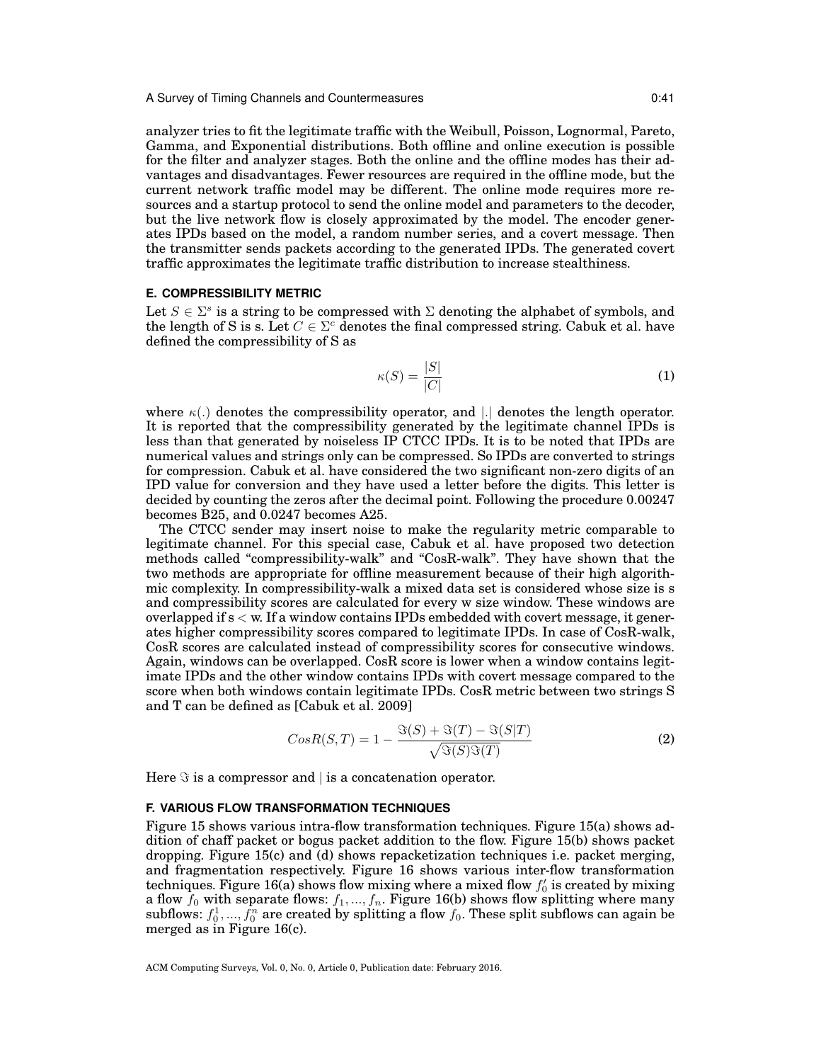analyzer tries to fit the legitimate traffic with the Weibull, Poisson, Lognormal, Pareto, Gamma, and Exponential distributions. Both offline and online execution is possible for the filter and analyzer stages. Both the online and the offline modes has their advantages and disadvantages. Fewer resources are required in the offline mode, but the current network traffic model may be different. The online mode requires more resources and a startup protocol to send the online model and parameters to the decoder, but the live network flow is closely approximated by the model. The encoder generates IPDs based on the model, a random number series, and a covert message. Then the transmitter sends packets according to the generated IPDs. The generated covert traffic approximates the legitimate traffic distribution to increase stealthiness.

### E. COMPRESSIBILITY METRIC

Let $S \in \Sigma^s$ is a string to be compressed with $\Sigma$ denoting the alphabet of symbols, and the length of S is s. Let $C \in \Sigma^c$ denotes the final compressed string. Cabuk et al. have defined the compressibility of S as

$$\kappa(S) = \frac{|S|}{|C|} \tag{1}$$

where $\kappa(.)$ denotes the compressibility operator, and $|.|$ denotes the length operator. It is reported that the compressibility generated by the legitimate channel IPDs is less than that generated by noiseless IP CTCC IPDs. It is to be noted that IPDs are numerical values and strings only can be compressed. So IPDs are converted to strings for compression. Cabuk et al. have considered the two significant non-zero digits of an IPD value for conversion and they have used a letter before the digits. This letter is decided by counting the zeros after the decimal point. Following the procedure 0.00247 becomes B25, and 0.0247 becomes A25.

The CTCC sender may insert noise to make the regularity metric comparable to legitimate channel. For this special case, Cabuk et al. have proposed two detection methods called "compressibility-walk" and "CosR-walk". They have shown that the two methods are appropriate for offline measurement because of their high algorithmic complexity. In compressibility-walk a mixed data set is considered whose size is s and compressibility scores are calculated for every w size window. These windows are overlapped if s < w. If a window contains IPDs embedded with covert message, it generates higher compressibility scores compared to legitimate IPDs. In case of CosR-walk, CosR scores are calculated instead of compressibility scores for consecutive windows. Again, windows can be overlapped. CosR score is lower when a window contains legitimate IPDs and the other window contains IPDs with covert message compared to the score when both windows contain legitimate IPDs. CosR metric between two strings S and T can be defined as [Cabuk et al. 2009]

$$CosR(S,T) = 1 - \frac{\Im(S) + \Im(T) - \Im(S|T)}{\sqrt{\Im(S)\Im(T)}} \tag{2}$$

Here $\Im$ is a compressor and $|$ is a concatenation operator.

### F. VARIOUS FLOW TRANSFORMATION TECHNIQUES

Figure 15 shows various intra-flow transformation techniques. Figure 15(a) shows addition of chaff packet or bogus packet addition to the flow. Figure 15(b) shows packet dropping. Figure 15(c) and (d) shows repacketization techniques i.e. packet merging, and fragmentation respectively. Figure 16 shows various inter-flow transformation techniques. Figure 16(a) shows flow mixing where a mixed flow $f_0'$ is created by mixing a flow $f_0$ with separate flows: $f_1, ..., f_n$. Figure 16(b) shows flow splitting where many subflows: $f_0^1, ..., f_0^n$ are created by splitting a flow $f_0$. These split subflows can again be merged as in Figure 16(c).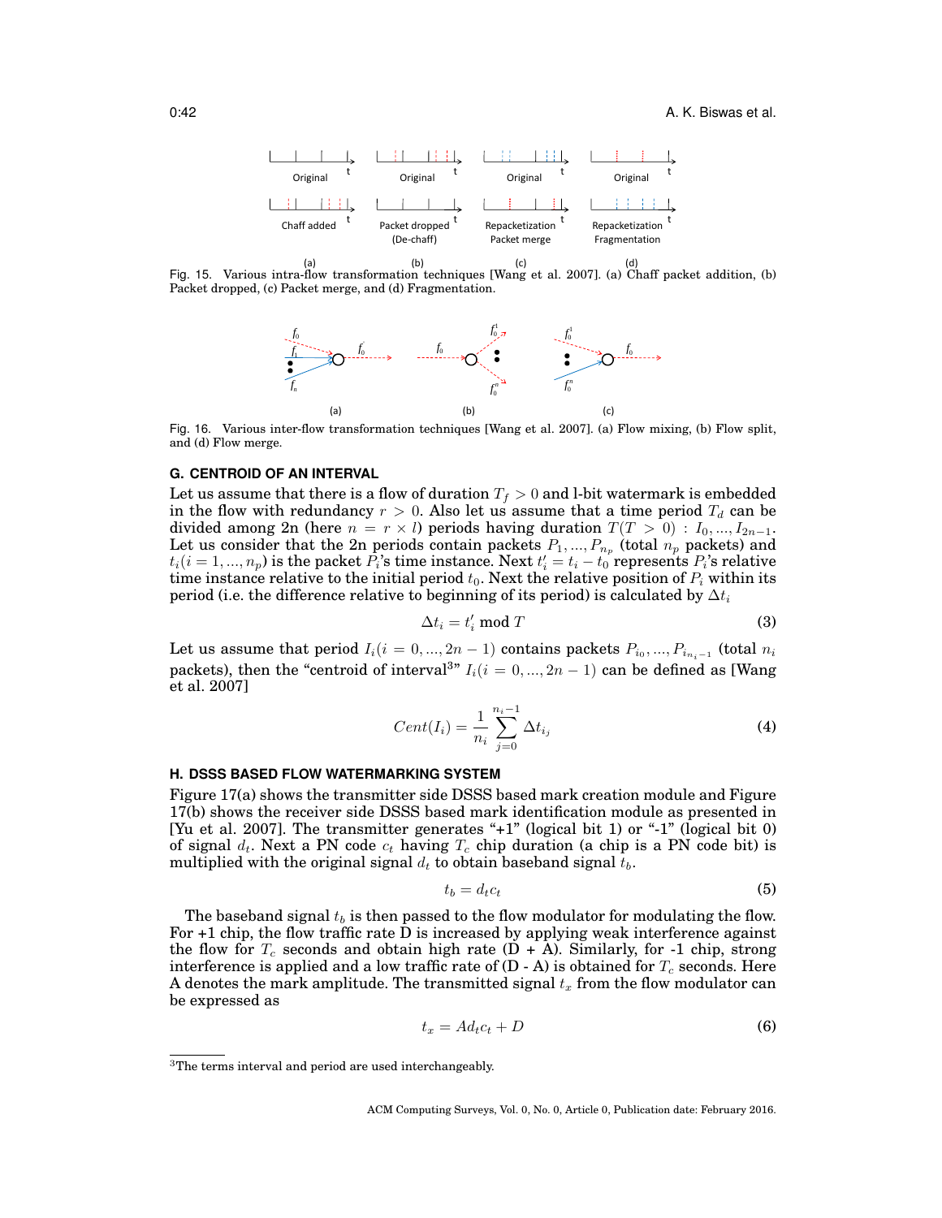Fig. 15. Various intra-flow transformation techniques [Wang et al. 2007]. (a) Chaff packet addition, (b) Packet dropped, (c) Packet merge, and (d) Fragmentation.

Fig. 16. Various inter-flow transformation techniques [Wang et al. 2007]. (a) Flow mixing, (b) Flow split, and (d) Flow merge.

### G. CENTROID OF AN INTERVAL

Let us assume that there is a flow of duration $T_f > 0$ and l-bit watermark is embedded in the flow with redundancy $r > 0$. Also let us assume that a time period $T_d$ can be divided among 2n (here $n = r \times l$) periods having duration $T(T > 0) : I_0, ..., I_{2n-1}$. Let us consider that the 2n periods contain packets $P_1, ..., P_{n_p}$ (total $n_p$ packets) and $t_i (i = 1, ..., n_p)$ is the packet $P_i$'s time instance. Next $t'_i = t_i - t_0$ represents $P_i$'s relative time instance relative to the initial period $t_0$. Next the relative position of $P_i$ within its period (i.e. the difference relative to beginning of its period) is calculated by $\Delta t_i$

$$\Delta t_i = t'_i \bmod T \tag{3}$$

Let us assume that period $I_i (i = 0, ..., 2n - 1)$ contains packets $P_{i_0}, ..., P_{i_{n_i - 1}}$ (total $n_i$ packets), then the "centroid of interval[3]" $I_i (i = 0, ..., 2n - 1)$ can be defined as [Wang et al. 2007]

$$Cent(I_i) = \frac{1}{n_i} \sum_{j=0}^{n_i - 1} \Delta t_{i_j} \tag{4}$$

### H. DSSS BASED FLOW WATERMARKING SYSTEM

Figure 17(a) shows the transmitter side DSSS based mark creation module and Figure 17(b) shows the receiver side DSSS based mark identification module as presented in [Yu et al. 2007]. The transmitter generates "+1" (logical bit 1) or "-1" (logical bit 0) of signal $d_t$. Next a PN code $c_t$ having $T_c$ chip duration (a chip is a PN code bit) is multiplied with the original signal $d_t$ to obtain baseband signal $t_b$.

$$t_b = d_t c_t \tag{5}$$

The baseband signal $t_b$ is then passed to the flow modulator for modulating the flow. For +1 chip, the flow traffic rate D is increased by applying weak interference against the flow for $T_c$ seconds and obtain high rate (D + A). Similarly, for -1 chip, strong interference is applied and a low traffic rate of (D - A) is obtained for $T_c$ seconds. Here A denotes the mark amplitude. The transmitted signal $t_x$ from the flow modulator can be expressed as

$$t_x = A d_t c_t + D \tag{6}$$

[3] The terms interval and period are used interchangeably.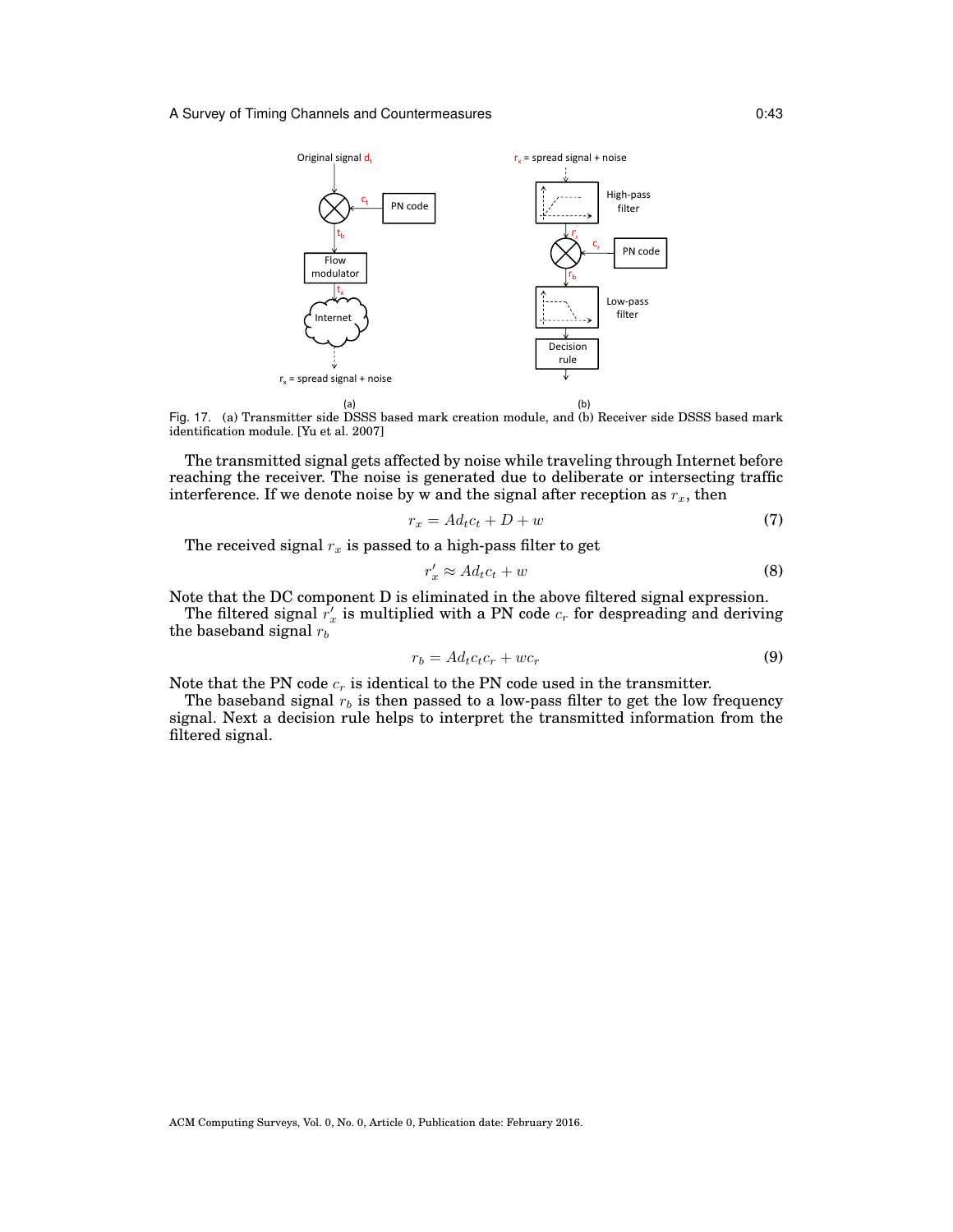Original signal $d_t$

$c_t$

PN code

$t_b$

Flow modulator

$t_x$

Internet

$r_x$ = spread signal + noise

(a)

$r_x$ = spread signal + noise

High-pass filter

$r_x'$

$c_r$

PN code

$r_b$

Low-pass filter

Decision rule

(b)

Fig. 17. (a) Transmitter side DSSS based mark creation module, and (b) Receiver side DSSS based mark identification module. [Yu et al. 2007]

The transmitted signal gets affected by noise while traveling through Internet before reaching the receiver. The noise is generated due to deliberate or intersecting traffic interference. If we denote noise by w and the signal after reception as $r_x$, then

$$r_x = Ad_tc_t + D + w \tag{7}$$

The received signal $r_x$ is passed to a high-pass filter to get

$$r_x' \approx Ad_tc_t + w \tag{8}$$

Note that the DC component D is eliminated in the above filtered signal expression.

The filtered signal $r_x'$ is multiplied with a PN code $c_r$ for despreading and deriving the baseband signal $r_b$

$$r_b = Ad_tc_tc_r + wc_r \tag{9}$$

Note that the PN code $c_r$ is identical to the PN code used in the transmitter.

The baseband signal $r_b$ is then passed to a low-pass filter to get the low frequency signal. Next a decision rule helps to interpret the transmitted information from the filtered signal.